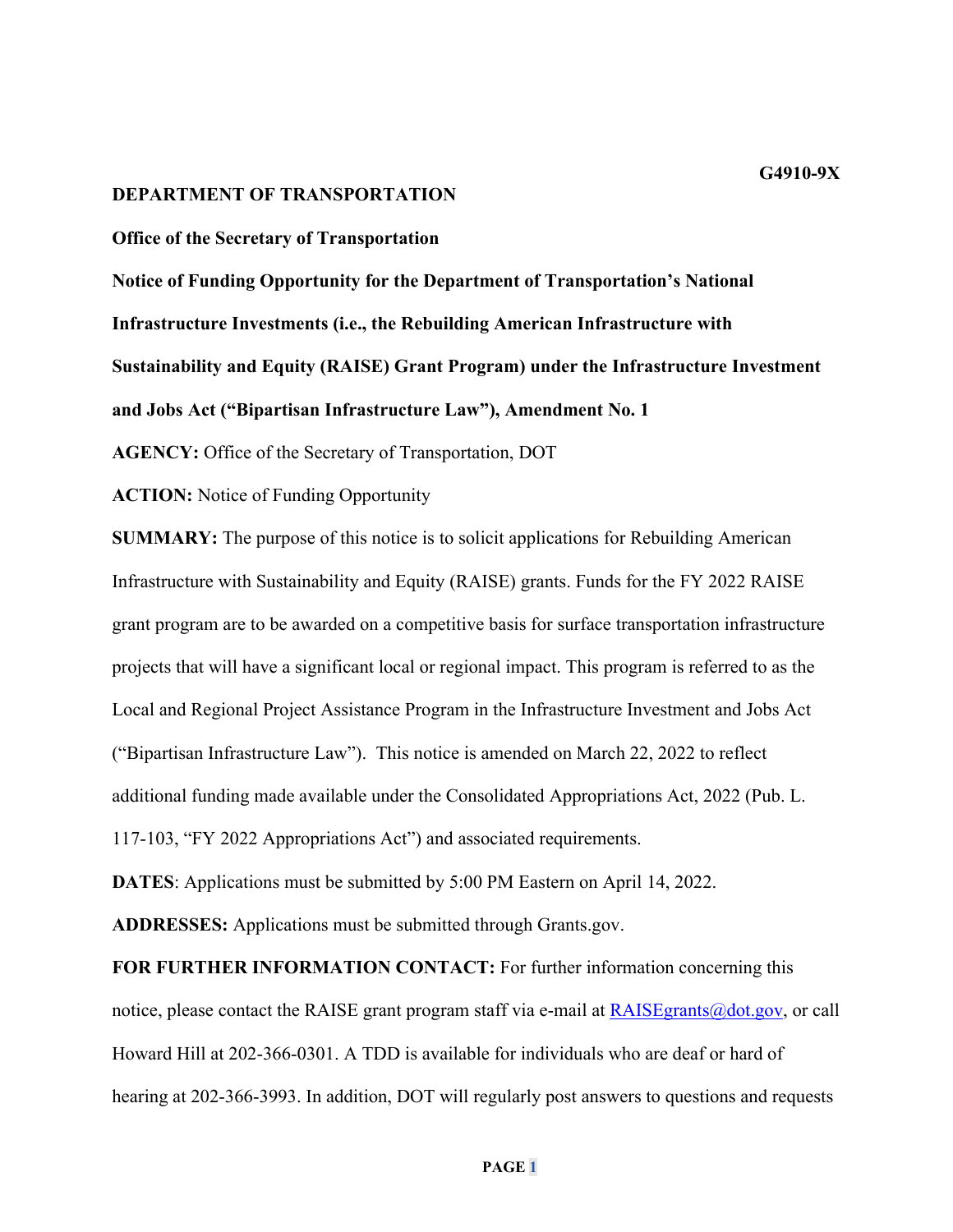**G4910-9X**

**DEPARTMENT OF TRANSPORTATION**

**Office of the Secretary of Transportation**

**Notice of Funding Opportunity for the Department of Transportation's National Infrastructure Investments (i.e., the Rebuilding American Infrastructure with Sustainability and Equity (RAISE) Grant Program) under the Infrastructure Investment and Jobs Act ("Bipartisan Infrastructure Law"), Amendment No. 1**

**AGENCY:** Office of the Secretary of Transportation, DOT

**ACTION:** Notice of Funding Opportunity

**SUMMARY:** The purpose of this notice is to solicit applications for Rebuilding American Infrastructure with Sustainability and Equity (RAISE) grants. Funds for the FY 2022 RAISE grant program are to be awarded on a competitive basis for surface transportation infrastructure projects that will have a significant local or regional impact. This program is referred to as the Local and Regional Project Assistance Program in the Infrastructure Investment and Jobs Act ("Bipartisan Infrastructure Law"). This notice is amended on March 22, 2022 to reflect additional funding made available under the Consolidated Appropriations Act, 2022 (Pub. L. 117-103, "FY 2022 Appropriations Act") and associated requirements.

**DATES**: Applications must be submitted by 5:00 PM Eastern on April 14, 2022.

**ADDRESSES:** Applications must be submitted through Grants.gov.

**FOR FURTHER INFORMATION CONTACT:** For further information concerning this notice, please contact the RAISE grant program staff via e-mail at RAISEgrants@dot.gov, or call Howard Hill at 202-366-0301. A TDD is available for individuals who are deaf or hard of hearing at 202-366-3993. In addition, DOT will regularly post answers to questions and requests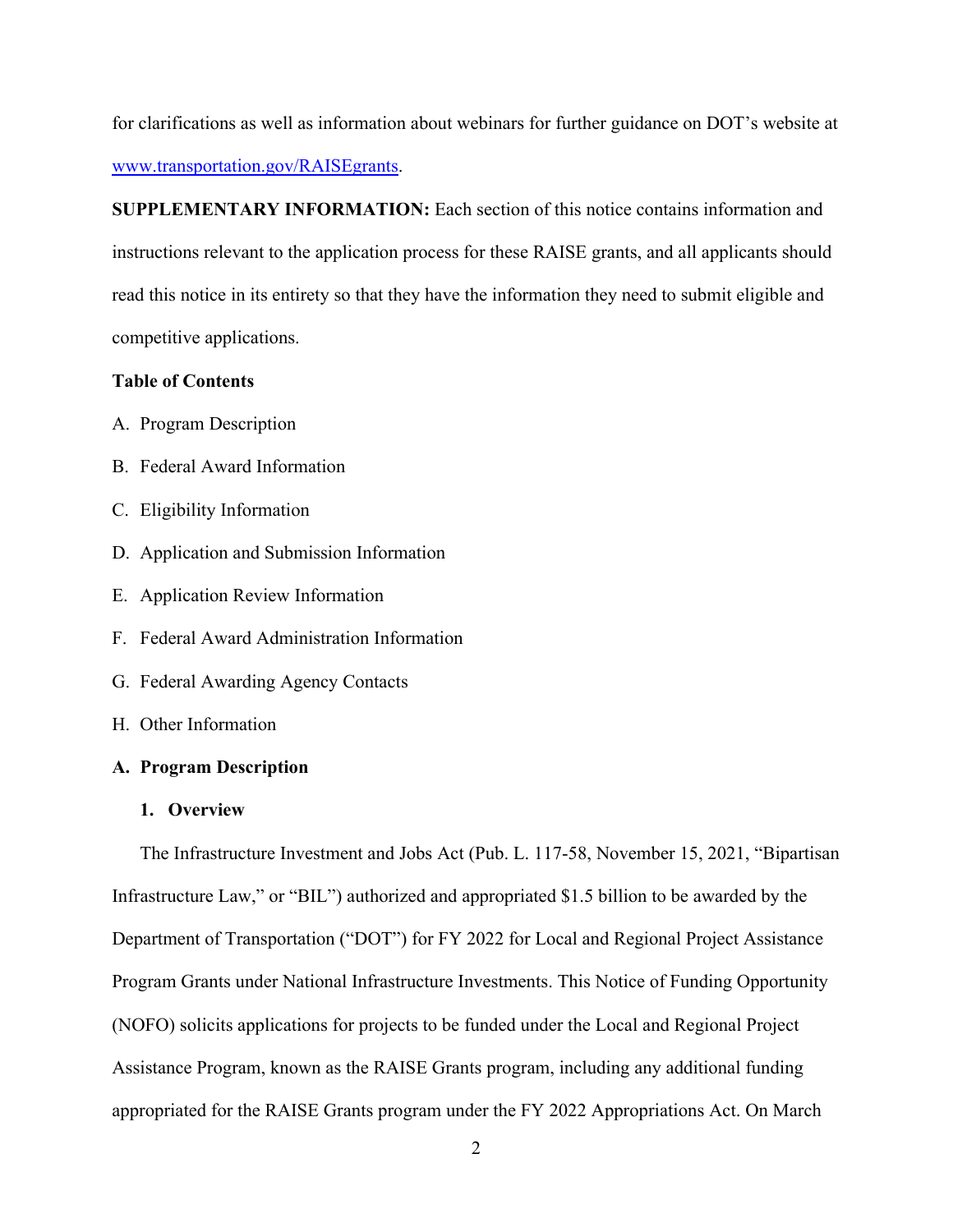for clarifications as well as information about webinars for further guidance on DOT's website at [www.transportation.gov/RAISEgrants](http://www.transportation.gov/RAISEgrants).

**SUPPLEMENTARY INFORMATION:** Each section of this notice contains information and instructions relevant to the application process for these RAISE grants, and all applicants should read this notice in its entirety so that they have the information they need to submit eligible and competitive applications.

**Table of Contents**

A. Program Description

B. Federal Award Information

C. Eligibility Information

D. Application and Submission Information

E. Application Review Information

F. Federal Award Administration Information

G. Federal Awarding Agency Contacts

H. Other Information

## A. Program Description

### 1. Overview

The Infrastructure Investment and Jobs Act (Pub. L. 117-58, November 15, 2021, "Bipartisan Infrastructure Law," or "BIL") authorized and appropriated $1.5 billion to be awarded by the Department of Transportation ("DOT") for FY 2022 for Local and Regional Project Assistance Program Grants under National Infrastructure Investments. This Notice of Funding Opportunity (NOFO) solicits applications for projects to be funded under the Local and Regional Project Assistance Program, known as the RAISE Grants program, including any additional funding appropriated for the RAISE Grants program under the FY 2022 Appropriations Act. On March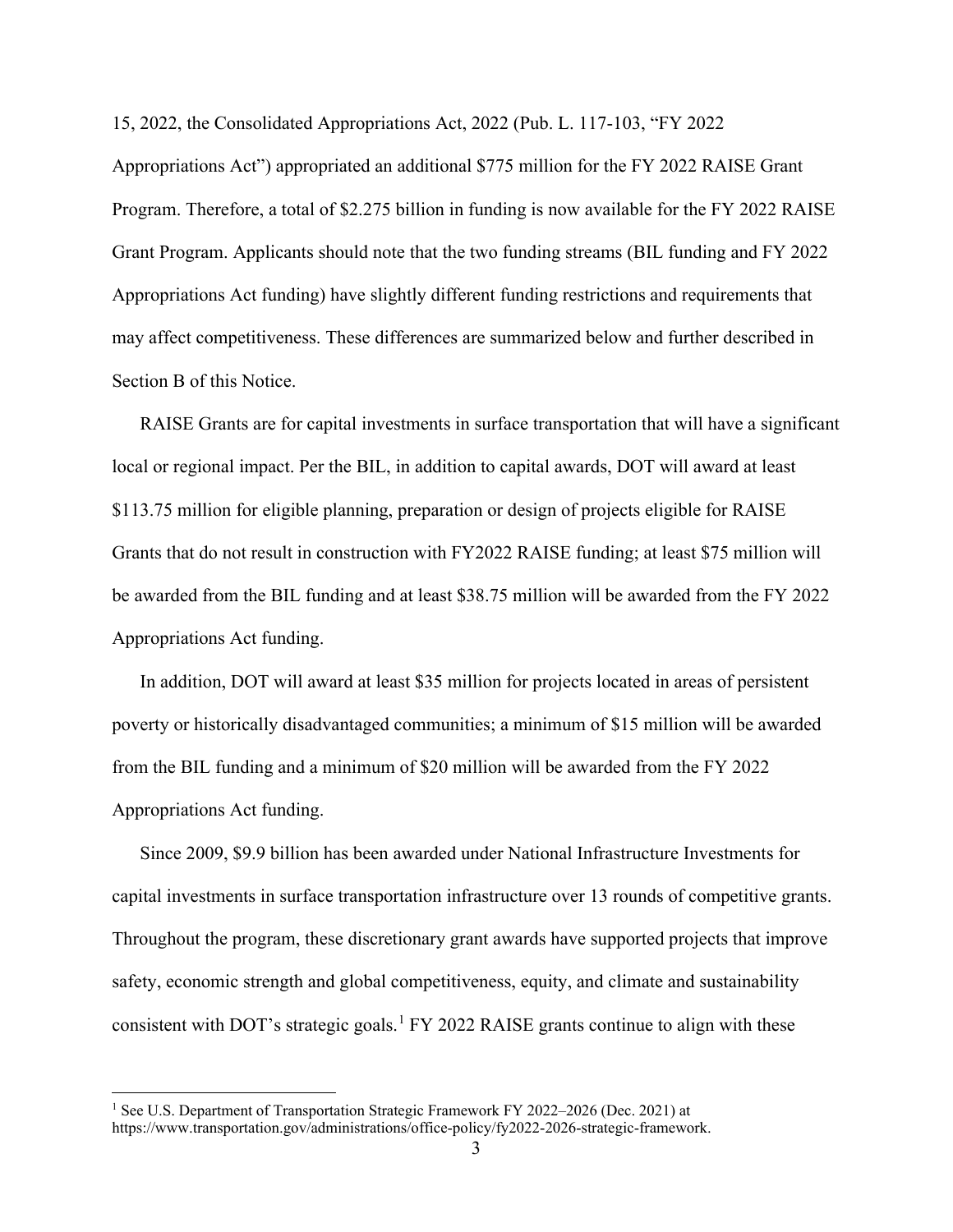15, 2022, the Consolidated Appropriations Act, 2022 (Pub. L. 117-103, "FY 2022 Appropriations Act") appropriated an additional $775 million for the FY 2022 RAISE Grant Program. Therefore, a total of $2.275 billion in funding is now available for the FY 2022 RAISE Grant Program. Applicants should note that the two funding streams (BIL funding and FY 2022 Appropriations Act funding) have slightly different funding restrictions and requirements that may affect competitiveness. These differences are summarized below and further described in Section B of this Notice.

RAISE Grants are for capital investments in surface transportation that will have a significant local or regional impact. Per the BIL, in addition to capital awards, DOT will award at least $113.75 million for eligible planning, preparation or design of projects eligible for RAISE Grants that do not result in construction with FY2022 RAISE funding; at least $75 million will be awarded from the BIL funding and at least $38.75 million will be awarded from the FY 2022 Appropriations Act funding.

In addition, DOT will award at least $35 million for projects located in areas of persistent poverty or historically disadvantaged communities; a minimum of $15 million will be awarded from the BIL funding and a minimum of $20 million will be awarded from the FY 2022 Appropriations Act funding.

Since 2009, $9.9 billion has been awarded under National Infrastructure Investments for capital investments in surface transportation infrastructure over 13 rounds of competitive grants. Throughout the program, these discretionary grant awards have supported projects that improve safety, economic strength and global competitiveness, equity, and climate and sustainability consistent with DOT's strategic goals.[1] FY 2022 RAISE grants continue to align with these

[1] See U.S. Department of Transportation Strategic Framework FY 2022–2026 (Dec. 2021) at https://www.transportation.gov/administrations/office-policy/fy2022-2026-strategic-framework.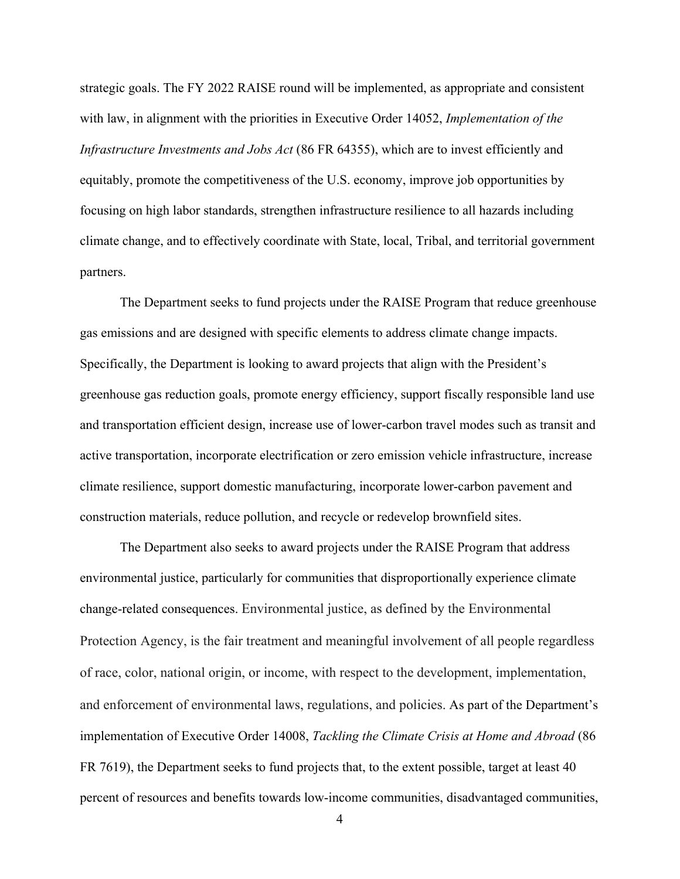strategic goals. The FY 2022 RAISE round will be implemented, as appropriate and consistent with law, in alignment with the priorities in Executive Order 14052, *Implementation of the Infrastructure Investments and Jobs Act* (86 FR 64355), which are to invest efficiently and equitably, promote the competitiveness of the U.S. economy, improve job opportunities by focusing on high labor standards, strengthen infrastructure resilience to all hazards including climate change, and to effectively coordinate with State, local, Tribal, and territorial government partners.

The Department seeks to fund projects under the RAISE Program that reduce greenhouse gas emissions and are designed with specific elements to address climate change impacts. Specifically, the Department is looking to award projects that align with the President's greenhouse gas reduction goals, promote energy efficiency, support fiscally responsible land use and transportation efficient design, increase use of lower-carbon travel modes such as transit and active transportation, incorporate electrification or zero emission vehicle infrastructure, increase climate resilience, support domestic manufacturing, incorporate lower-carbon pavement and construction materials, reduce pollution, and recycle or redevelop brownfield sites.

The Department also seeks to award projects under the RAISE Program that address environmental justice, particularly for communities that disproportionally experience climate change-related consequences. Environmental justice, as defined by the Environmental Protection Agency, is the fair treatment and meaningful involvement of all people regardless of race, color, national origin, or income, with respect to the development, implementation, and enforcement of environmental laws, regulations, and policies. As part of the Department's implementation of Executive Order 14008, *Tackling the Climate Crisis at Home and Abroad* (86 FR 7619), the Department seeks to fund projects that, to the extent possible, target at least 40 percent of resources and benefits towards low-income communities, disadvantaged communities,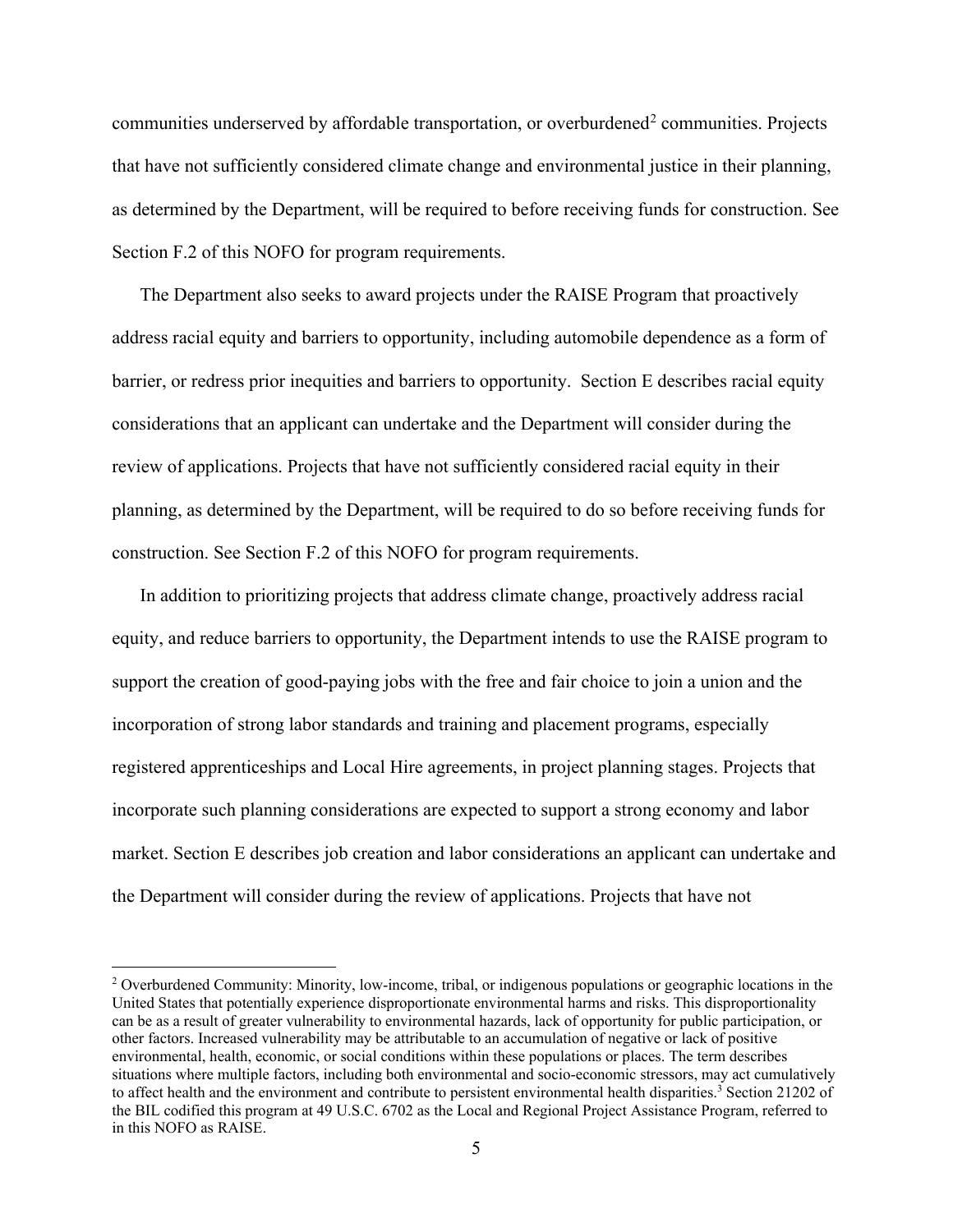communities underserved by affordable transportation, or overburdened[2] communities. Projects that have not sufficiently considered climate change and environmental justice in their planning, as determined by the Department, will be required to before receiving funds for construction. See Section F.2 of this NOFO for program requirements.

The Department also seeks to award projects under the RAISE Program that proactively address racial equity and barriers to opportunity, including automobile dependence as a form of barrier, or redress prior inequities and barriers to opportunity. Section E describes racial equity considerations that an applicant can undertake and the Department will consider during the review of applications. Projects that have not sufficiently considered racial equity in their planning, as determined by the Department, will be required to do so before receiving funds for construction. See Section F.2 of this NOFO for program requirements.

In addition to prioritizing projects that address climate change, proactively address racial equity, and reduce barriers to opportunity, the Department intends to use the RAISE program to support the creation of good-paying jobs with the free and fair choice to join a union and the incorporation of strong labor standards and training and placement programs, especially registered apprenticeships and Local Hire agreements, in project planning stages. Projects that incorporate such planning considerations are expected to support a strong economy and labor market. Section E describes job creation and labor considerations an applicant can undertake and the Department will consider during the review of applications. Projects that have not

---

[2] Overburdened Community: Minority, low-income, tribal, or indigenous populations or geographic locations in the United States that potentially experience disproportionate environmental harms and risks. This disproportionality can be as a result of greater vulnerability to environmental hazards, lack of opportunity for public participation, or other factors. Increased vulnerability may be attributable to an accumulation of negative or lack of positive environmental, health, economic, or social conditions within these populations or places. The term describes situations where multiple factors, including both environmental and socio-economic stressors, may act cumulatively to affect health and the environment and contribute to persistent environmental health disparities.[3] Section 21202 of the BIL codified this program at 49 U.S.C. 6702 as the Local and Regional Project Assistance Program, referred to in this NOFO as RAISE.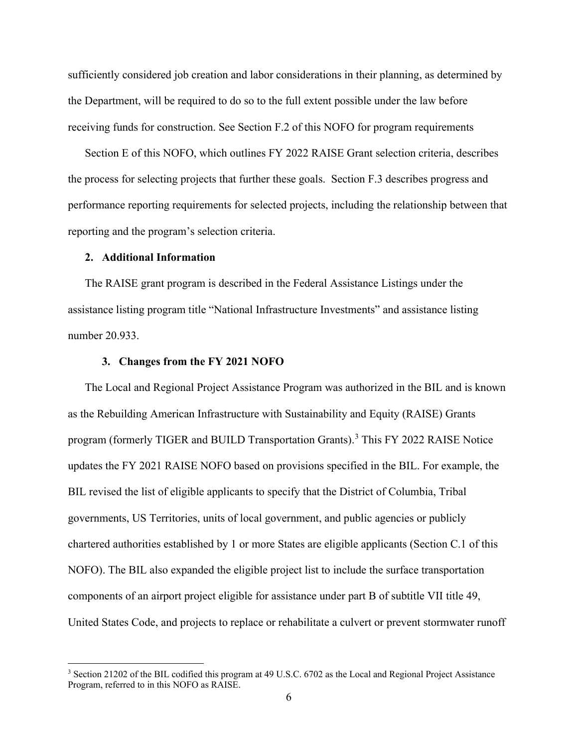sufficiently considered job creation and labor considerations in their planning, as determined by the Department, will be required to do so to the full extent possible under the law before receiving funds for construction. See Section F.2 of this NOFO for program requirements

Section E of this NOFO, which outlines FY 2022 RAISE Grant selection criteria, describes the process for selecting projects that further these goals. Section F.3 describes progress and performance reporting requirements for selected projects, including the relationship between that reporting and the program's selection criteria.

**2. Additional Information**

The RAISE grant program is described in the Federal Assistance Listings under the assistance listing program title "National Infrastructure Investments" and assistance listing number 20.933.

**3. Changes from the FY 2021 NOFO**

The Local and Regional Project Assistance Program was authorized in the BIL and is known as the Rebuilding American Infrastructure with Sustainability and Equity (RAISE) Grants program (formerly TIGER and BUILD Transportation Grants).[3] This FY 2022 RAISE Notice updates the FY 2021 RAISE NOFO based on provisions specified in the BIL. For example, the BIL revised the list of eligible applicants to specify that the District of Columbia, Tribal governments, US Territories, units of local government, and public agencies or publicly chartered authorities established by 1 or more States are eligible applicants (Section C.1 of this NOFO). The BIL also expanded the eligible project list to include the surface transportation components of an airport project eligible for assistance under part B of subtitle VII title 49, United States Code, and projects to replace or rehabilitate a culvert or prevent stormwater runoff

[3] Section 21202 of the BIL codified this program at 49 U.S.C. 6702 as the Local and Regional Project Assistance Program, referred to in this NOFO as RAISE.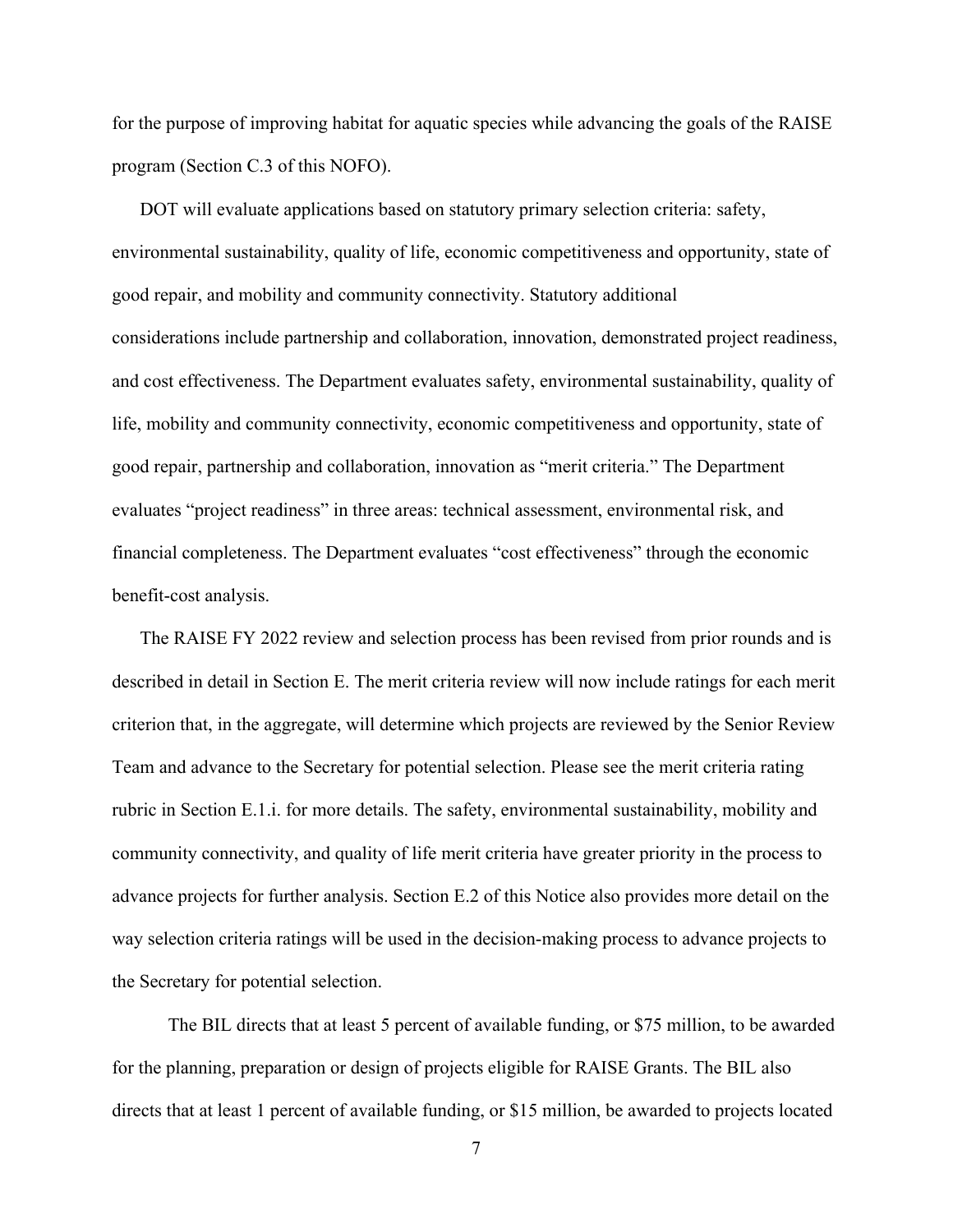for the purpose of improving habitat for aquatic species while advancing the goals of the RAISE program (Section C.3 of this NOFO).

DOT will evaluate applications based on statutory primary selection criteria: safety, environmental sustainability, quality of life, economic competitiveness and opportunity, state of good repair, and mobility and community connectivity. Statutory additional considerations include partnership and collaboration, innovation, demonstrated project readiness, and cost effectiveness. The Department evaluates safety, environmental sustainability, quality of life, mobility and community connectivity, economic competitiveness and opportunity, state of good repair, partnership and collaboration, innovation as "merit criteria." The Department evaluates "project readiness" in three areas: technical assessment, environmental risk, and financial completeness. The Department evaluates "cost effectiveness" through the economic benefit-cost analysis.

The RAISE FY 2022 review and selection process has been revised from prior rounds and is described in detail in Section E. The merit criteria review will now include ratings for each merit criterion that, in the aggregate, will determine which projects are reviewed by the Senior Review Team and advance to the Secretary for potential selection. Please see the merit criteria rating rubric in Section E.1.i. for more details. The safety, environmental sustainability, mobility and community connectivity, and quality of life merit criteria have greater priority in the process to advance projects for further analysis. Section E.2 of this Notice also provides more detail on the way selection criteria ratings will be used in the decision-making process to advance projects to the Secretary for potential selection.

The BIL directs that at least 5 percent of available funding, or $75 million, to be awarded for the planning, preparation or design of projects eligible for RAISE Grants. The BIL also directs that at least 1 percent of available funding, or $15 million, be awarded to projects located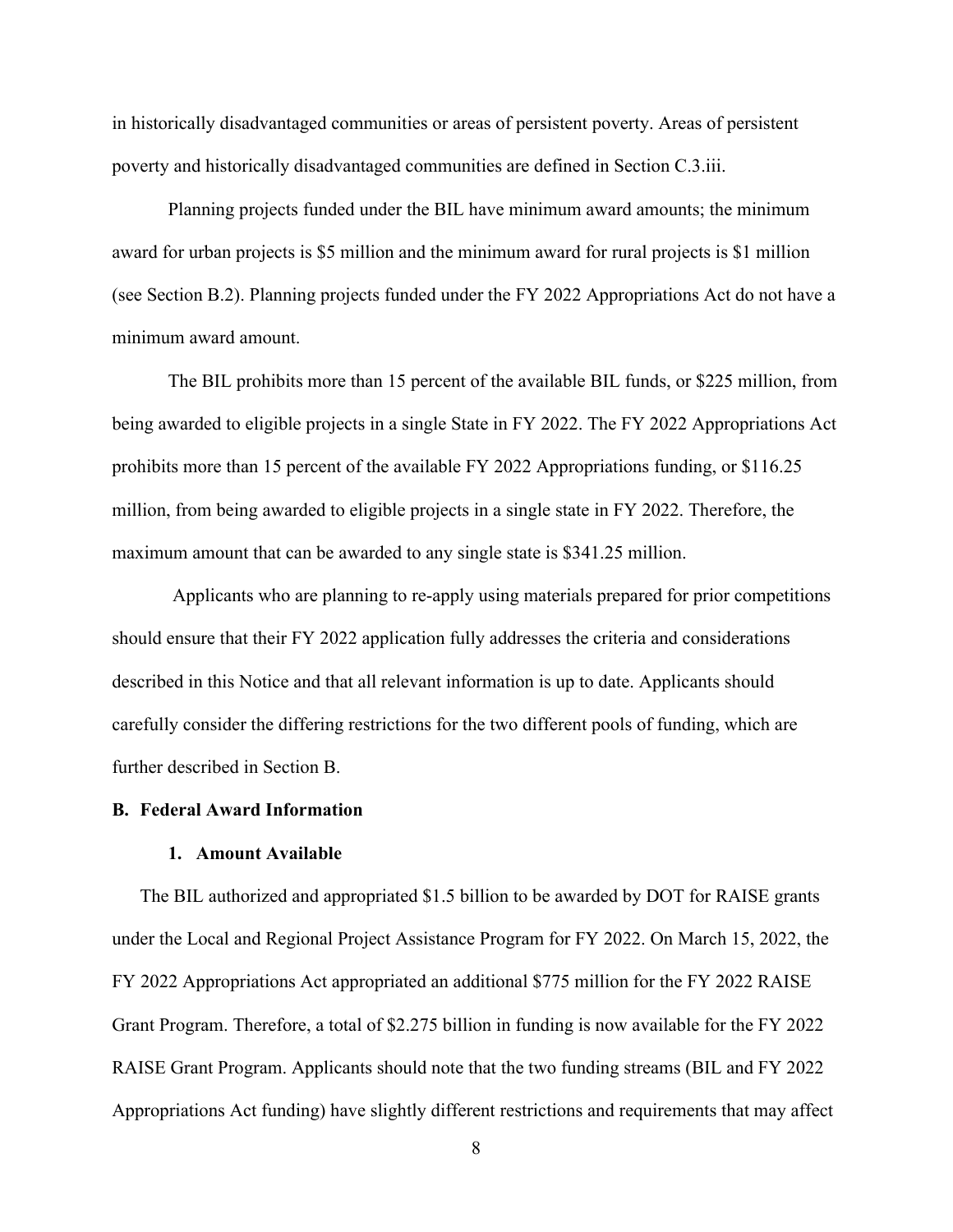in historically disadvantaged communities or areas of persistent poverty. Areas of persistent poverty and historically disadvantaged communities are defined in Section C.3.iii.

Planning projects funded under the BIL have minimum award amounts; the minimum award for urban projects is $5 million and the minimum award for rural projects is $1 million (see Section B.2). Planning projects funded under the FY 2022 Appropriations Act do not have a minimum award amount.

The BIL prohibits more than 15 percent of the available BIL funds, or $225 million, from being awarded to eligible projects in a single State in FY 2022. The FY 2022 Appropriations Act prohibits more than 15 percent of the available FY 2022 Appropriations funding, or $116.25 million, from being awarded to eligible projects in a single state in FY 2022. Therefore, the maximum amount that can be awarded to any single state is $341.25 million.

Applicants who are planning to re-apply using materials prepared for prior competitions should ensure that their FY 2022 application fully addresses the criteria and considerations described in this Notice and that all relevant information is up to date. Applicants should carefully consider the differing restrictions for the two different pools of funding, which are further described in Section B.

## B. Federal Award Information

### 1. Amount Available

The BIL authorized and appropriated $1.5 billion to be awarded by DOT for RAISE grants under the Local and Regional Project Assistance Program for FY 2022. On March 15, 2022, the FY 2022 Appropriations Act appropriated an additional $775 million for the FY 2022 RAISE Grant Program. Therefore, a total of $2.275 billion in funding is now available for the FY 2022 RAISE Grant Program. Applicants should note that the two funding streams (BIL and FY 2022 Appropriations Act funding) have slightly different restrictions and requirements that may affect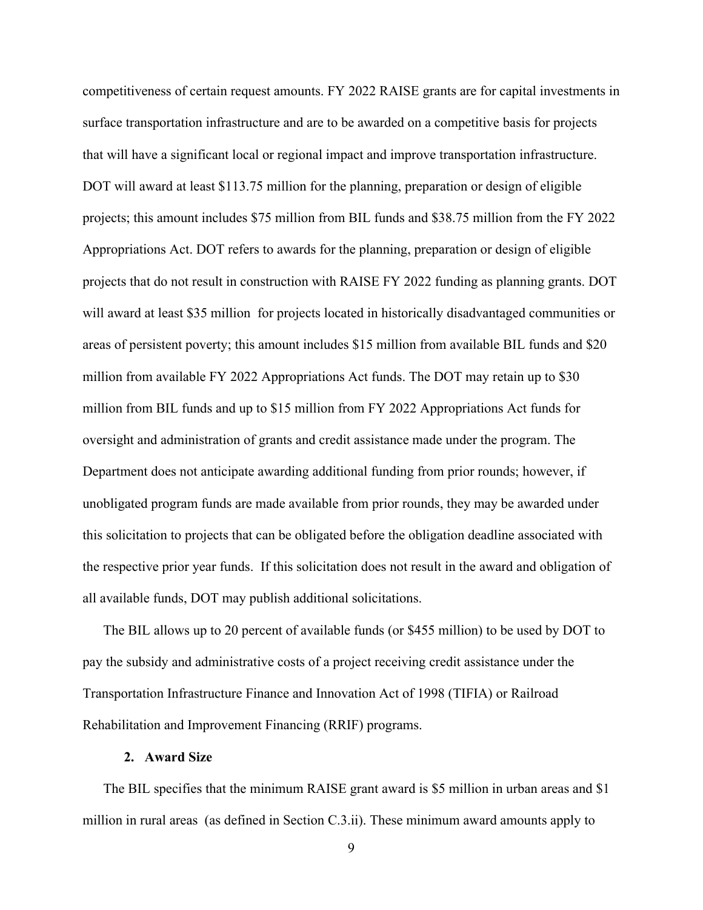competitiveness of certain request amounts. FY 2022 RAISE grants are for capital investments in surface transportation infrastructure and are to be awarded on a competitive basis for projects that will have a significant local or regional impact and improve transportation infrastructure. DOT will award at least $113.75 million for the planning, preparation or design of eligible projects; this amount includes $75 million from BIL funds and $38.75 million from the FY 2022 Appropriations Act. DOT refers to awards for the planning, preparation or design of eligible projects that do not result in construction with RAISE FY 2022 funding as planning grants. DOT will award at least $35 million for projects located in historically disadvantaged communities or areas of persistent poverty; this amount includes $15 million from available BIL funds and $20 million from available FY 2022 Appropriations Act funds. The DOT may retain up to $30 million from BIL funds and up to $15 million from FY 2022 Appropriations Act funds for oversight and administration of grants and credit assistance made under the program. The Department does not anticipate awarding additional funding from prior rounds; however, if unobligated program funds are made available from prior rounds, they may be awarded under this solicitation to projects that can be obligated before the obligation deadline associated with the respective prior year funds. If this solicitation does not result in the award and obligation of all available funds, DOT may publish additional solicitations.

The BIL allows up to 20 percent of available funds (or $455 million) to be used by DOT to pay the subsidy and administrative costs of a project receiving credit assistance under the Transportation Infrastructure Finance and Innovation Act of 1998 (TIFIA) or Railroad Rehabilitation and Improvement Financing (RRIF) programs.

### 2. Award Size

The BIL specifies that the minimum RAISE grant award is $5 million in urban areas and $1 million in rural areas (as defined in Section C.3.ii). These minimum award amounts apply to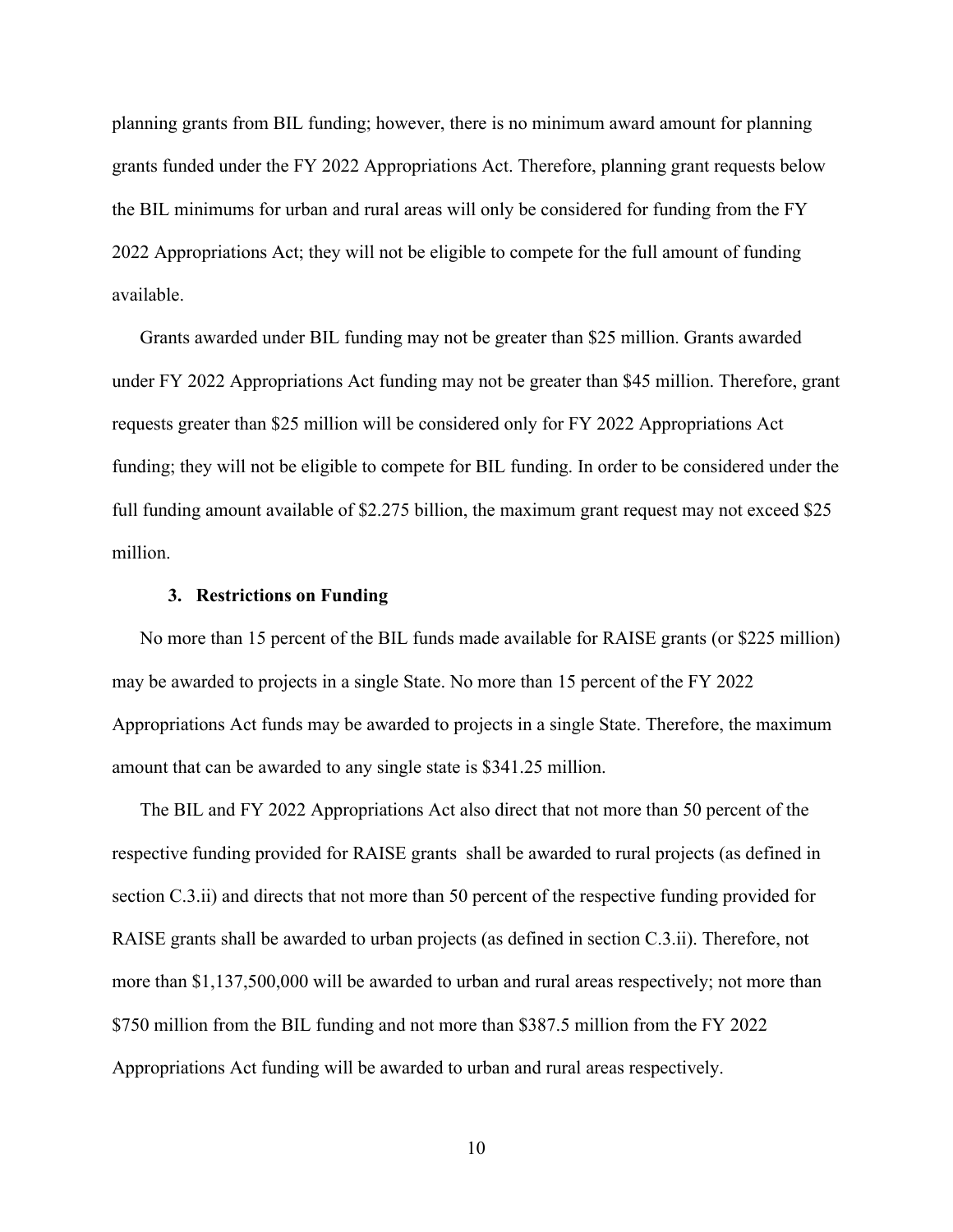planning grants from BIL funding; however, there is no minimum award amount for planning grants funded under the FY 2022 Appropriations Act. Therefore, planning grant requests below the BIL minimums for urban and rural areas will only be considered for funding from the FY 2022 Appropriations Act; they will not be eligible to compete for the full amount of funding available.

Grants awarded under BIL funding may not be greater than $25 million. Grants awarded under FY 2022 Appropriations Act funding may not be greater than $45 million. Therefore, grant requests greater than $25 million will be considered only for FY 2022 Appropriations Act funding; they will not be eligible to compete for BIL funding. In order to be considered under the full funding amount available of $2.275 billion, the maximum grant request may not exceed $25 million.

### 3. Restrictions on Funding

No more than 15 percent of the BIL funds made available for RAISE grants (or $225 million) may be awarded to projects in a single State. No more than 15 percent of the FY 2022 Appropriations Act funds may be awarded to projects in a single State. Therefore, the maximum amount that can be awarded to any single state is $341.25 million.

The BIL and FY 2022 Appropriations Act also direct that not more than 50 percent of the respective funding provided for RAISE grants shall be awarded to rural projects (as defined in section C.3.ii) and directs that not more than 50 percent of the respective funding provided for RAISE grants shall be awarded to urban projects (as defined in section C.3.ii). Therefore, not more than $1,137,500,000 will be awarded to urban and rural areas respectively; not more than $750 million from the BIL funding and not more than $387.5 million from the FY 2022 Appropriations Act funding will be awarded to urban and rural areas respectively.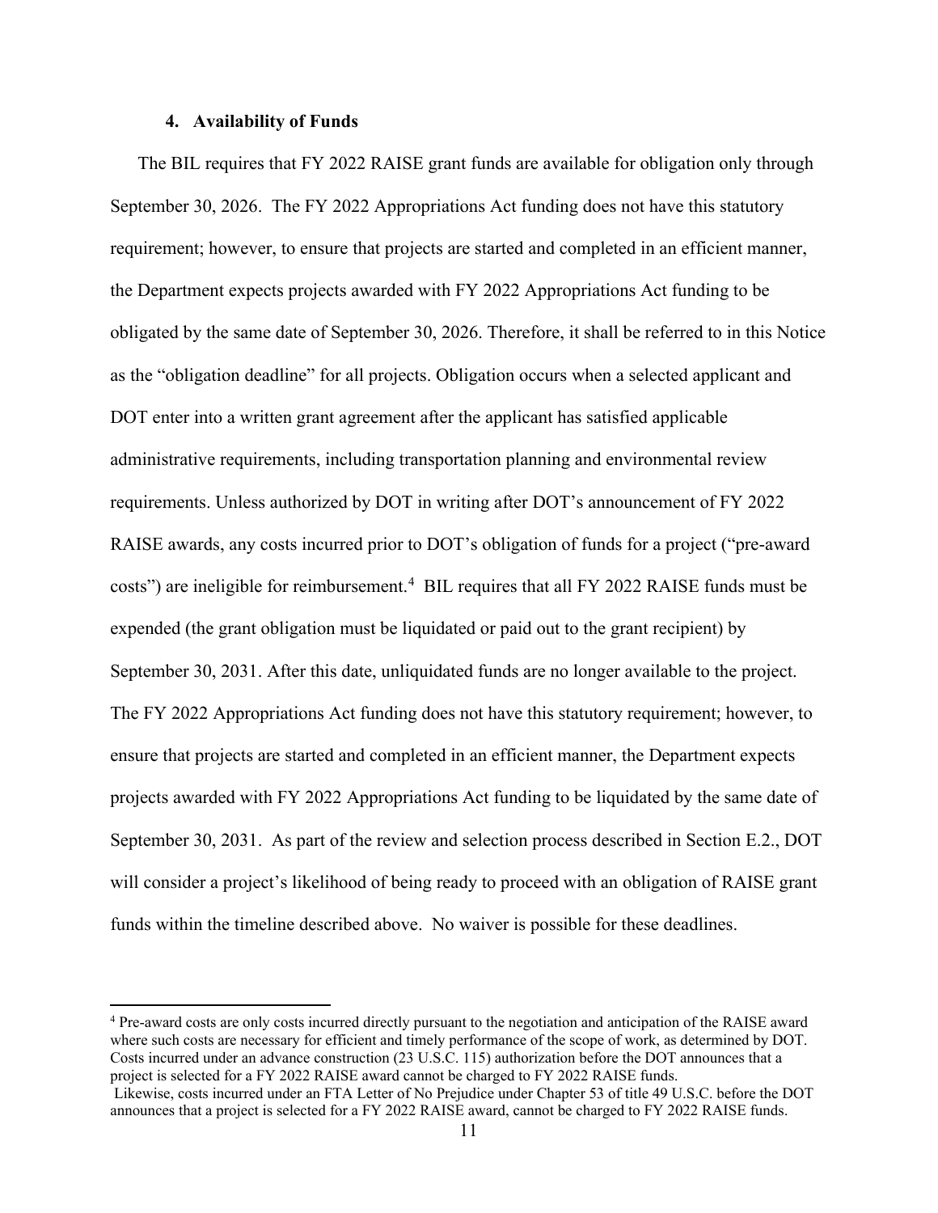#### 4. Availability of Funds

The BIL requires that FY 2022 RAISE grant funds are available for obligation only through September 30, 2026. The FY 2022 Appropriations Act funding does not have this statutory requirement; however, to ensure that projects are started and completed in an efficient manner, the Department expects projects awarded with FY 2022 Appropriations Act funding to be obligated by the same date of September 30, 2026. Therefore, it shall be referred to in this Notice as the "obligation deadline" for all projects. Obligation occurs when a selected applicant and DOT enter into a written grant agreement after the applicant has satisfied applicable administrative requirements, including transportation planning and environmental review requirements. Unless authorized by DOT in writing after DOT's announcement of FY 2022 RAISE awards, any costs incurred prior to DOT's obligation of funds for a project ("pre-award costs") are ineligible for reimbursement.[4] BIL requires that all FY 2022 RAISE funds must be expended (the grant obligation must be liquidated or paid out to the grant recipient) by September 30, 2031. After this date, unliquidated funds are no longer available to the project. The FY 2022 Appropriations Act funding does not have this statutory requirement; however, to ensure that projects are started and completed in an efficient manner, the Department expects projects awarded with FY 2022 Appropriations Act funding to be liquidated by the same date of September 30, 2031. As part of the review and selection process described in Section E.2., DOT will consider a project's likelihood of being ready to proceed with an obligation of RAISE grant funds within the timeline described above. No waiver is possible for these deadlines.

---

[4] Pre-award costs are only costs incurred directly pursuant to the negotiation and anticipation of the RAISE award where such costs are necessary for efficient and timely performance of the scope of work, as determined by DOT. Costs incurred under an advance construction (23 U.S.C. 115) authorization before the DOT announces that a project is selected for a FY 2022 RAISE award cannot be charged to FY 2022 RAISE funds. Likewise, costs incurred under an FTA Letter of No Prejudice under Chapter 53 of title 49 U.S.C. before the DOT announces that a project is selected for a FY 2022 RAISE award, cannot be charged to FY 2022 RAISE funds.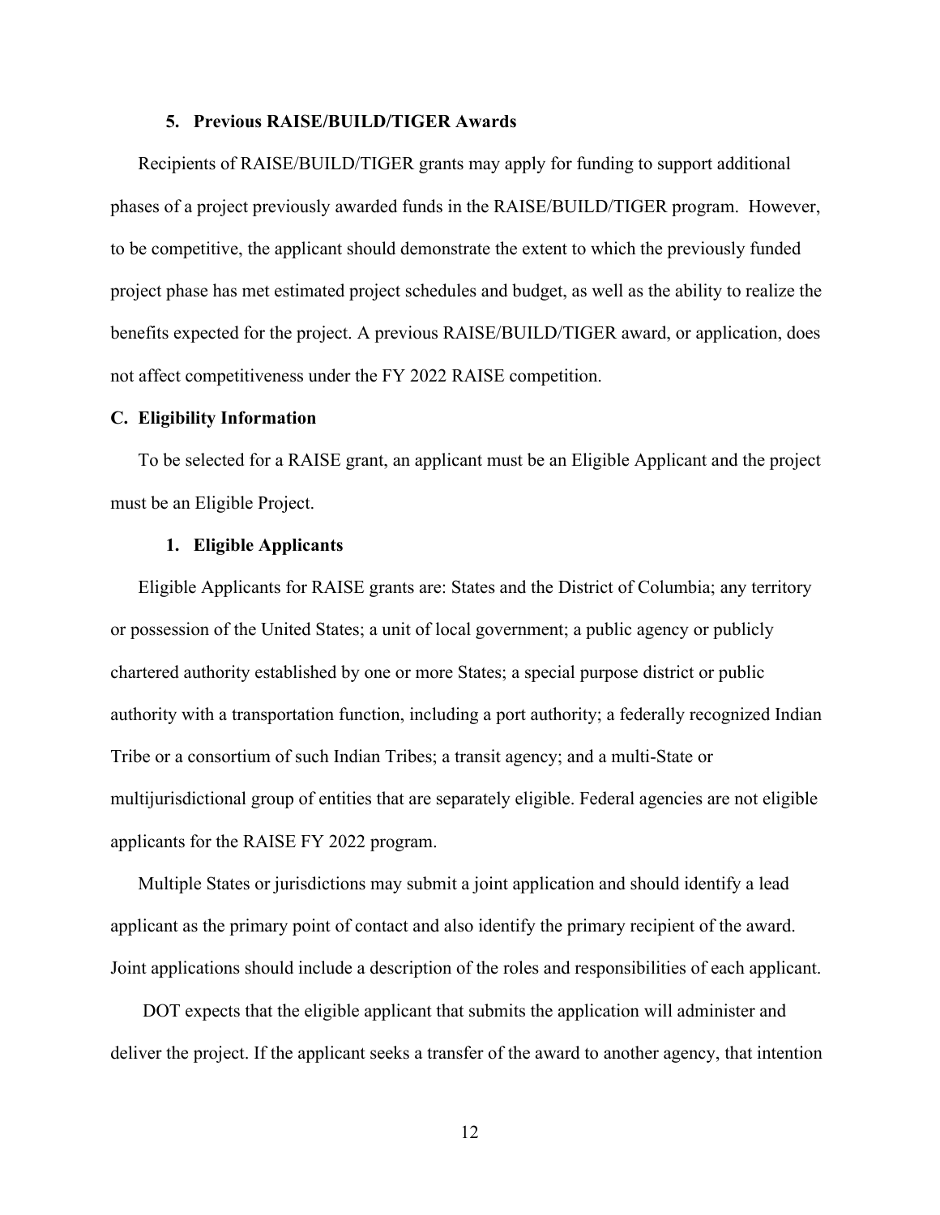### 5. Previous RAISE/BUILD/TIGER Awards

Recipients of RAISE/BUILD/TIGER grants may apply for funding to support additional phases of a project previously awarded funds in the RAISE/BUILD/TIGER program. However, to be competitive, the applicant should demonstrate the extent to which the previously funded project phase has met estimated project schedules and budget, as well as the ability to realize the benefits expected for the project. A previous RAISE/BUILD/TIGER award, or application, does not affect competitiveness under the FY 2022 RAISE competition.

## C. Eligibility Information

To be selected for a RAISE grant, an applicant must be an Eligible Applicant and the project must be an Eligible Project.

### 1. Eligible Applicants

Eligible Applicants for RAISE grants are: States and the District of Columbia; any territory or possession of the United States; a unit of local government; a public agency or publicly chartered authority established by one or more States; a special purpose district or public authority with a transportation function, including a port authority; a federally recognized Indian Tribe or a consortium of such Indian Tribes; a transit agency; and a multi-State or multijurisdictional group of entities that are separately eligible. Federal agencies are not eligible applicants for the RAISE FY 2022 program.

Multiple States or jurisdictions may submit a joint application and should identify a lead applicant as the primary point of contact and also identify the primary recipient of the award. Joint applications should include a description of the roles and responsibilities of each applicant.

DOT expects that the eligible applicant that submits the application will administer and deliver the project. If the applicant seeks a transfer of the award to another agency, that intention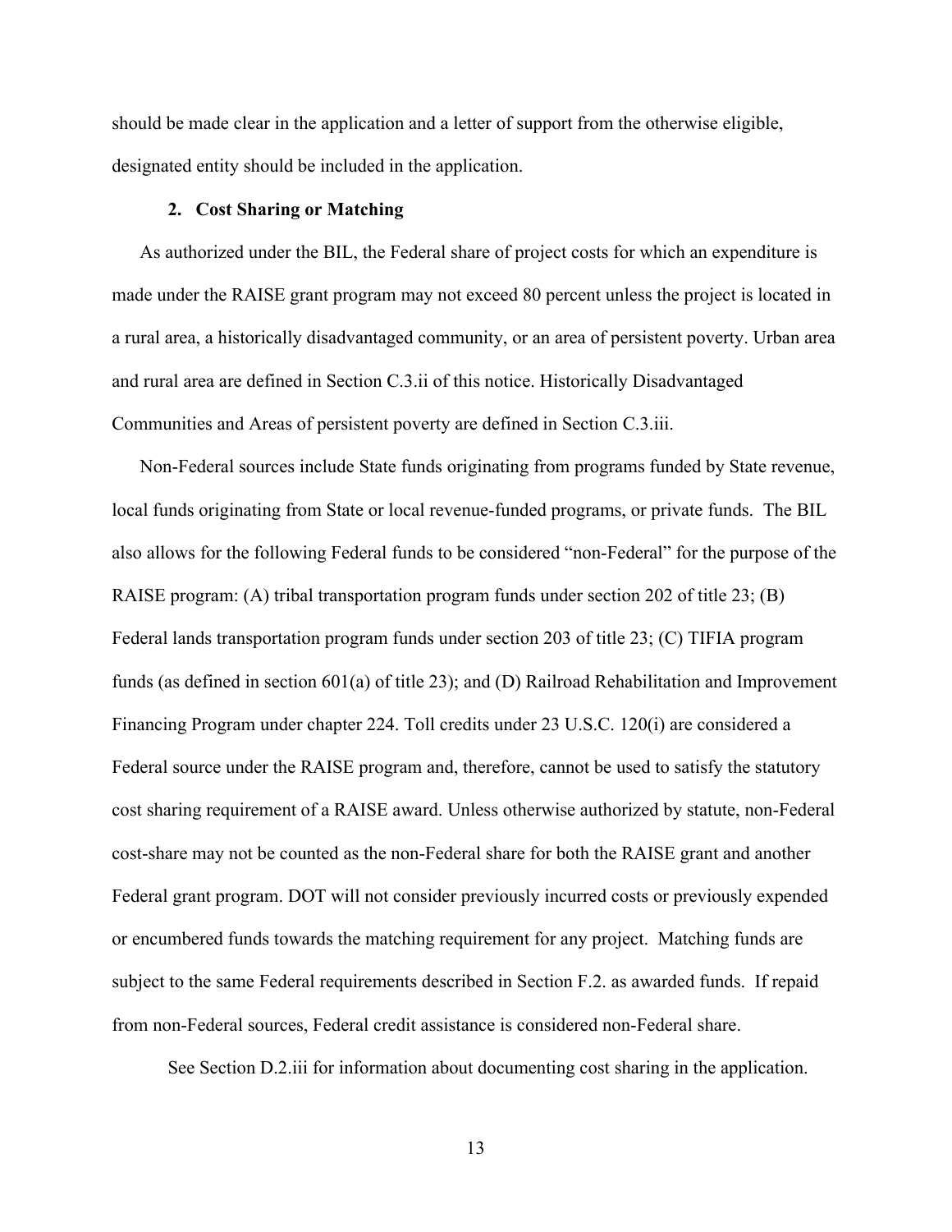should be made clear in the application and a letter of support from the otherwise eligible, designated entity should be included in the application.

### 2. Cost Sharing or Matching

As authorized under the BIL, the Federal share of project costs for which an expenditure is made under the RAISE grant program may not exceed 80 percent unless the project is located in a rural area, a historically disadvantaged community, or an area of persistent poverty. Urban area and rural area are defined in Section C.3.ii of this notice. Historically Disadvantaged Communities and Areas of persistent poverty are defined in Section C.3.iii.

Non-Federal sources include State funds originating from programs funded by State revenue, local funds originating from State or local revenue-funded programs, or private funds. The BIL also allows for the following Federal funds to be considered "non-Federal" for the purpose of the RAISE program: (A) tribal transportation program funds under section 202 of title 23; (B) Federal lands transportation program funds under section 203 of title 23; (C) TIFIA program funds (as defined in section 601(a) of title 23); and (D) Railroad Rehabilitation and Improvement Financing Program under chapter 224. Toll credits under 23 U.S.C. 120(i) are considered a Federal source under the RAISE program and, therefore, cannot be used to satisfy the statutory cost sharing requirement of a RAISE award. Unless otherwise authorized by statute, non-Federal cost-share may not be counted as the non-Federal share for both the RAISE grant and another Federal grant program. DOT will not consider previously incurred costs or previously expended or encumbered funds towards the matching requirement for any project. Matching funds are subject to the same Federal requirements described in Section F.2. as awarded funds. If repaid from non-Federal sources, Federal credit assistance is considered non-Federal share.

See Section D.2.iii for information about documenting cost sharing in the application.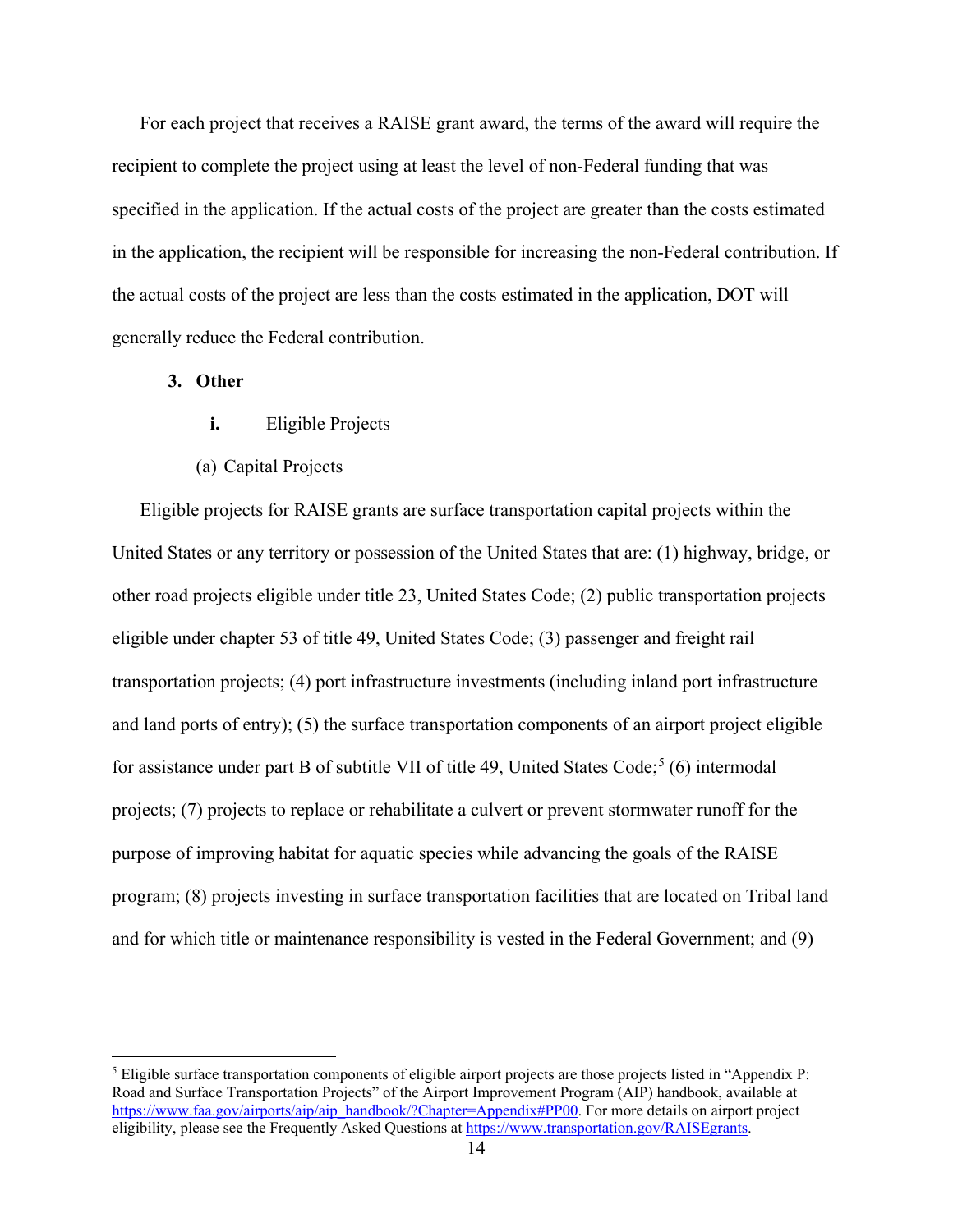For each project that receives a RAISE grant award, the terms of the award will require the recipient to complete the project using at least the level of non-Federal funding that was specified in the application. If the actual costs of the project are greater than the costs estimated in the application, the recipient will be responsible for increasing the non-Federal contribution. If the actual costs of the project are less than the costs estimated in the application, DOT will generally reduce the Federal contribution.

### 3. Other

#### i. Eligible Projects

(a) Capital Projects

Eligible projects for RAISE grants are surface transportation capital projects within the United States or any territory or possession of the United States that are: (1) highway, bridge, or other road projects eligible under title 23, United States Code; (2) public transportation projects eligible under chapter 53 of title 49, United States Code; (3) passenger and freight rail transportation projects; (4) port infrastructure investments (including inland port infrastructure and land ports of entry); (5) the surface transportation components of an airport project eligible for assistance under part B of subtitle VII of title 49, United States Code;[5] (6) intermodal projects; (7) projects to replace or rehabilitate a culvert or prevent stormwater runoff for the purpose of improving habitat for aquatic species while advancing the goals of the RAISE program; (8) projects investing in surface transportation facilities that are located on Tribal land and for which title or maintenance responsibility is vested in the Federal Government; and (9)

---

[5] Eligible surface transportation components of eligible airport projects are those projects listed in "Appendix P: Road and Surface Transportation Projects" of the Airport Improvement Program (AIP) handbook, available at https://www.faa.gov/airports/aip/aip_handbook/?Chapter=Appendix#PP00. For more details on airport project eligibility, please see the Frequently Asked Questions at https://www.transportation.gov/RAISEgrants.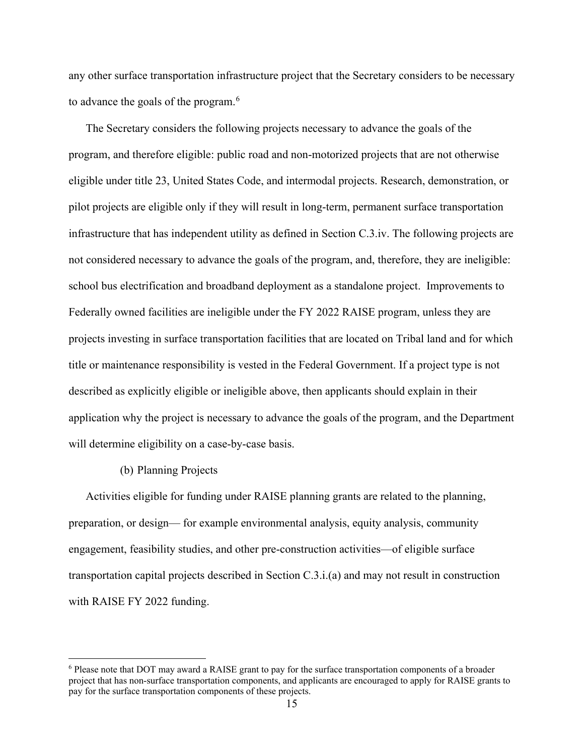any other surface transportation infrastructure project that the Secretary considers to be necessary to advance the goals of the program.[6]

The Secretary considers the following projects necessary to advance the goals of the program, and therefore eligible: public road and non-motorized projects that are not otherwise eligible under title 23, United States Code, and intermodal projects. Research, demonstration, or pilot projects are eligible only if they will result in long-term, permanent surface transportation infrastructure that has independent utility as defined in Section C.3.iv. The following projects are not considered necessary to advance the goals of the program, and, therefore, they are ineligible: school bus electrification and broadband deployment as a standalone project. Improvements to Federally owned facilities are ineligible under the FY 2022 RAISE program, unless they are projects investing in surface transportation facilities that are located on Tribal land and for which title or maintenance responsibility is vested in the Federal Government. If a project type is not described as explicitly eligible or ineligible above, then applicants should explain in their application why the project is necessary to advance the goals of the program, and the Department will determine eligibility on a case-by-case basis.

(b) Planning Projects

Activities eligible for funding under RAISE planning grants are related to the planning, preparation, or design— for example environmental analysis, equity analysis, community engagement, feasibility studies, and other pre-construction activities—of eligible surface transportation capital projects described in Section C.3.i.(a) and may not result in construction with RAISE FY 2022 funding.

---

[6] Please note that DOT may award a RAISE grant to pay for the surface transportation components of a broader project that has non-surface transportation components, and applicants are encouraged to apply for RAISE grants to pay for the surface transportation components of these projects.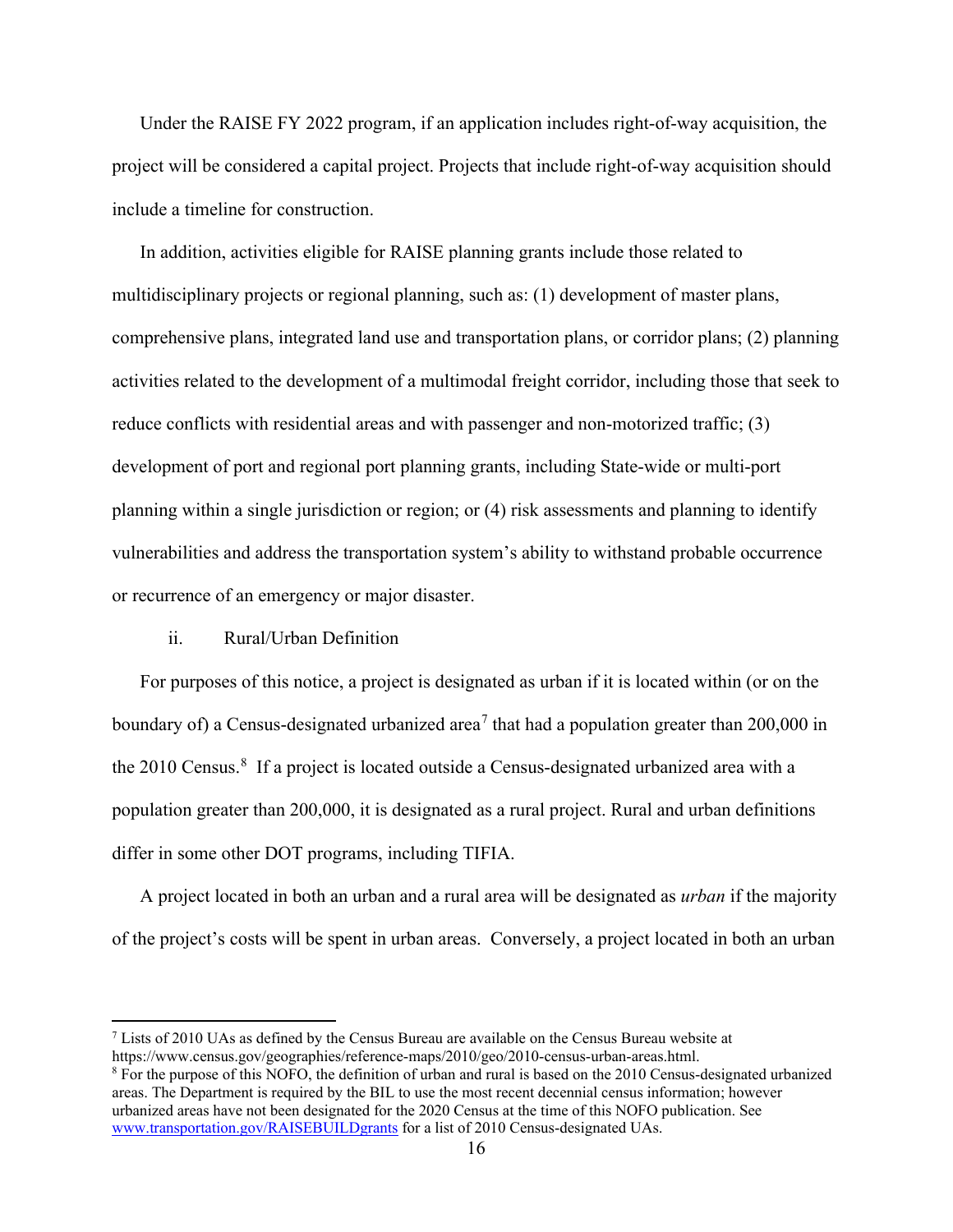Under the RAISE FY 2022 program, if an application includes right-of-way acquisition, the project will be considered a capital project. Projects that include right-of-way acquisition should include a timeline for construction.

In addition, activities eligible for RAISE planning grants include those related to multidisciplinary projects or regional planning, such as: (1) development of master plans, comprehensive plans, integrated land use and transportation plans, or corridor plans; (2) planning activities related to the development of a multimodal freight corridor, including those that seek to reduce conflicts with residential areas and with passenger and non-motorized traffic; (3) development of port and regional port planning grants, including State-wide or multi-port planning within a single jurisdiction or region; or (4) risk assessments and planning to identify vulnerabilities and address the transportation system's ability to withstand probable occurrence or recurrence of an emergency or major disaster.

ii. Rural/Urban Definition

For purposes of this notice, a project is designated as urban if it is located within (or on the boundary of) a Census-designated urbanized area[7] that had a population greater than 200,000 in the 2010 Census.[8] If a project is located outside a Census-designated urbanized area with a population greater than 200,000, it is designated as a rural project. Rural and urban definitions differ in some other DOT programs, including TIFIA.

A project located in both an urban and a rural area will be designated as *urban* if the majority of the project's costs will be spent in urban areas. Conversely, a project located in both an urban

[7] Lists of 2010 UAs as defined by the Census Bureau are available on the Census Bureau website at https://www.census.gov/geographies/reference-maps/2010/geo/2010-census-urban-areas.html.

[8] For the purpose of this NOFO, the definition of urban and rural is based on the 2010 Census-designated urbanized areas. The Department is required by the BIL to use the most recent decennial census information; however urbanized areas have not been designated for the 2020 Census at the time of this NOFO publication. See www.transportation.gov/RAISEBUILDgrants for a list of 2010 Census-designated UAs.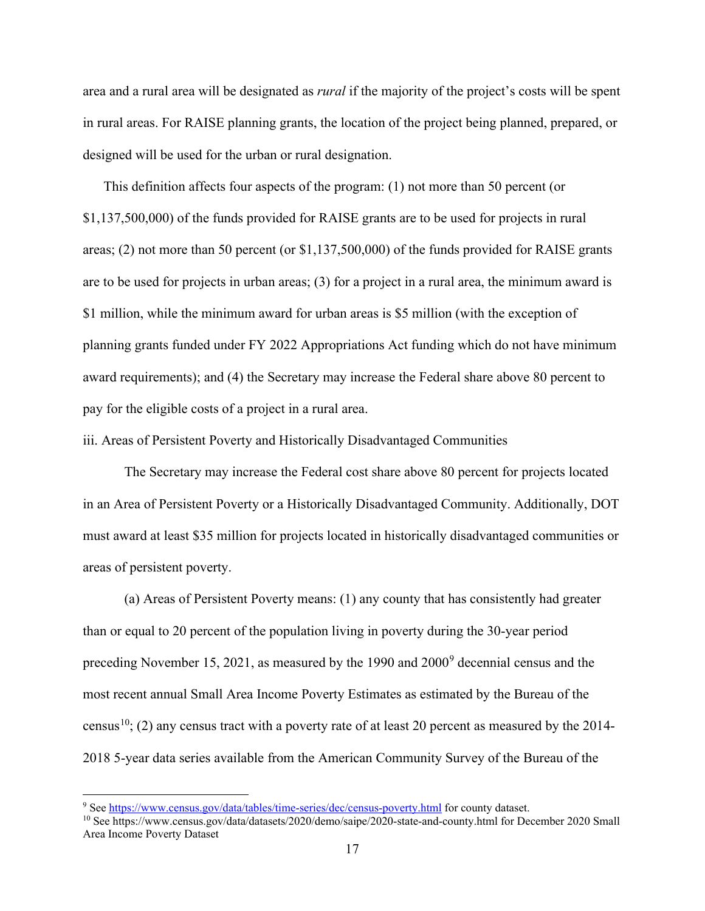area and a rural area will be designated as *rural* if the majority of the project's costs will be spent in rural areas. For RAISE planning grants, the location of the project being planned, prepared, or designed will be used for the urban or rural designation.

This definition affects four aspects of the program: (1) not more than 50 percent (or $1,137,500,000) of the funds provided for RAISE grants are to be used for projects in rural areas; (2) not more than 50 percent (or $1,137,500,000) of the funds provided for RAISE grants are to be used for projects in urban areas; (3) for a project in a rural area, the minimum award is $1 million, while the minimum award for urban areas is $5 million (with the exception of planning grants funded under FY 2022 Appropriations Act funding which do not have minimum award requirements); and (4) the Secretary may increase the Federal share above 80 percent to pay for the eligible costs of a project in a rural area.

iii. Areas of Persistent Poverty and Historically Disadvantaged Communities

The Secretary may increase the Federal cost share above 80 percent for projects located in an Area of Persistent Poverty or a Historically Disadvantaged Community. Additionally, DOT must award at least $35 million for projects located in historically disadvantaged communities or areas of persistent poverty.

(a) Areas of Persistent Poverty means: (1) any county that has consistently had greater than or equal to 20 percent of the population living in poverty during the 30-year period preceding November 15, 2021, as measured by the 1990 and 2000[9] decennial census and the most recent annual Small Area Income Poverty Estimates as estimated by the Bureau of the census[10]; (2) any census tract with a poverty rate of at least 20 percent as measured by the 2014-2018 5-year data series available from the American Community Survey of the Bureau of the

---

[9] See https://www.census.gov/data/tables/time-series/dec/census-poverty.html for county dataset.

[10] See https://www.census.gov/data/datasets/2020/demo/saipe/2020-state-and-county.html for December 2020 Small Area Income Poverty Dataset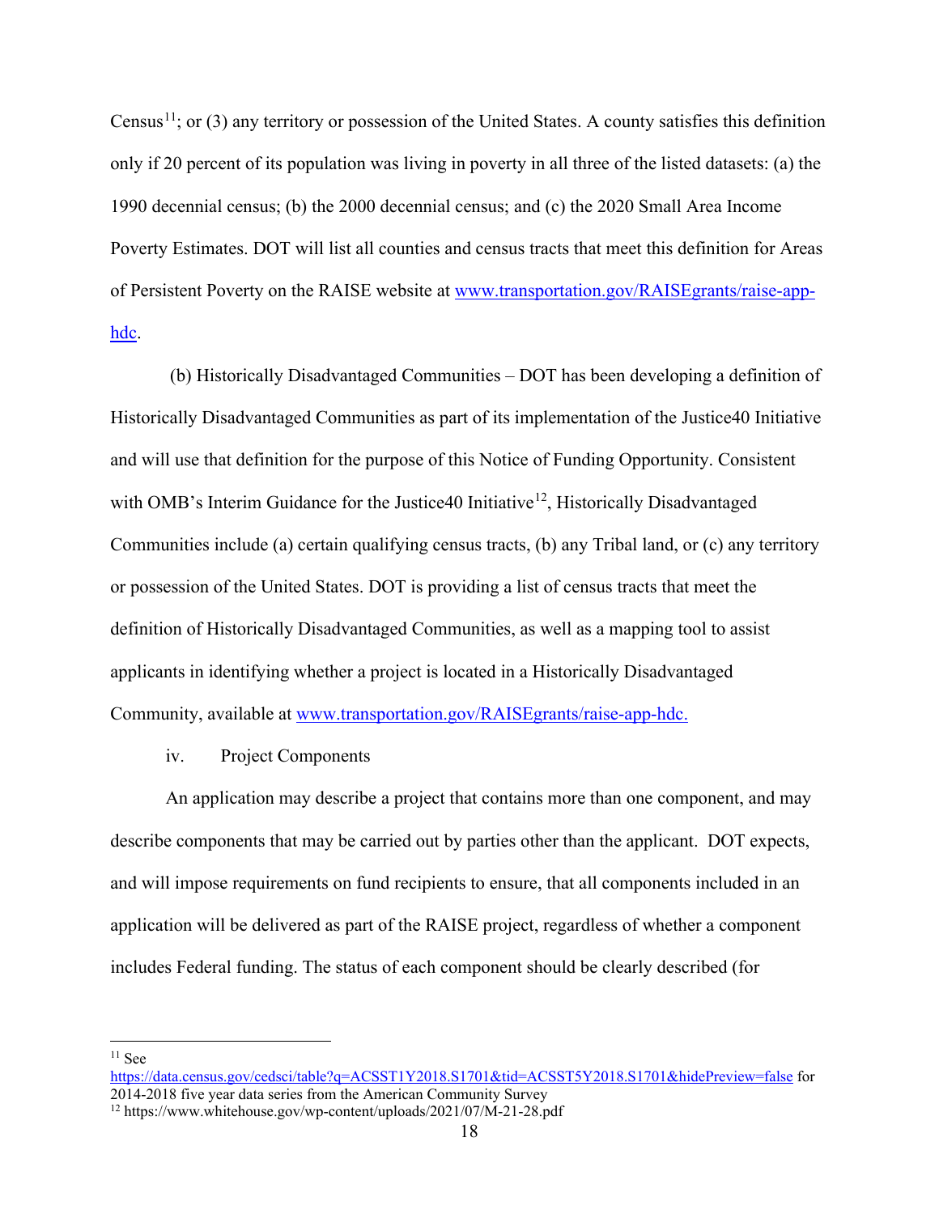Census[11]; or (3) any territory or possession of the United States. A county satisfies this definition only if 20 percent of its population was living in poverty in all three of the listed datasets: (a) the 1990 decennial census; (b) the 2000 decennial census; and (c) the 2020 Small Area Income Poverty Estimates. DOT will list all counties and census tracts that meet this definition for Areas of Persistent Poverty on the RAISE website at [www.transportation.gov/RAISEgrants/raise-app-hdc](www.transportation.gov/RAISEgrants/raise-app-hdc).

(b) Historically Disadvantaged Communities – DOT has been developing a definition of Historically Disadvantaged Communities as part of its implementation of the Justice40 Initiative and will use that definition for the purpose of this Notice of Funding Opportunity. Consistent with OMB's Interim Guidance for the Justice40 Initiative[12], Historically Disadvantaged Communities include (a) certain qualifying census tracts, (b) any Tribal land, or (c) any territory or possession of the United States. DOT is providing a list of census tracts that meet the definition of Historically Disadvantaged Communities, as well as a mapping tool to assist applicants in identifying whether a project is located in a Historically Disadvantaged Community, available at [www.transportation.gov/RAISEgrants/raise-app-hdc.](www.transportation.gov/RAISEgrants/raise-app-hdc)

iv. Project Components

An application may describe a project that contains more than one component, and may describe components that may be carried out by parties other than the applicant. DOT expects, and will impose requirements on fund recipients to ensure, that all components included in an application will be delivered as part of the RAISE project, regardless of whether a component includes Federal funding. The status of each component should be clearly described (for

---

[11] See https://data.census.gov/cedsci/table?q=ACSST1Y2018.S1701&tid=ACSST5Y2018.S1701&hidePreview=false for 2014-2018 five year data series from the American Community Survey

[12] https://www.whitehouse.gov/wp-content/uploads/2021/07/M-21-28.pdf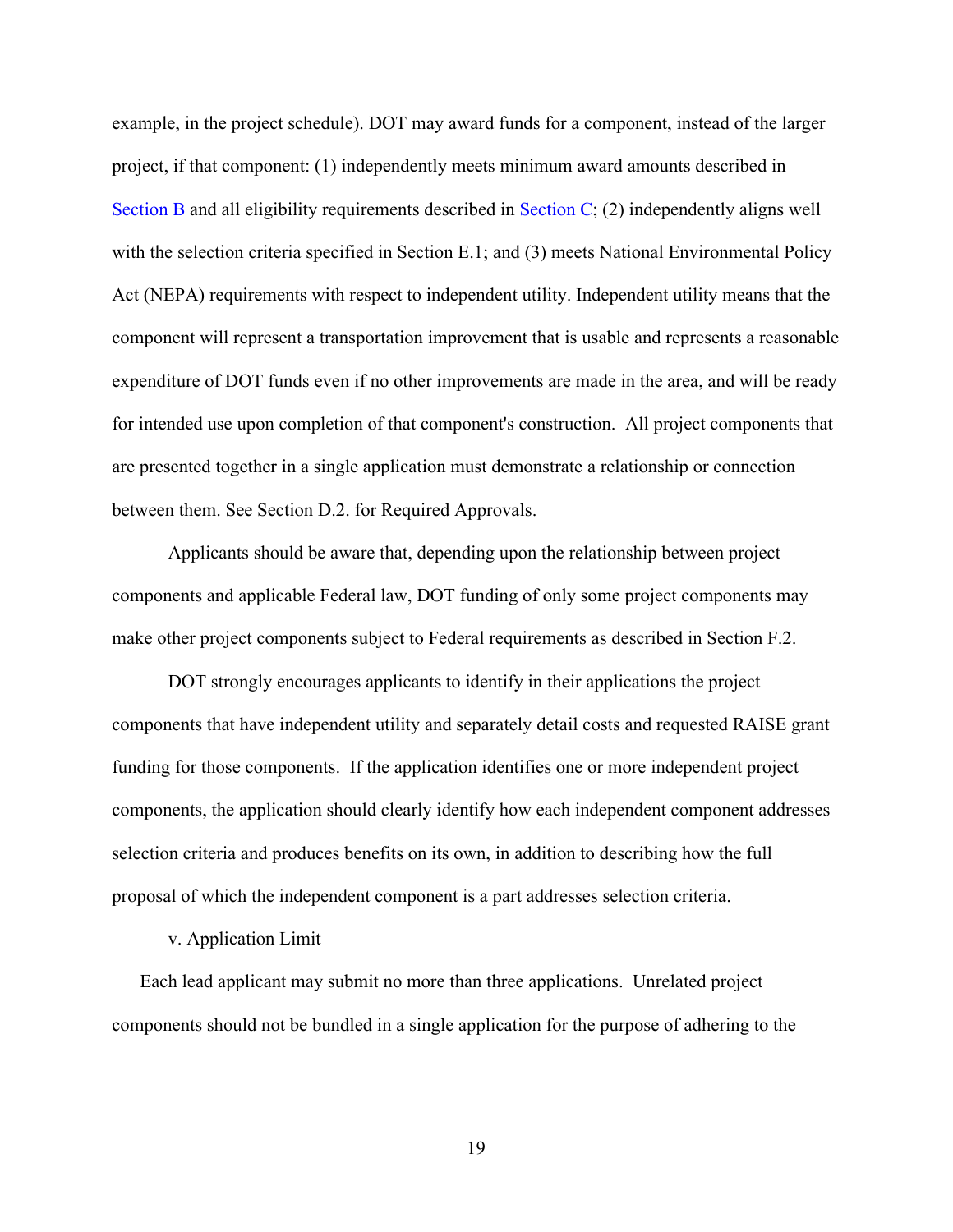example, in the project schedule). DOT may award funds for a component, instead of the larger project, if that component: (1) independently meets minimum award amounts described in Section B and all eligibility requirements described in Section C; (2) independently aligns well with the selection criteria specified in Section E.1; and (3) meets National Environmental Policy Act (NEPA) requirements with respect to independent utility. Independent utility means that the component will represent a transportation improvement that is usable and represents a reasonable expenditure of DOT funds even if no other improvements are made in the area, and will be ready for intended use upon completion of that component's construction. All project components that are presented together in a single application must demonstrate a relationship or connection between them. See Section D.2. for Required Approvals.

Applicants should be aware that, depending upon the relationship between project components and applicable Federal law, DOT funding of only some project components may make other project components subject to Federal requirements as described in Section F.2.

DOT strongly encourages applicants to identify in their applications the project components that have independent utility and separately detail costs and requested RAISE grant funding for those components. If the application identifies one or more independent project components, the application should clearly identify how each independent component addresses selection criteria and produces benefits on its own, in addition to describing how the full proposal of which the independent component is a part addresses selection criteria.

v. Application Limit

Each lead applicant may submit no more than three applications. Unrelated project components should not be bundled in a single application for the purpose of adhering to the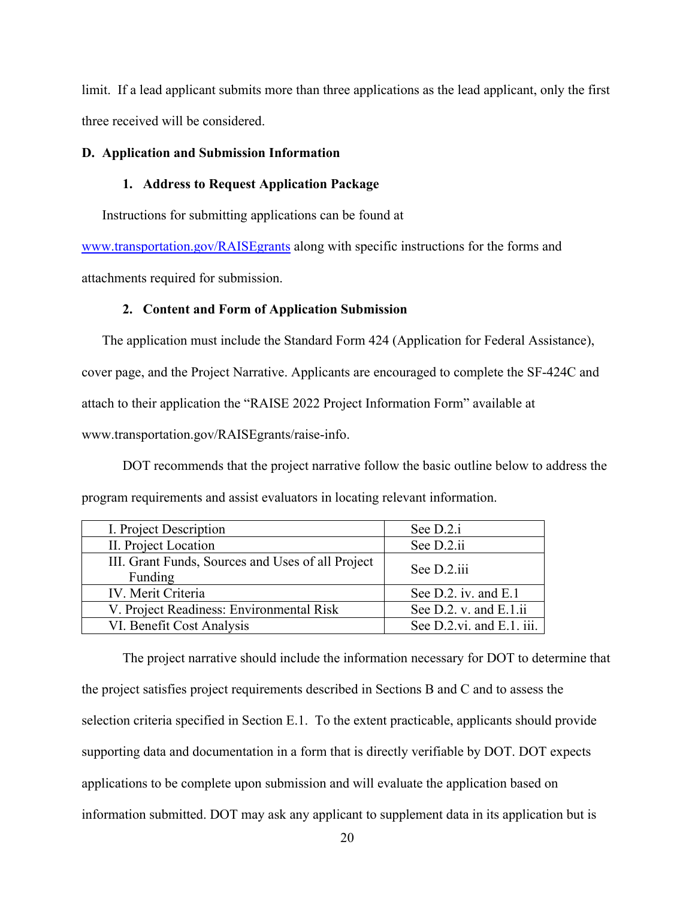limit. If a lead applicant submits more than three applications as the lead applicant, only the first three received will be considered.

## D. Application and Submission Information

### 1. Address to Request Application Package

Instructions for submitting applications can be found at [www.transportation.gov/RAISEgrants](www.transportation.gov/RAISEgrants) along with specific instructions for the forms and attachments required for submission.

### 2. Content and Form of Application Submission

The application must include the Standard Form 424 (Application for Federal Assistance), cover page, and the Project Narrative. Applicants are encouraged to complete the SF-424C and attach to their application the "RAISE 2022 Project Information Form" available at www.transportation.gov/RAISEgrants/raise-info.

DOT recommends that the project narrative follow the basic outline below to address the program requirements and assist evaluators in locating relevant information.

| | |
|---|---|
| I. Project Description | See D.2.i |
| II. Project Location | See D.2.ii |
| III. Grant Funds, Sources and Uses of all Project Funding | See D.2.iii |
| IV. Merit Criteria | See D.2. iv. and E.1 |
| V. Project Readiness: Environmental Risk | See D.2. v. and E.1.ii |
| VI. Benefit Cost Analysis | See D.2.vi. and E.1. iii. |

The project narrative should include the information necessary for DOT to determine that the project satisfies project requirements described in Sections B and C and to assess the selection criteria specified in Section E.1. To the extent practicable, applicants should provide supporting data and documentation in a form that is directly verifiable by DOT. DOT expects applications to be complete upon submission and will evaluate the application based on information submitted. DOT may ask any applicant to supplement data in its application but is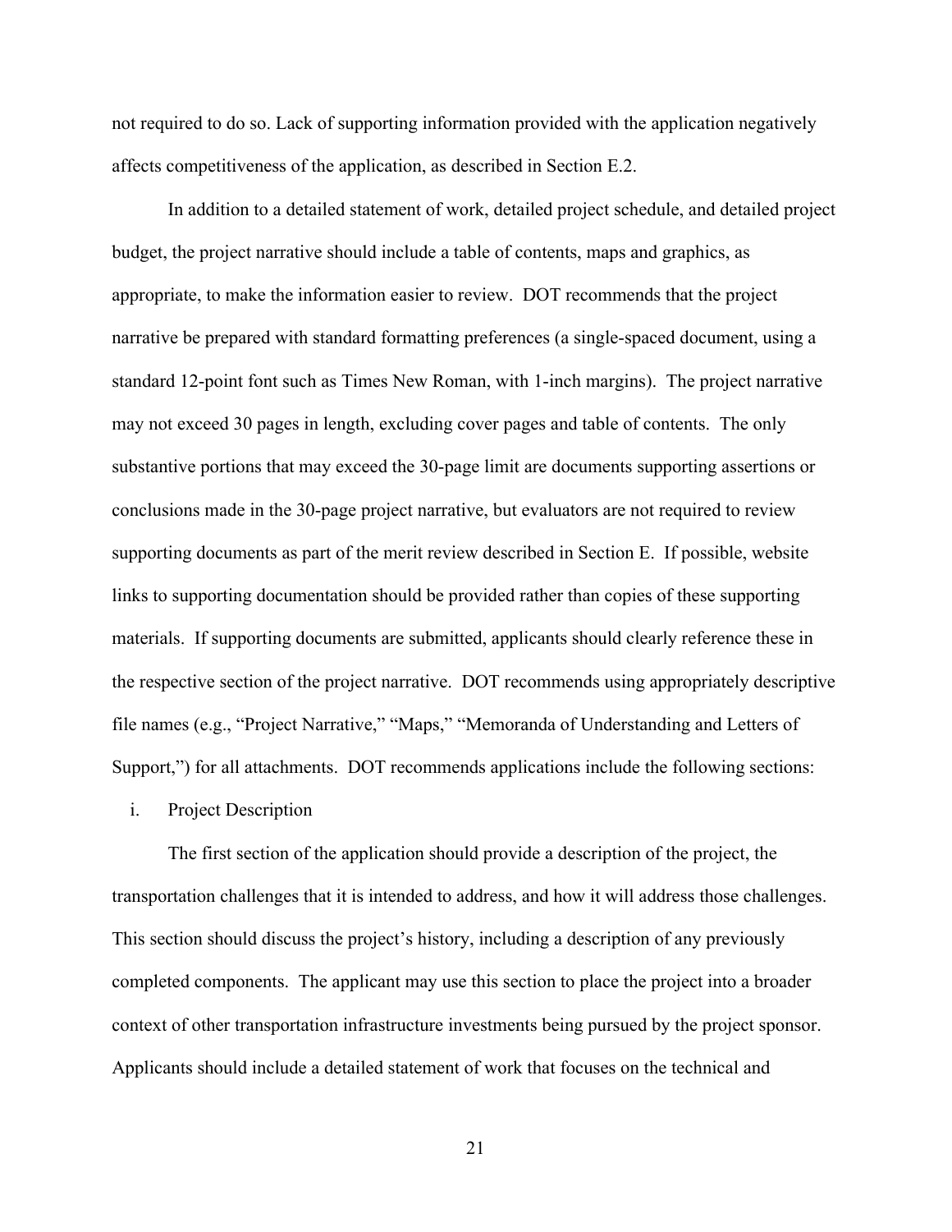not required to do so. Lack of supporting information provided with the application negatively affects competitiveness of the application, as described in Section E.2.

In addition to a detailed statement of work, detailed project schedule, and detailed project budget, the project narrative should include a table of contents, maps and graphics, as appropriate, to make the information easier to review. DOT recommends that the project narrative be prepared with standard formatting preferences (a single-spaced document, using a standard 12-point font such as Times New Roman, with 1-inch margins). The project narrative may not exceed 30 pages in length, excluding cover pages and table of contents. The only substantive portions that may exceed the 30-page limit are documents supporting assertions or conclusions made in the 30-page project narrative, but evaluators are not required to review supporting documents as part of the merit review described in Section E. If possible, website links to supporting documentation should be provided rather than copies of these supporting materials. If supporting documents are submitted, applicants should clearly reference these in the respective section of the project narrative. DOT recommends using appropriately descriptive file names (e.g., "Project Narrative," "Maps," "Memoranda of Understanding and Letters of Support,") for all attachments. DOT recommends applications include the following sections:

i. Project Description

The first section of the application should provide a description of the project, the transportation challenges that it is intended to address, and how it will address those challenges. This section should discuss the project's history, including a description of any previously completed components. The applicant may use this section to place the project into a broader context of other transportation infrastructure investments being pursued by the project sponsor. Applicants should include a detailed statement of work that focuses on the technical and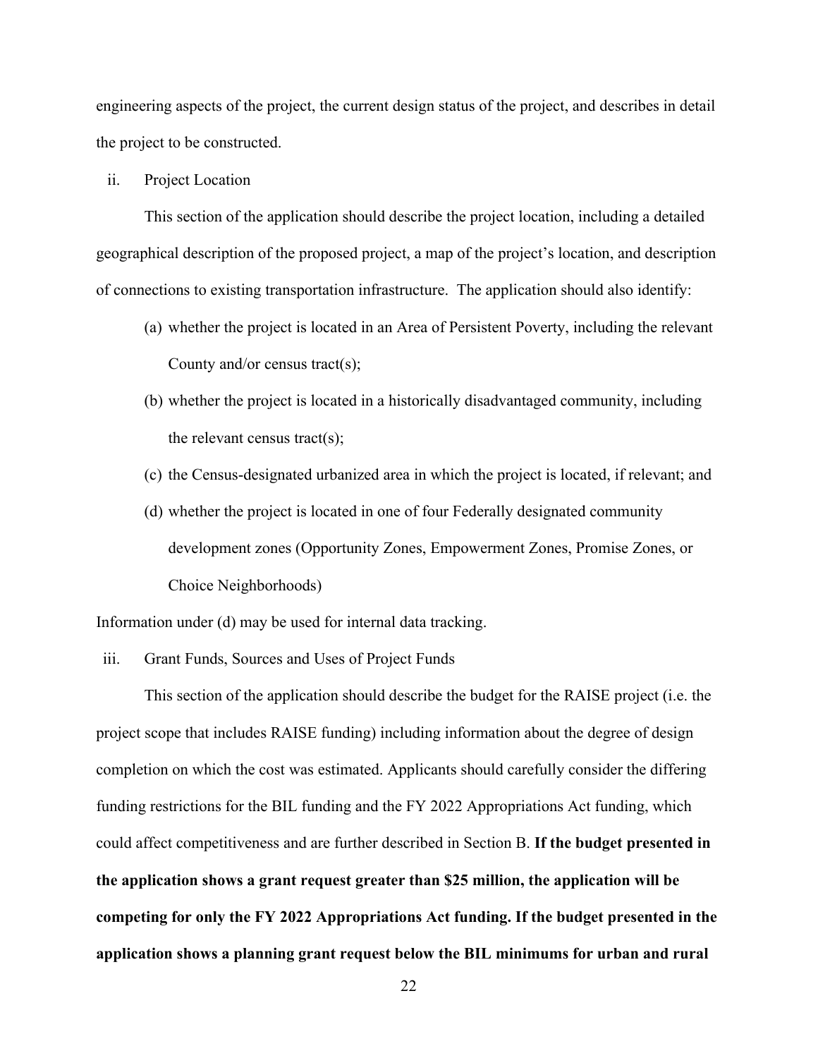engineering aspects of the project, the current design status of the project, and describes in detail the project to be constructed.

ii. Project Location

This section of the application should describe the project location, including a detailed geographical description of the proposed project, a map of the project's location, and description of connections to existing transportation infrastructure. The application should also identify:

(a) whether the project is located in an Area of Persistent Poverty, including the relevant County and/or census tract(s);

(b) whether the project is located in a historically disadvantaged community, including the relevant census tract(s);

(c) the Census-designated urbanized area in which the project is located, if relevant; and

(d) whether the project is located in one of four Federally designated community development zones (Opportunity Zones, Empowerment Zones, Promise Zones, or Choice Neighborhoods)

Information under (d) may be used for internal data tracking.

iii. Grant Funds, Sources and Uses of Project Funds

This section of the application should describe the budget for the RAISE project (i.e. the project scope that includes RAISE funding) including information about the degree of design completion on which the cost was estimated. Applicants should carefully consider the differing funding restrictions for the BIL funding and the FY 2022 Appropriations Act funding, which could affect competitiveness and are further described in Section B. **If the budget presented in the application shows a grant request greater than $25 million, the application will be competing for only the FY 2022 Appropriations Act funding. If the budget presented in the application shows a planning grant request below the BIL minimums for urban and rural**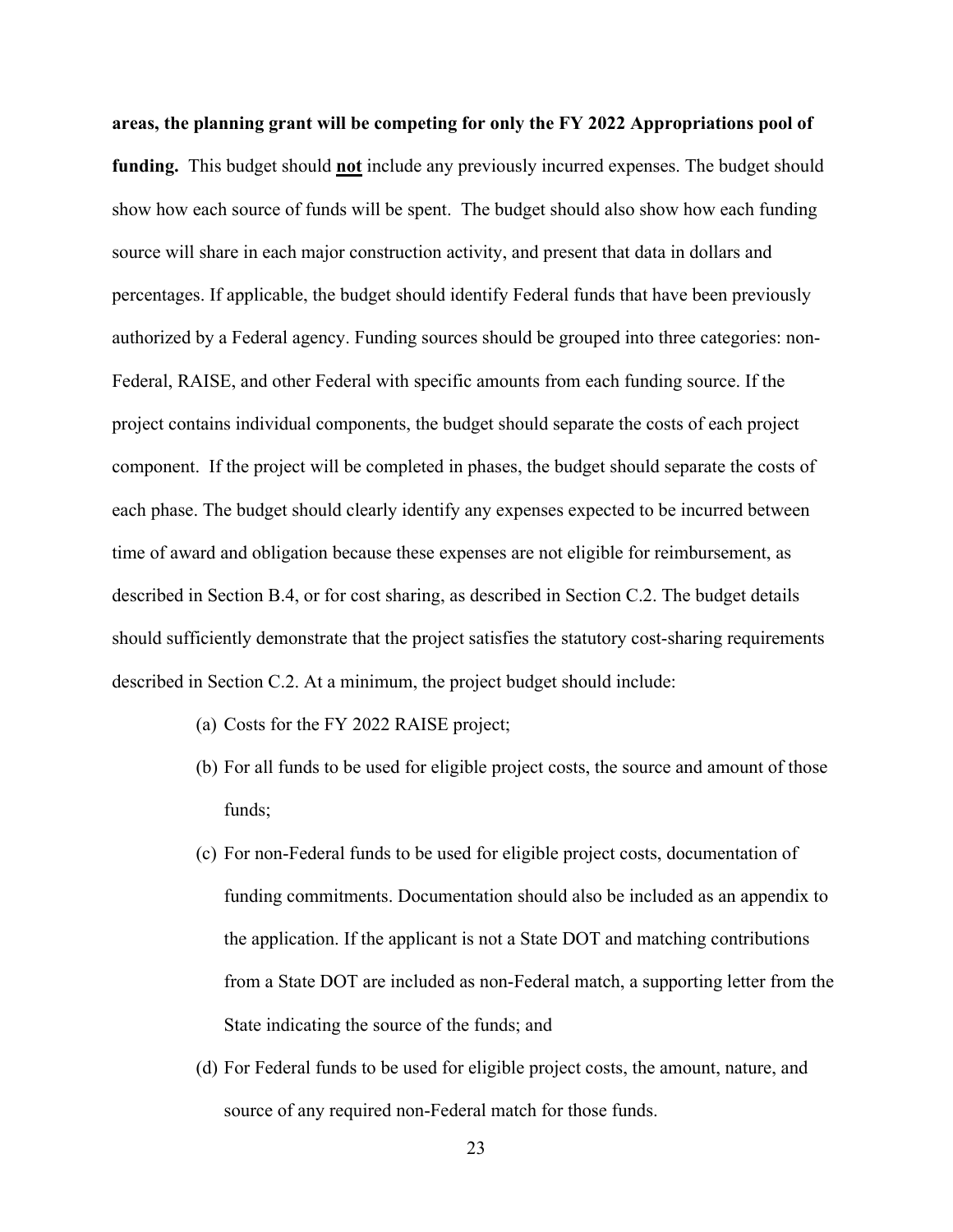**areas, the planning grant will be competing for only the FY 2022 Appropriations pool of funding.** This budget should **not** include any previously incurred expenses. The budget should show how each source of funds will be spent. The budget should also show how each funding source will share in each major construction activity, and present that data in dollars and percentages. If applicable, the budget should identify Federal funds that have been previously authorized by a Federal agency. Funding sources should be grouped into three categories: non-Federal, RAISE, and other Federal with specific amounts from each funding source. If the project contains individual components, the budget should separate the costs of each project component. If the project will be completed in phases, the budget should separate the costs of each phase. The budget should clearly identify any expenses expected to be incurred between time of award and obligation because these expenses are not eligible for reimbursement, as described in Section B.4, or for cost sharing, as described in Section C.2. The budget details should sufficiently demonstrate that the project satisfies the statutory cost-sharing requirements described in Section C.2. At a minimum, the project budget should include:

(a) Costs for the FY 2022 RAISE project;

(b) For all funds to be used for eligible project costs, the source and amount of those funds;

(c) For non-Federal funds to be used for eligible project costs, documentation of funding commitments. Documentation should also be included as an appendix to the application. If the applicant is not a State DOT and matching contributions from a State DOT are included as non-Federal match, a supporting letter from the State indicating the source of the funds; and

(d) For Federal funds to be used for eligible project costs, the amount, nature, and source of any required non-Federal match for those funds.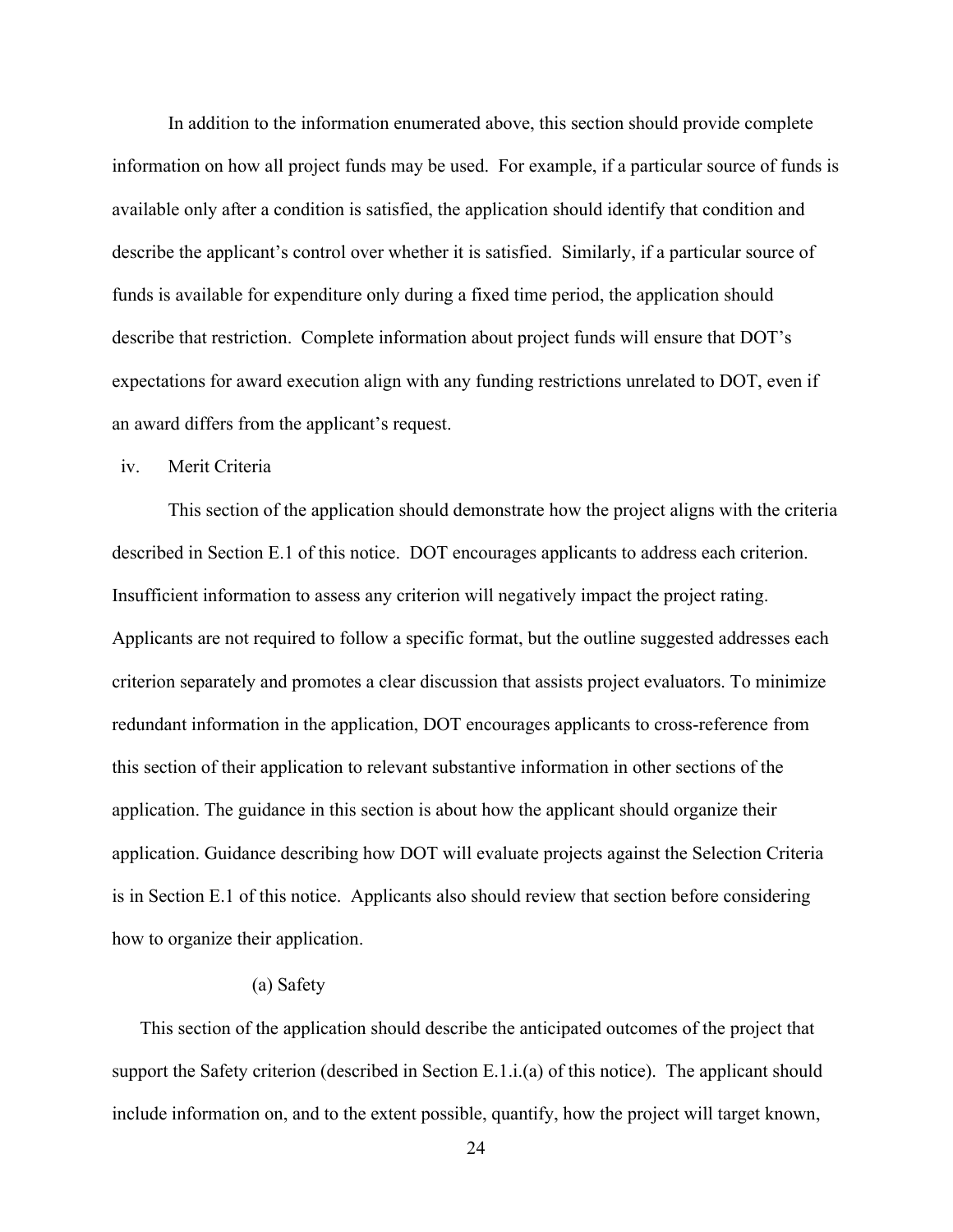In addition to the information enumerated above, this section should provide complete information on how all project funds may be used. For example, if a particular source of funds is available only after a condition is satisfied, the application should identify that condition and describe the applicant's control over whether it is satisfied. Similarly, if a particular source of funds is available for expenditure only during a fixed time period, the application should describe that restriction. Complete information about project funds will ensure that DOT's expectations for award execution align with any funding restrictions unrelated to DOT, even if an award differs from the applicant's request.

### iv. Merit Criteria

This section of the application should demonstrate how the project aligns with the criteria described in Section E.1 of this notice. DOT encourages applicants to address each criterion. Insufficient information to assess any criterion will negatively impact the project rating. Applicants are not required to follow a specific format, but the outline suggested addresses each criterion separately and promotes a clear discussion that assists project evaluators. To minimize redundant information in the application, DOT encourages applicants to cross-reference from this section of their application to relevant substantive information in other sections of the application. The guidance in this section is about how the applicant should organize their application. Guidance describing how DOT will evaluate projects against the Selection Criteria is in Section E.1 of this notice. Applicants also should review that section before considering how to organize their application.

#### (a) Safety

This section of the application should describe the anticipated outcomes of the project that support the Safety criterion (described in Section E.1.i.(a) of this notice). The applicant should include information on, and to the extent possible, quantify, how the project will target known,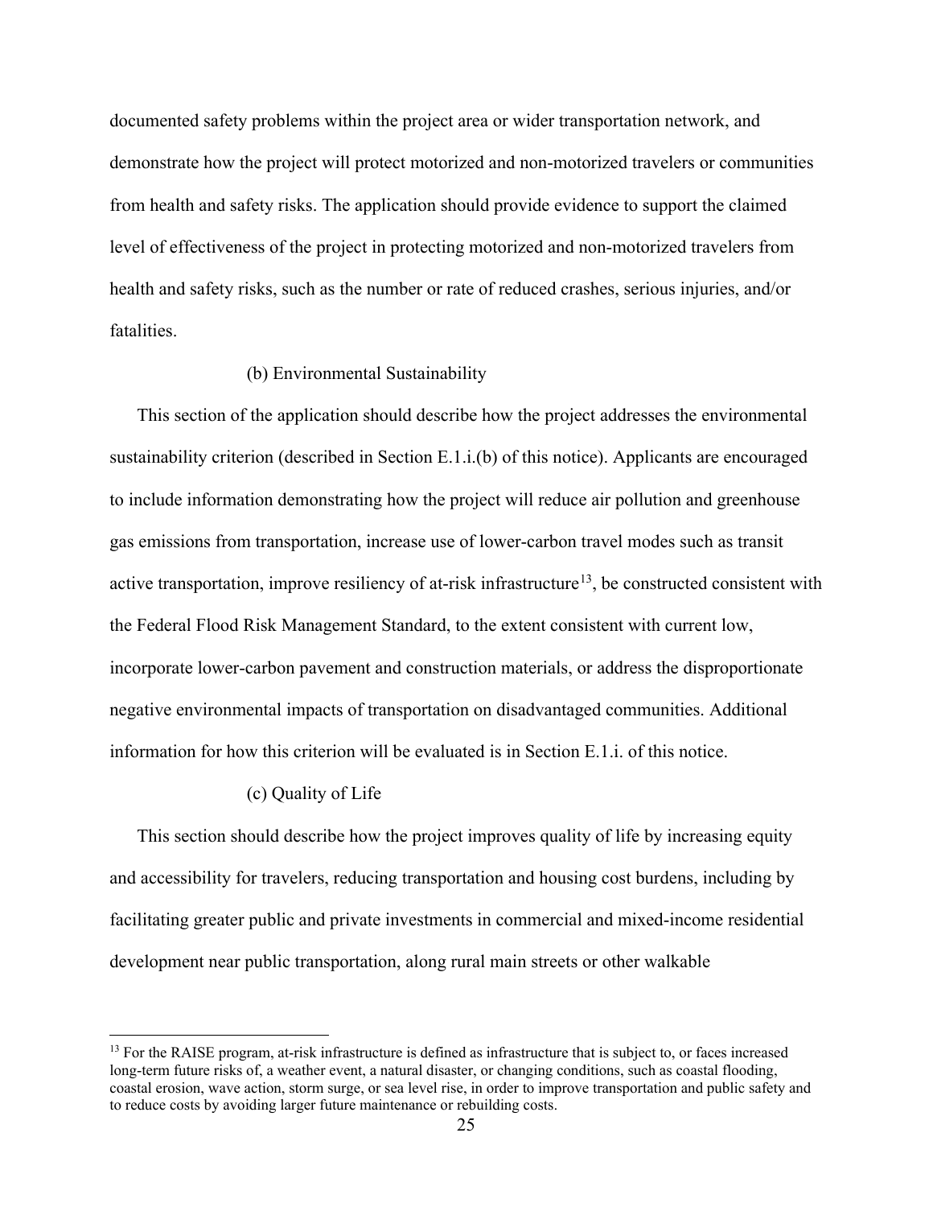documented safety problems within the project area or wider transportation network, and demonstrate how the project will protect motorized and non-motorized travelers or communities from health and safety risks. The application should provide evidence to support the claimed level of effectiveness of the project in protecting motorized and non-motorized travelers from health and safety risks, such as the number or rate of reduced crashes, serious injuries, and/or fatalities.

(b) Environmental Sustainability

This section of the application should describe how the project addresses the environmental sustainability criterion (described in Section E.1.i.(b) of this notice). Applicants are encouraged to include information demonstrating how the project will reduce air pollution and greenhouse gas emissions from transportation, increase use of lower-carbon travel modes such as transit active transportation, improve resiliency of at-risk infrastructure[13], be constructed consistent with the Federal Flood Risk Management Standard, to the extent consistent with current low, incorporate lower-carbon pavement and construction materials, or address the disproportionate negative environmental impacts of transportation on disadvantaged communities. Additional information for how this criterion will be evaluated is in Section E.1.i. of this notice.

(c) Quality of Life

This section should describe how the project improves quality of life by increasing equity and accessibility for travelers, reducing transportation and housing cost burdens, including by facilitating greater public and private investments in commercial and mixed-income residential development near public transportation, along rural main streets or other walkable

[13] For the RAISE program, at-risk infrastructure is defined as infrastructure that is subject to, or faces increased long-term future risks of, a weather event, a natural disaster, or changing conditions, such as coastal flooding, coastal erosion, wave action, storm surge, or sea level rise, in order to improve transportation and public safety and to reduce costs by avoiding larger future maintenance or rebuilding costs.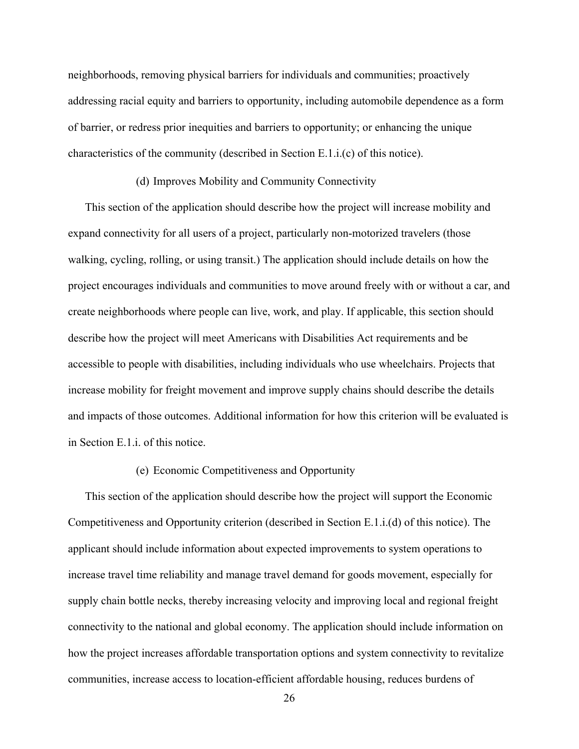neighborhoods, removing physical barriers for individuals and communities; proactively addressing racial equity and barriers to opportunity, including automobile dependence as a form of barrier, or redress prior inequities and barriers to opportunity; or enhancing the unique characteristics of the community (described in Section E.1.i.(c) of this notice).

#### (d) Improves Mobility and Community Connectivity

This section of the application should describe how the project will increase mobility and expand connectivity for all users of a project, particularly non-motorized travelers (those walking, cycling, rolling, or using transit.) The application should include details on how the project encourages individuals and communities to move around freely with or without a car, and create neighborhoods where people can live, work, and play. If applicable, this section should describe how the project will meet Americans with Disabilities Act requirements and be accessible to people with disabilities, including individuals who use wheelchairs. Projects that increase mobility for freight movement and improve supply chains should describe the details and impacts of those outcomes. Additional information for how this criterion will be evaluated is in Section E.1.i. of this notice.

#### (e) Economic Competitiveness and Opportunity

This section of the application should describe how the project will support the Economic Competitiveness and Opportunity criterion (described in Section E.1.i.(d) of this notice). The applicant should include information about expected improvements to system operations to increase travel time reliability and manage travel demand for goods movement, especially for supply chain bottle necks, thereby increasing velocity and improving local and regional freight connectivity to the national and global economy. The application should include information on how the project increases affordable transportation options and system connectivity to revitalize communities, increase access to location-efficient affordable housing, reduces burdens of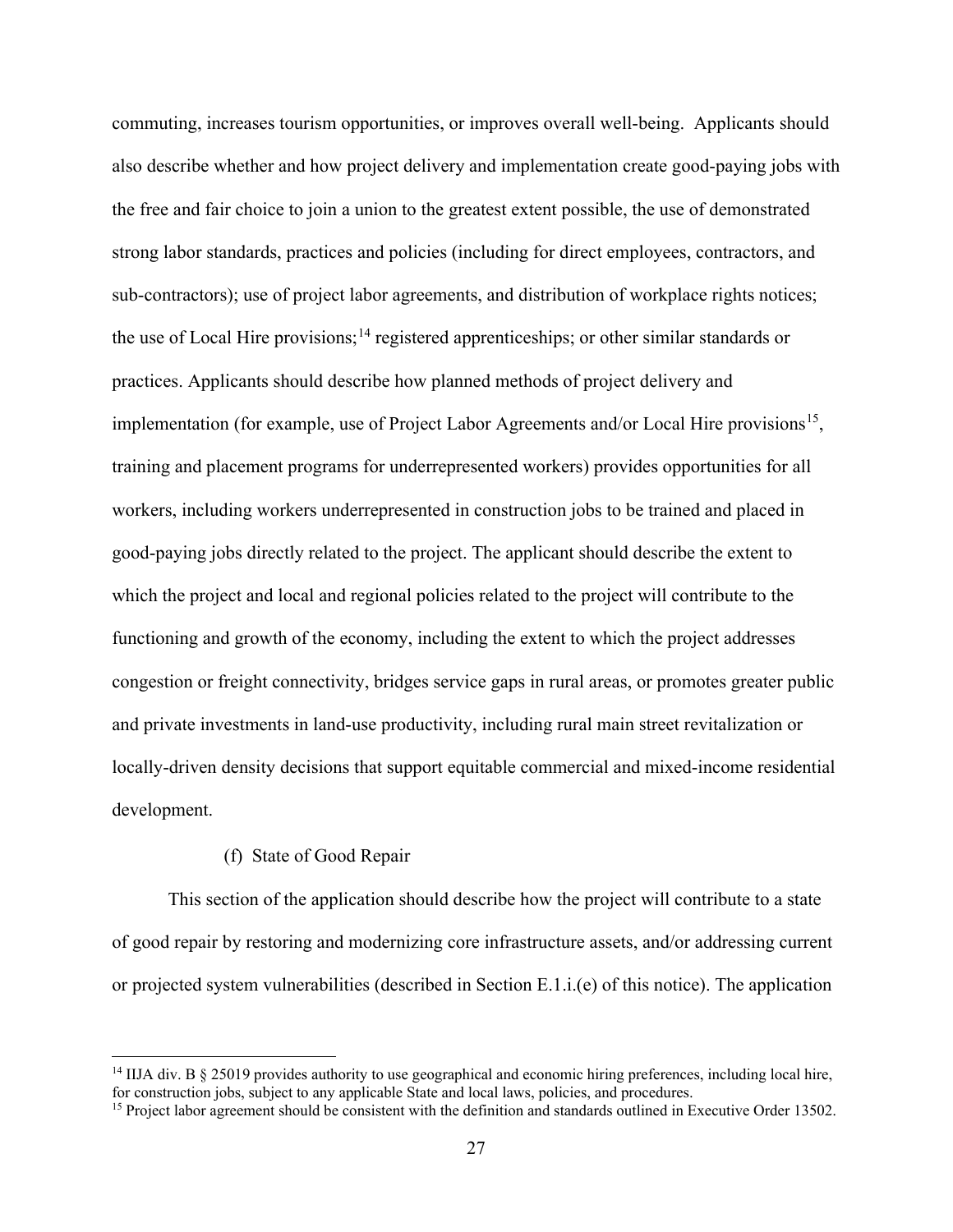commuting, increases tourism opportunities, or improves overall well-being. Applicants should also describe whether and how project delivery and implementation create good-paying jobs with the free and fair choice to join a union to the greatest extent possible, the use of demonstrated strong labor standards, practices and policies (including for direct employees, contractors, and sub-contractors); use of project labor agreements, and distribution of workplace rights notices; the use of Local Hire provisions;[14] registered apprenticeships; or other similar standards or practices. Applicants should describe how planned methods of project delivery and implementation (for example, use of Project Labor Agreements and/or Local Hire provisions[15], training and placement programs for underrepresented workers) provides opportunities for all workers, including workers underrepresented in construction jobs to be trained and placed in good-paying jobs directly related to the project. The applicant should describe the extent to which the project and local and regional policies related to the project will contribute to the functioning and growth of the economy, including the extent to which the project addresses congestion or freight connectivity, bridges service gaps in rural areas, or promotes greater public and private investments in land-use productivity, including rural main street revitalization or locally-driven density decisions that support equitable commercial and mixed-income residential development.

(f) State of Good Repair

This section of the application should describe how the project will contribute to a state of good repair by restoring and modernizing core infrastructure assets, and/or addressing current or projected system vulnerabilities (described in Section E.1.i.(e) of this notice). The application

---

[14] IIJA div. B § 25019 provides authority to use geographical and economic hiring preferences, including local hire, for construction jobs, subject to any applicable State and local laws, policies, and procedures.

[15] Project labor agreement should be consistent with the definition and standards outlined in Executive Order 13502.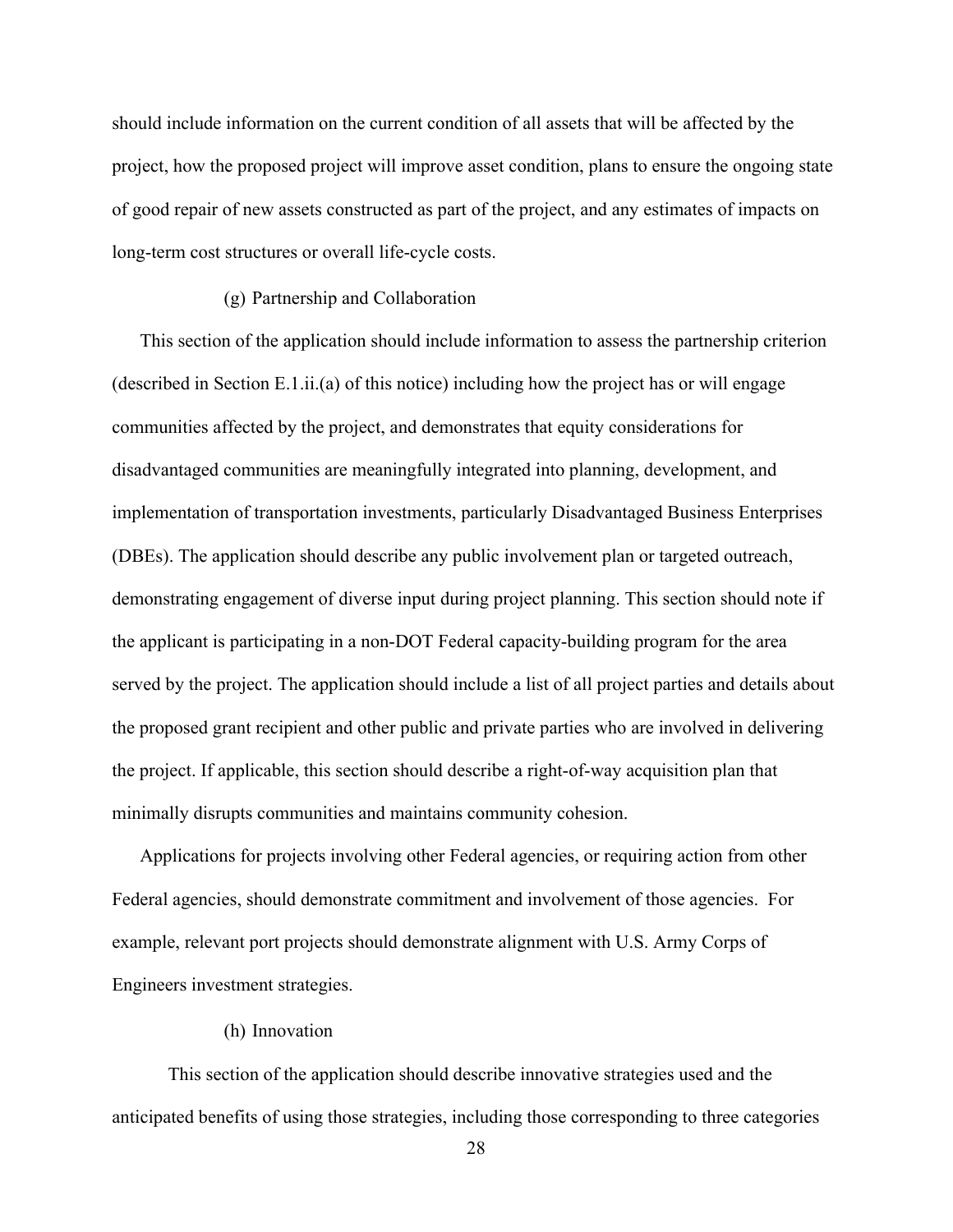should include information on the current condition of all assets that will be affected by the project, how the proposed project will improve asset condition, plans to ensure the ongoing state of good repair of new assets constructed as part of the project, and any estimates of impacts on long-term cost structures or overall life-cycle costs.

#### (g) Partnership and Collaboration

This section of the application should include information to assess the partnership criterion (described in Section E.1.ii.(a) of this notice) including how the project has or will engage communities affected by the project, and demonstrates that equity considerations for disadvantaged communities are meaningfully integrated into planning, development, and implementation of transportation investments, particularly Disadvantaged Business Enterprises (DBEs). The application should describe any public involvement plan or targeted outreach, demonstrating engagement of diverse input during project planning. This section should note if the applicant is participating in a non-DOT Federal capacity-building program for the area served by the project. The application should include a list of all project parties and details about the proposed grant recipient and other public and private parties who are involved in delivering the project. If applicable, this section should describe a right-of-way acquisition plan that minimally disrupts communities and maintains community cohesion.

Applications for projects involving other Federal agencies, or requiring action from other Federal agencies, should demonstrate commitment and involvement of those agencies. For example, relevant port projects should demonstrate alignment with U.S. Army Corps of Engineers investment strategies.

#### (h) Innovation

This section of the application should describe innovative strategies used and the anticipated benefits of using those strategies, including those corresponding to three categories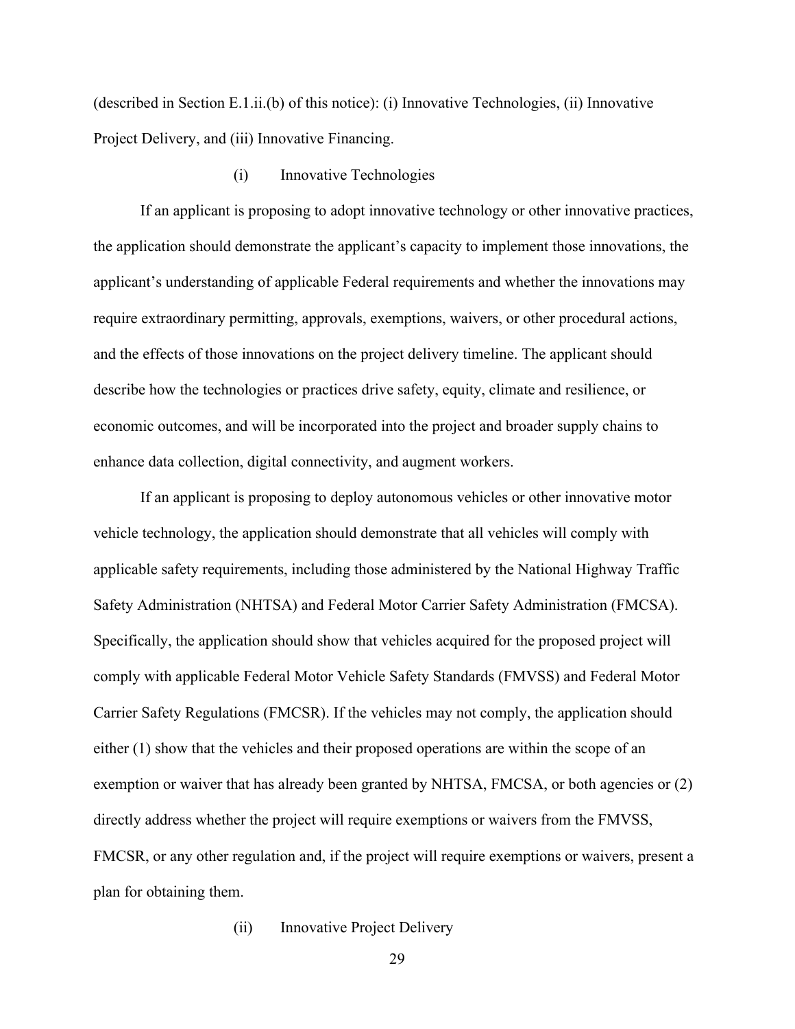(described in Section E.1.ii.(b) of this notice): (i) Innovative Technologies, (ii) Innovative Project Delivery, and (iii) Innovative Financing.

#### (i) Innovative Technologies

If an applicant is proposing to adopt innovative technology or other innovative practices, the application should demonstrate the applicant's capacity to implement those innovations, the applicant's understanding of applicable Federal requirements and whether the innovations may require extraordinary permitting, approvals, exemptions, waivers, or other procedural actions, and the effects of those innovations on the project delivery timeline. The applicant should describe how the technologies or practices drive safety, equity, climate and resilience, or economic outcomes, and will be incorporated into the project and broader supply chains to enhance data collection, digital connectivity, and augment workers.

If an applicant is proposing to deploy autonomous vehicles or other innovative motor vehicle technology, the application should demonstrate that all vehicles will comply with applicable safety requirements, including those administered by the National Highway Traffic Safety Administration (NHTSA) and Federal Motor Carrier Safety Administration (FMCSA). Specifically, the application should show that vehicles acquired for the proposed project will comply with applicable Federal Motor Vehicle Safety Standards (FMVSS) and Federal Motor Carrier Safety Regulations (FMCSR). If the vehicles may not comply, the application should either (1) show that the vehicles and their proposed operations are within the scope of an exemption or waiver that has already been granted by NHTSA, FMCSA, or both agencies or (2) directly address whether the project will require exemptions or waivers from the FMVSS, FMCSR, or any other regulation and, if the project will require exemptions or waivers, present a plan for obtaining them.

#### (ii) Innovative Project Delivery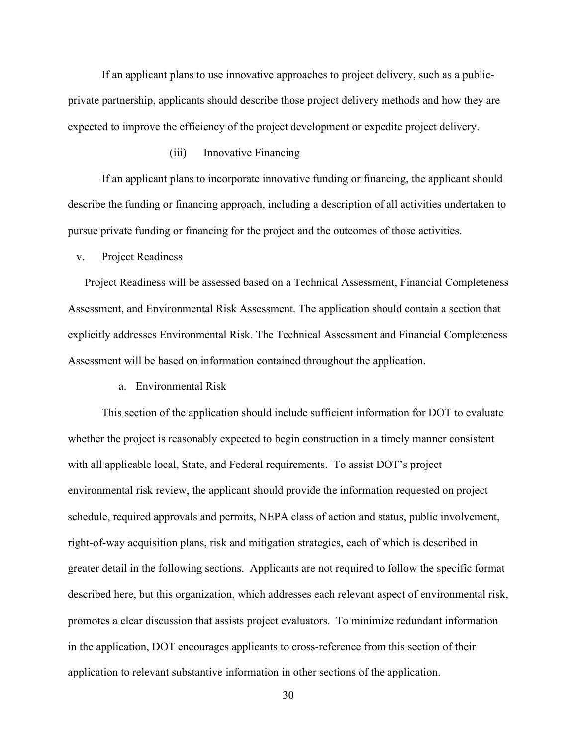If an applicant plans to use innovative approaches to project delivery, such as a public-private partnership, applicants should describe those project delivery methods and how they are expected to improve the efficiency of the project development or expedite project delivery.

#### (iii) Innovative Financing

If an applicant plans to incorporate innovative funding or financing, the applicant should describe the funding or financing approach, including a description of all activities undertaken to pursue private funding or financing for the project and the outcomes of those activities.

### v. Project Readiness

Project Readiness will be assessed based on a Technical Assessment, Financial Completeness Assessment, and Environmental Risk Assessment. The application should contain a section that explicitly addresses Environmental Risk. The Technical Assessment and Financial Completeness Assessment will be based on information contained throughout the application.

#### a. Environmental Risk

This section of the application should include sufficient information for DOT to evaluate whether the project is reasonably expected to begin construction in a timely manner consistent with all applicable local, State, and Federal requirements. To assist DOT's project environmental risk review, the applicant should provide the information requested on project schedule, required approvals and permits, NEPA class of action and status, public involvement, right-of-way acquisition plans, risk and mitigation strategies, each of which is described in greater detail in the following sections. Applicants are not required to follow the specific format described here, but this organization, which addresses each relevant aspect of environmental risk, promotes a clear discussion that assists project evaluators. To minimize redundant information in the application, DOT encourages applicants to cross-reference from this section of their application to relevant substantive information in other sections of the application.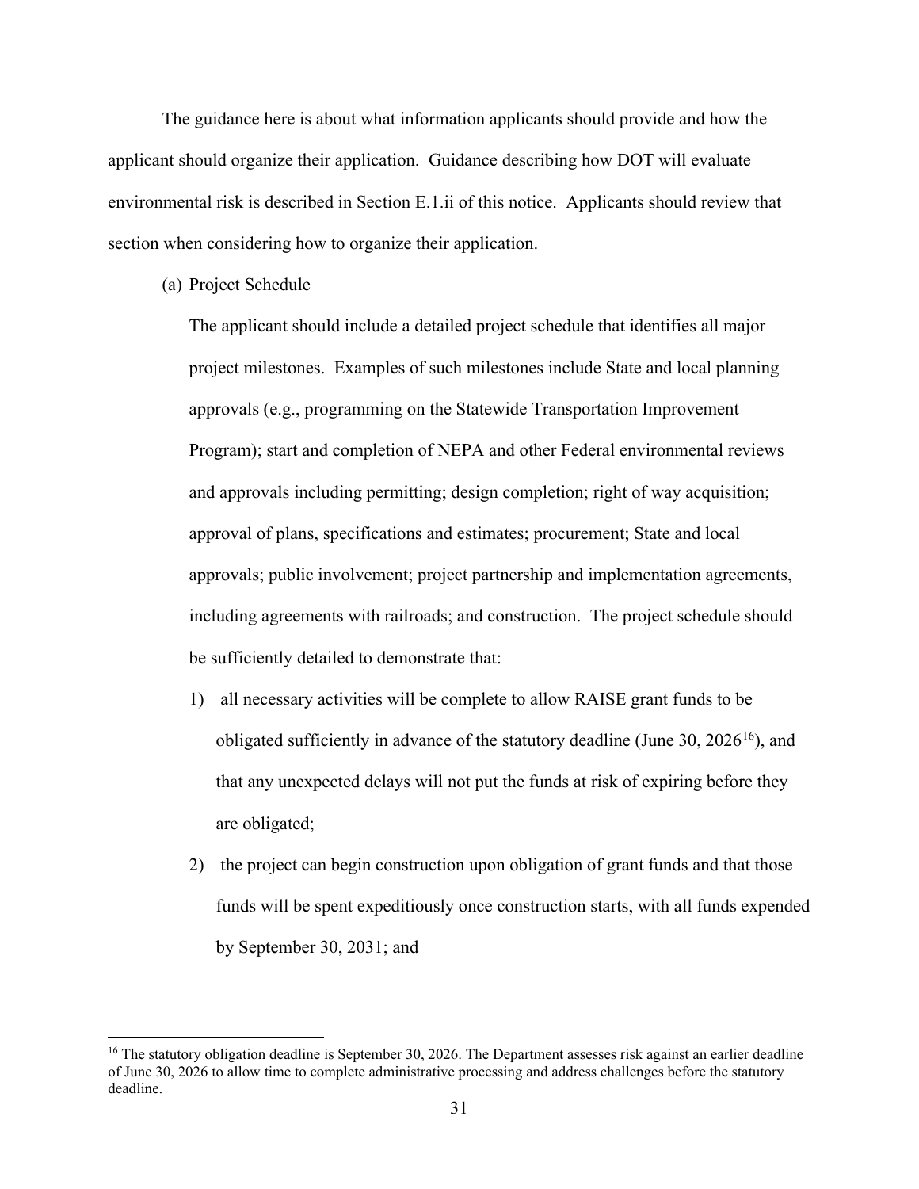The guidance here is about what information applicants should provide and how the applicant should organize their application. Guidance describing how DOT will evaluate environmental risk is described in Section E.1.ii of this notice. Applicants should review that section when considering how to organize their application.

(a) Project Schedule

The applicant should include a detailed project schedule that identifies all major project milestones. Examples of such milestones include State and local planning approvals (e.g., programming on the Statewide Transportation Improvement Program); start and completion of NEPA and other Federal environmental reviews and approvals including permitting; design completion; right of way acquisition; approval of plans, specifications and estimates; procurement; State and local approvals; public involvement; project partnership and implementation agreements, including agreements with railroads; and construction. The project schedule should be sufficiently detailed to demonstrate that:

1) all necessary activities will be complete to allow RAISE grant funds to be obligated sufficiently in advance of the statutory deadline (June 30, 2026[16]), and that any unexpected delays will not put the funds at risk of expiring before they are obligated;

2) the project can begin construction upon obligation of grant funds and that those funds will be spent expeditiously once construction starts, with all funds expended by September 30, 2031; and

[16] The statutory obligation deadline is September 30, 2026. The Department assesses risk against an earlier deadline of June 30, 2026 to allow time to complete administrative processing and address challenges before the statutory deadline.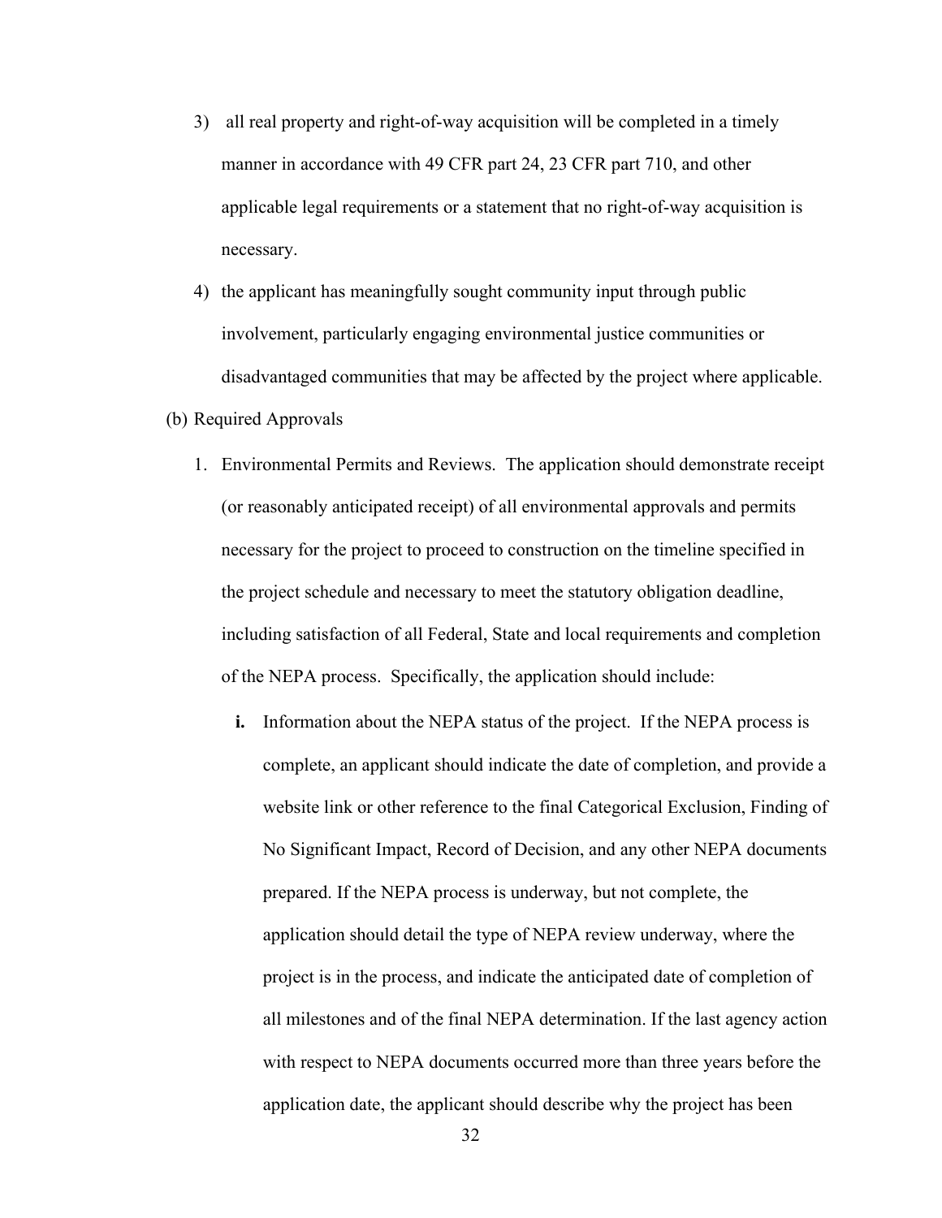3) all real property and right-of-way acquisition will be completed in a timely manner in accordance with 49 CFR part 24, 23 CFR part 710, and other applicable legal requirements or a statement that no right-of-way acquisition is necessary.

4) the applicant has meaningfully sought community input through public involvement, particularly engaging environmental justice communities or disadvantaged communities that may be affected by the project where applicable.

(b) Required Approvals

1. Environmental Permits and Reviews. The application should demonstrate receipt (or reasonably anticipated receipt) of all environmental approvals and permits necessary for the project to proceed to construction on the timeline specified in the project schedule and necessary to meet the statutory obligation deadline, including satisfaction of all Federal, State and local requirements and completion of the NEPA process. Specifically, the application should include:

   **i.** Information about the NEPA status of the project. If the NEPA process is complete, an applicant should indicate the date of completion, and provide a website link or other reference to the final Categorical Exclusion, Finding of No Significant Impact, Record of Decision, and any other NEPA documents prepared. If the NEPA process is underway, but not complete, the application should detail the type of NEPA review underway, where the project is in the process, and indicate the anticipated date of completion of all milestones and of the final NEPA determination. If the last agency action with respect to NEPA documents occurred more than three years before the application date, the applicant should describe why the project has been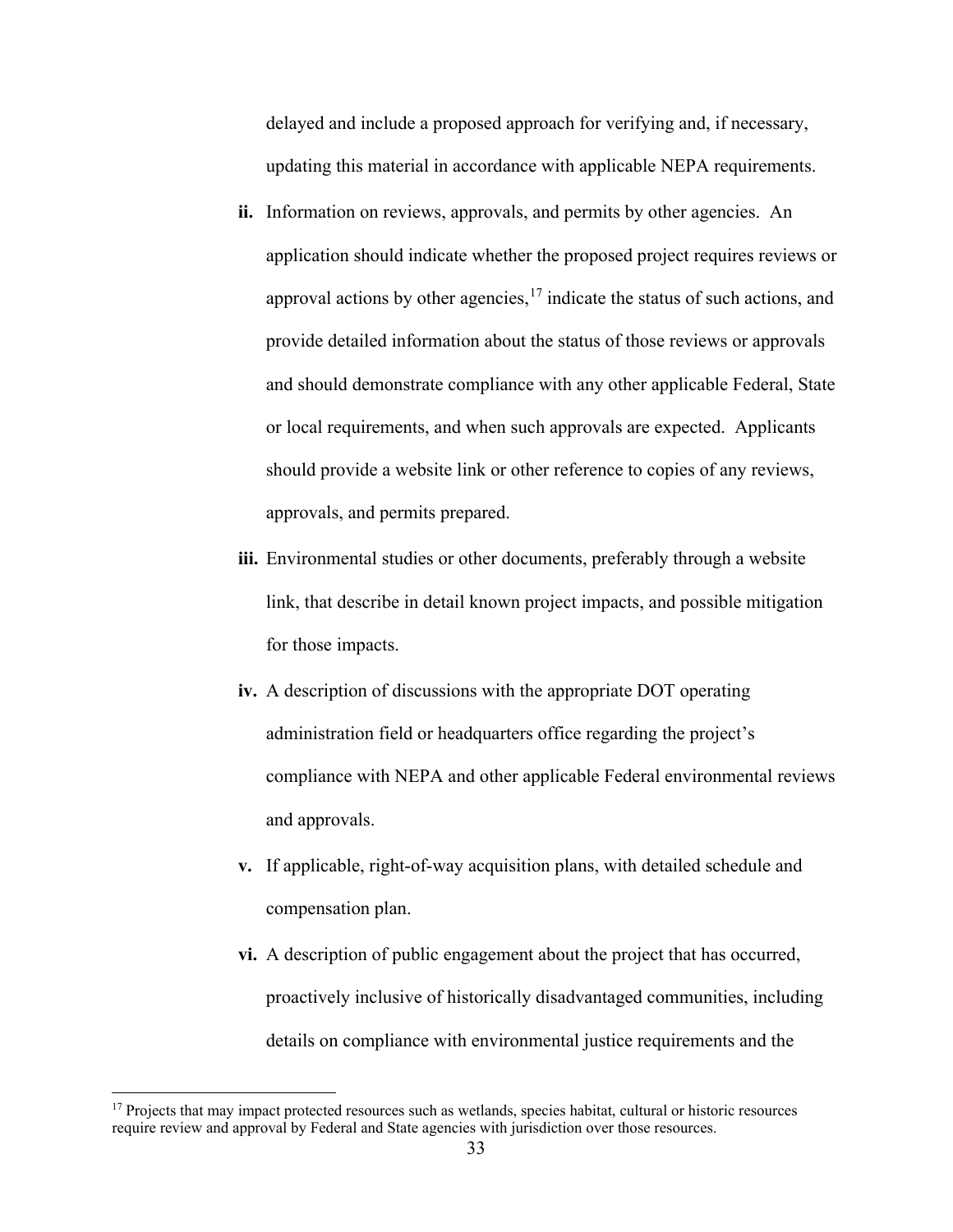delayed and include a proposed approach for verifying and, if necessary, updating this material in accordance with applicable NEPA requirements.

**ii.** Information on reviews, approvals, and permits by other agencies. An application should indicate whether the proposed project requires reviews or approval actions by other agencies,[17] indicate the status of such actions, and provide detailed information about the status of those reviews or approvals and should demonstrate compliance with any other applicable Federal, State or local requirements, and when such approvals are expected. Applicants should provide a website link or other reference to copies of any reviews, approvals, and permits prepared.

**iii.** Environmental studies or other documents, preferably through a website link, that describe in detail known project impacts, and possible mitigation for those impacts.

**iv.** A description of discussions with the appropriate DOT operating administration field or headquarters office regarding the project's compliance with NEPA and other applicable Federal environmental reviews and approvals.

**v.** If applicable, right-of-way acquisition plans, with detailed schedule and compensation plan.

**vi.** A description of public engagement about the project that has occurred, proactively inclusive of historically disadvantaged communities, including details on compliance with environmental justice requirements and the

[17] Projects that may impact protected resources such as wetlands, species habitat, cultural or historic resources require review and approval by Federal and State agencies with jurisdiction over those resources.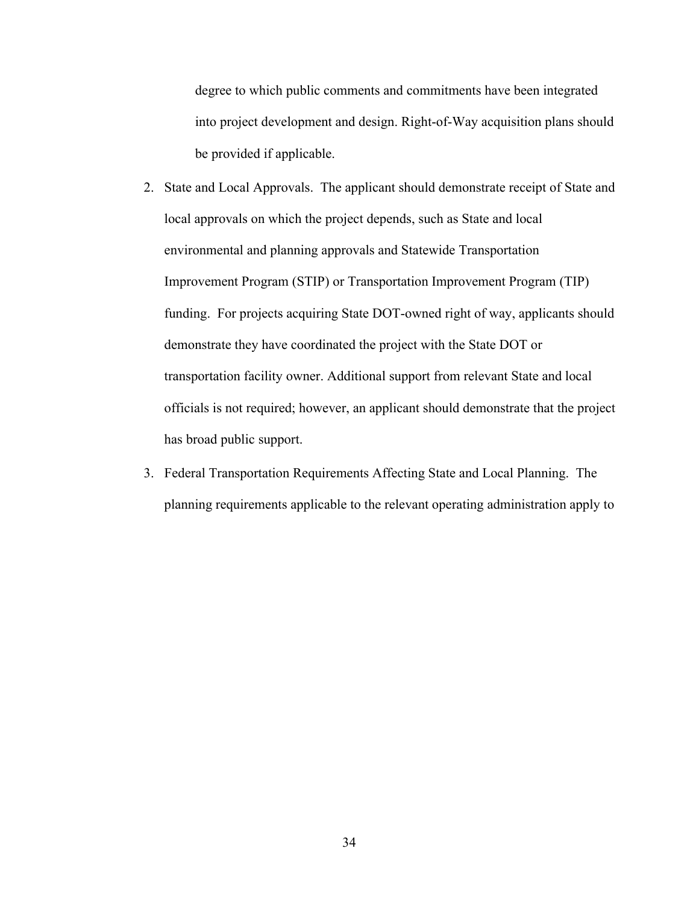degree to which public comments and commitments have been integrated into project development and design. Right-of-Way acquisition plans should be provided if applicable.

2. State and Local Approvals. The applicant should demonstrate receipt of State and local approvals on which the project depends, such as State and local environmental and planning approvals and Statewide Transportation Improvement Program (STIP) or Transportation Improvement Program (TIP) funding. For projects acquiring State DOT-owned right of way, applicants should demonstrate they have coordinated the project with the State DOT or transportation facility owner. Additional support from relevant State and local officials is not required; however, an applicant should demonstrate that the project has broad public support.

3. Federal Transportation Requirements Affecting State and Local Planning. The planning requirements applicable to the relevant operating administration apply to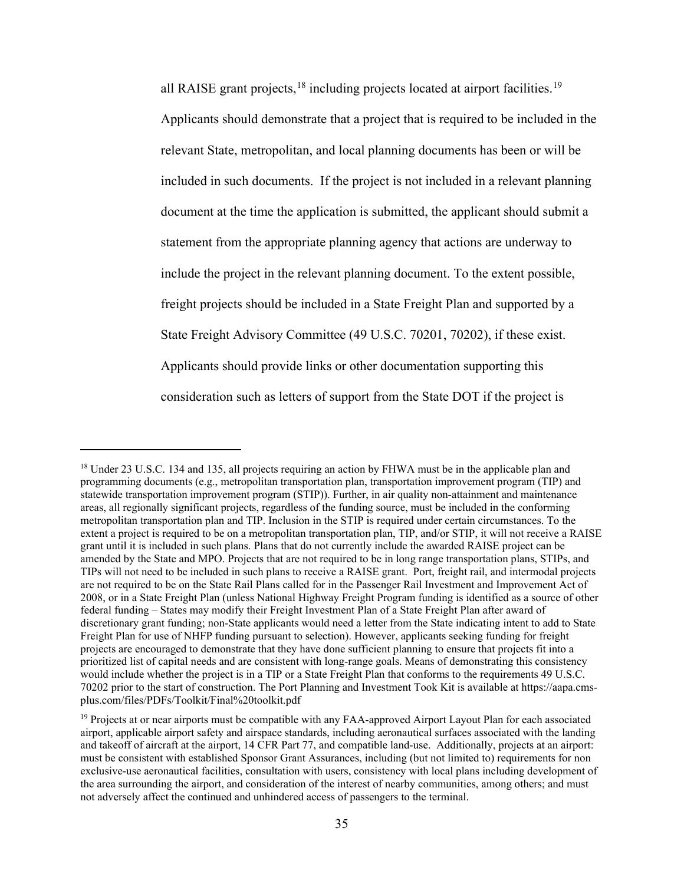all RAISE grant projects,[18] including projects located at airport facilities.[19] Applicants should demonstrate that a project that is required to be included in the relevant State, metropolitan, and local planning documents has been or will be included in such documents. If the project is not included in a relevant planning document at the time the application is submitted, the applicant should submit a statement from the appropriate planning agency that actions are underway to include the project in the relevant planning document. To the extent possible, freight projects should be included in a State Freight Plan and supported by a State Freight Advisory Committee (49 U.S.C. 70201, 70202), if these exist. Applicants should provide links or other documentation supporting this consideration such as letters of support from the State DOT if the project is

---

[18] Under 23 U.S.C. 134 and 135, all projects requiring an action by FHWA must be in the applicable plan and programming documents (e.g., metropolitan transportation plan, transportation improvement program (TIP) and statewide transportation improvement program (STIP)). Further, in air quality non-attainment and maintenance areas, all regionally significant projects, regardless of the funding source, must be included in the conforming metropolitan transportation plan and TIP. Inclusion in the STIP is required under certain circumstances. To the extent a project is required to be on a metropolitan transportation plan, TIP, and/or STIP, it will not receive a RAISE grant until it is included in such plans. Plans that do not currently include the awarded RAISE project can be amended by the State and MPO. Projects that are not required to be in long range transportation plans, STIPs, and TIPs will not need to be included in such plans to receive a RAISE grant. Port, freight rail, and intermodal projects are not required to be on the State Rail Plans called for in the Passenger Rail Investment and Improvement Act of 2008, or in a State Freight Plan (unless National Highway Freight Program funding is identified as a source of other federal funding – States may modify their Freight Investment Plan of a State Freight Plan after award of discretionary grant funding; non-State applicants would need a letter from the State indicating intent to add to State Freight Plan for use of NHFP funding pursuant to selection). However, applicants seeking funding for freight projects are encouraged to demonstrate that they have done sufficient planning to ensure that projects fit into a prioritized list of capital needs and are consistent with long-range goals. Means of demonstrating this consistency would include whether the project is in a TIP or a State Freight Plan that conforms to the requirements 49 U.S.C. 70202 prior to the start of construction. The Port Planning and Investment Took Kit is available at https://aapa.cms-plus.com/files/PDFs/Toolkit/Final%20toolkit.pdf

[19] Projects at or near airports must be compatible with any FAA-approved Airport Layout Plan for each associated airport, applicable airport safety and airspace standards, including aeronautical surfaces associated with the landing and takeoff of aircraft at the airport, 14 CFR Part 77, and compatible land-use. Additionally, projects at an airport: must be consistent with established Sponsor Grant Assurances, including (but not limited to) requirements for non exclusive-use aeronautical facilities, consultation with users, consistency with local plans including development of the area surrounding the airport, and consideration of the interest of nearby communities, among others; and must not adversely affect the continued and unhindered access of passengers to the terminal.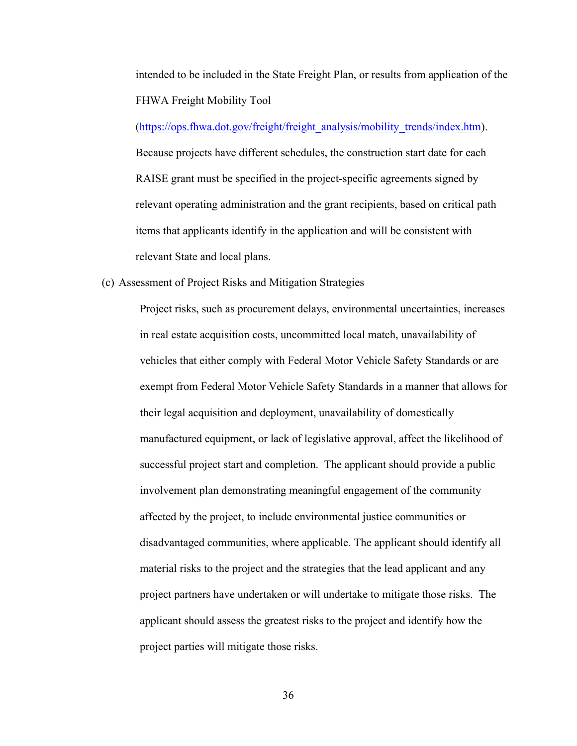intended to be included in the State Freight Plan, or results from application of the FHWA Freight Mobility Tool (https://ops.fhwa.dot.gov/freight/freight_analysis/mobility_trends/index.htm). Because projects have different schedules, the construction start date for each RAISE grant must be specified in the project-specific agreements signed by relevant operating administration and the grant recipients, based on critical path items that applicants identify in the application and will be consistent with relevant State and local plans.

(c) Assessment of Project Risks and Mitigation Strategies

Project risks, such as procurement delays, environmental uncertainties, increases in real estate acquisition costs, uncommitted local match, unavailability of vehicles that either comply with Federal Motor Vehicle Safety Standards or are exempt from Federal Motor Vehicle Safety Standards in a manner that allows for their legal acquisition and deployment, unavailability of domestically manufactured equipment, or lack of legislative approval, affect the likelihood of successful project start and completion. The applicant should provide a public involvement plan demonstrating meaningful engagement of the community affected by the project, to include environmental justice communities or disadvantaged communities, where applicable. The applicant should identify all material risks to the project and the strategies that the lead applicant and any project partners have undertaken or will undertake to mitigate those risks. The applicant should assess the greatest risks to the project and identify how the project parties will mitigate those risks.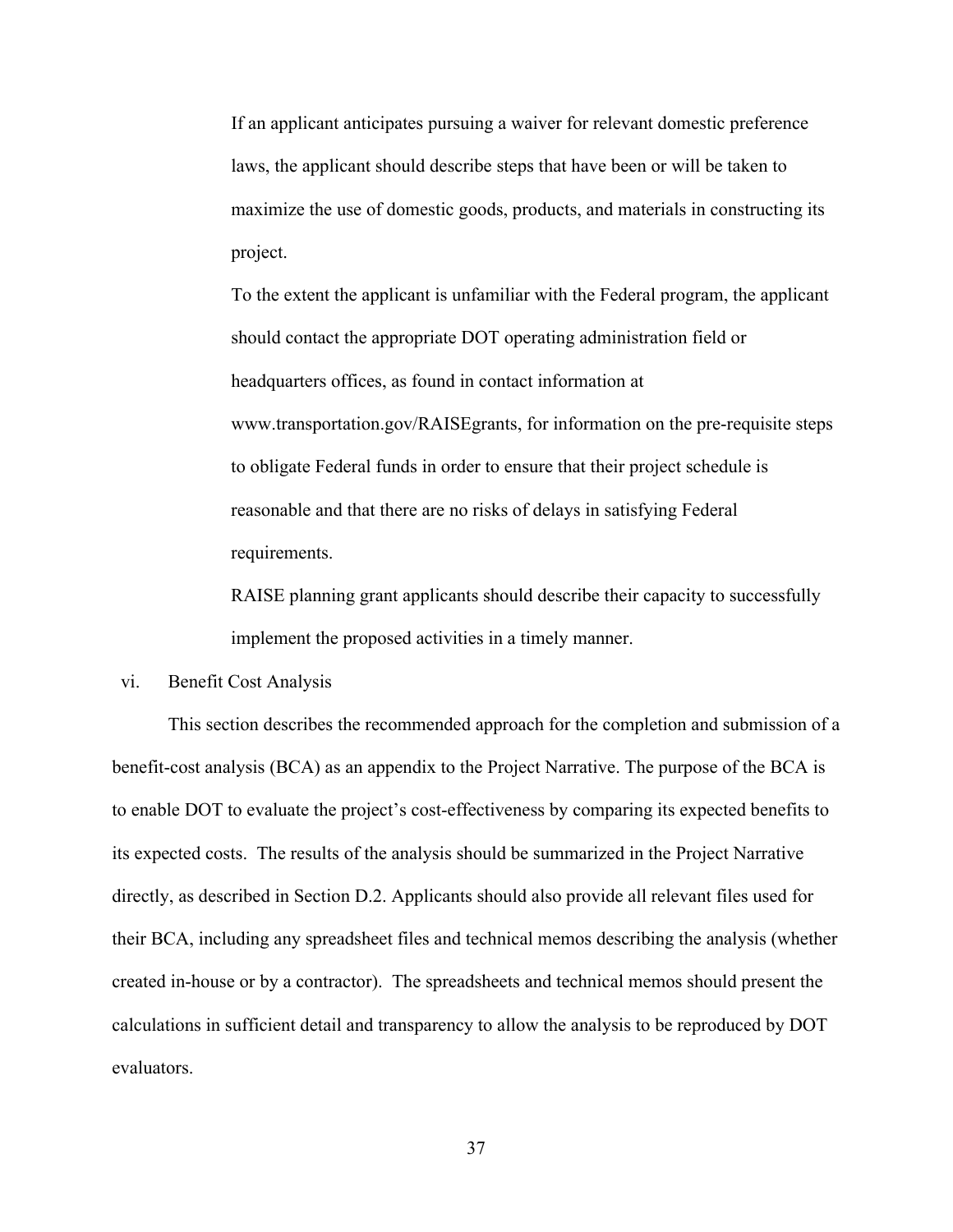If an applicant anticipates pursuing a waiver for relevant domestic preference laws, the applicant should describe steps that have been or will be taken to maximize the use of domestic goods, products, and materials in constructing its project.

To the extent the applicant is unfamiliar with the Federal program, the applicant should contact the appropriate DOT operating administration field or headquarters offices, as found in contact information at www.transportation.gov/RAISEgrants, for information on the pre-requisite steps to obligate Federal funds in order to ensure that their project schedule is reasonable and that there are no risks of delays in satisfying Federal requirements.

RAISE planning grant applicants should describe their capacity to successfully implement the proposed activities in a timely manner.

vi. Benefit Cost Analysis

This section describes the recommended approach for the completion and submission of a benefit-cost analysis (BCA) as an appendix to the Project Narrative. The purpose of the BCA is to enable DOT to evaluate the project's cost-effectiveness by comparing its expected benefits to its expected costs. The results of the analysis should be summarized in the Project Narrative directly, as described in Section D.2. Applicants should also provide all relevant files used for their BCA, including any spreadsheet files and technical memos describing the analysis (whether created in-house or by a contractor). The spreadsheets and technical memos should present the calculations in sufficient detail and transparency to allow the analysis to be reproduced by DOT evaluators.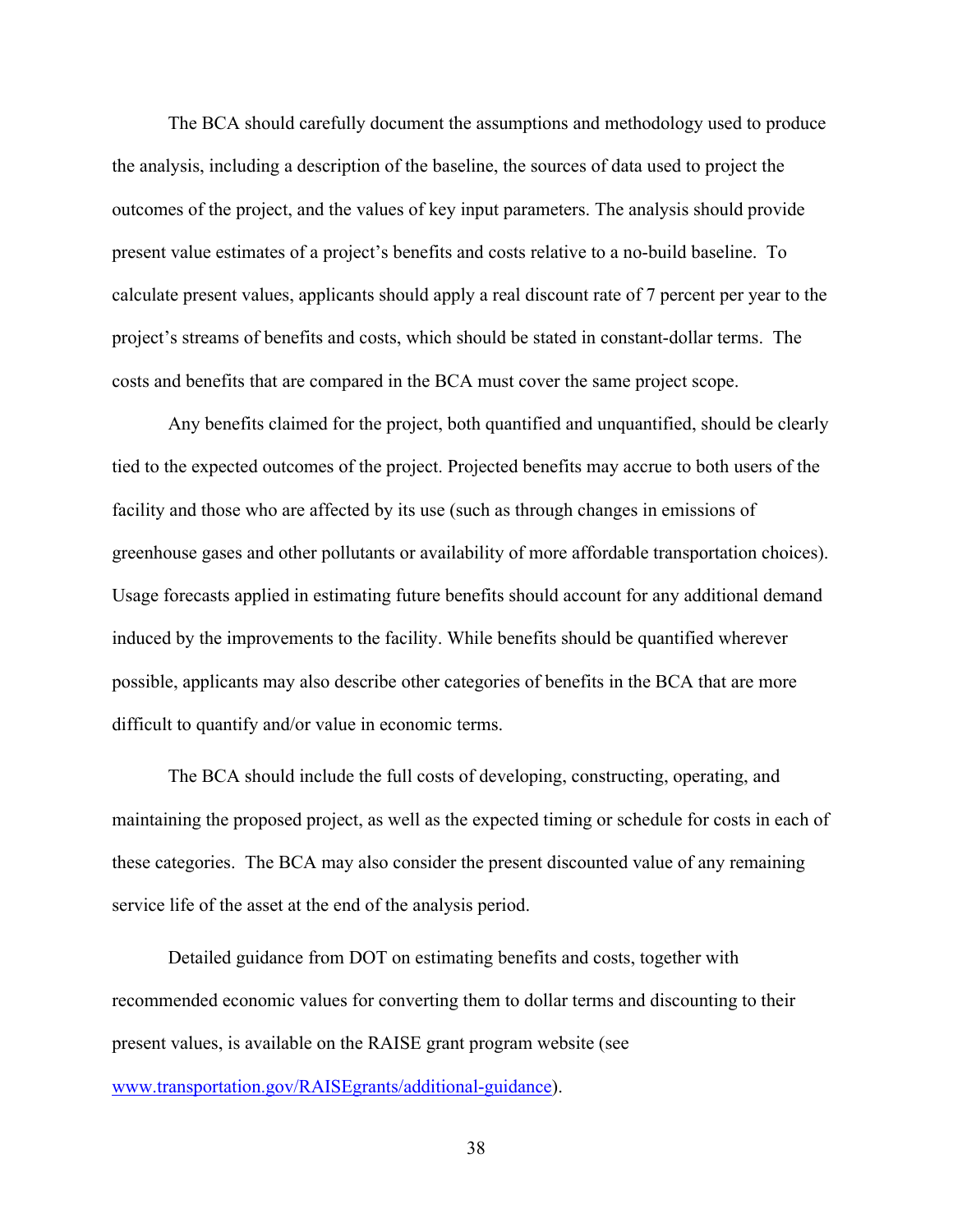The BCA should carefully document the assumptions and methodology used to produce the analysis, including a description of the baseline, the sources of data used to project the outcomes of the project, and the values of key input parameters. The analysis should provide present value estimates of a project's benefits and costs relative to a no-build baseline. To calculate present values, applicants should apply a real discount rate of 7 percent per year to the project's streams of benefits and costs, which should be stated in constant-dollar terms. The costs and benefits that are compared in the BCA must cover the same project scope.

Any benefits claimed for the project, both quantified and unquantified, should be clearly tied to the expected outcomes of the project. Projected benefits may accrue to both users of the facility and those who are affected by its use (such as through changes in emissions of greenhouse gases and other pollutants or availability of more affordable transportation choices). Usage forecasts applied in estimating future benefits should account for any additional demand induced by the improvements to the facility. While benefits should be quantified wherever possible, applicants may also describe other categories of benefits in the BCA that are more difficult to quantify and/or value in economic terms.

The BCA should include the full costs of developing, constructing, operating, and maintaining the proposed project, as well as the expected timing or schedule for costs in each of these categories. The BCA may also consider the present discounted value of any remaining service life of the asset at the end of the analysis period.

Detailed guidance from DOT on estimating benefits and costs, together with recommended economic values for converting them to dollar terms and discounting to their present values, is available on the RAISE grant program website (see www.transportation.gov/RAISEgrants/additional-guidance).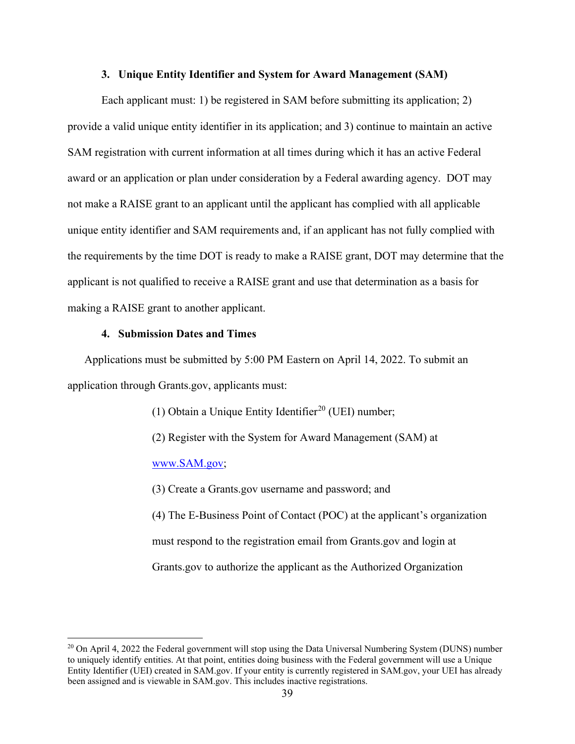### 3. Unique Entity Identifier and System for Award Management (SAM)

Each applicant must: 1) be registered in SAM before submitting its application; 2) provide a valid unique entity identifier in its application; and 3) continue to maintain an active SAM registration with current information at all times during which it has an active Federal award or an application or plan under consideration by a Federal awarding agency. DOT may not make a RAISE grant to an applicant until the applicant has complied with all applicable unique entity identifier and SAM requirements and, if an applicant has not fully complied with the requirements by the time DOT is ready to make a RAISE grant, DOT may determine that the applicant is not qualified to receive a RAISE grant and use that determination as a basis for making a RAISE grant to another applicant.

### 4. Submission Dates and Times

Applications must be submitted by 5:00 PM Eastern on April 14, 2022. To submit an application through Grants.gov, applicants must:

(1) Obtain a Unique Entity Identifier[20] (UEI) number;

(2) Register with the System for Award Management (SAM) at [www.SAM.gov](www.SAM.gov);

(3) Create a Grants.gov username and password; and

(4) The E-Business Point of Contact (POC) at the applicant's organization must respond to the registration email from Grants.gov and login at Grants.gov to authorize the applicant as the Authorized Organization

[20] On April 4, 2022 the Federal government will stop using the Data Universal Numbering System (DUNS) number to uniquely identify entities. At that point, entities doing business with the Federal government will use a Unique Entity Identifier (UEI) created in SAM.gov. If your entity is currently registered in SAM.gov, your UEI has already been assigned and is viewable in SAM.gov. This includes inactive registrations.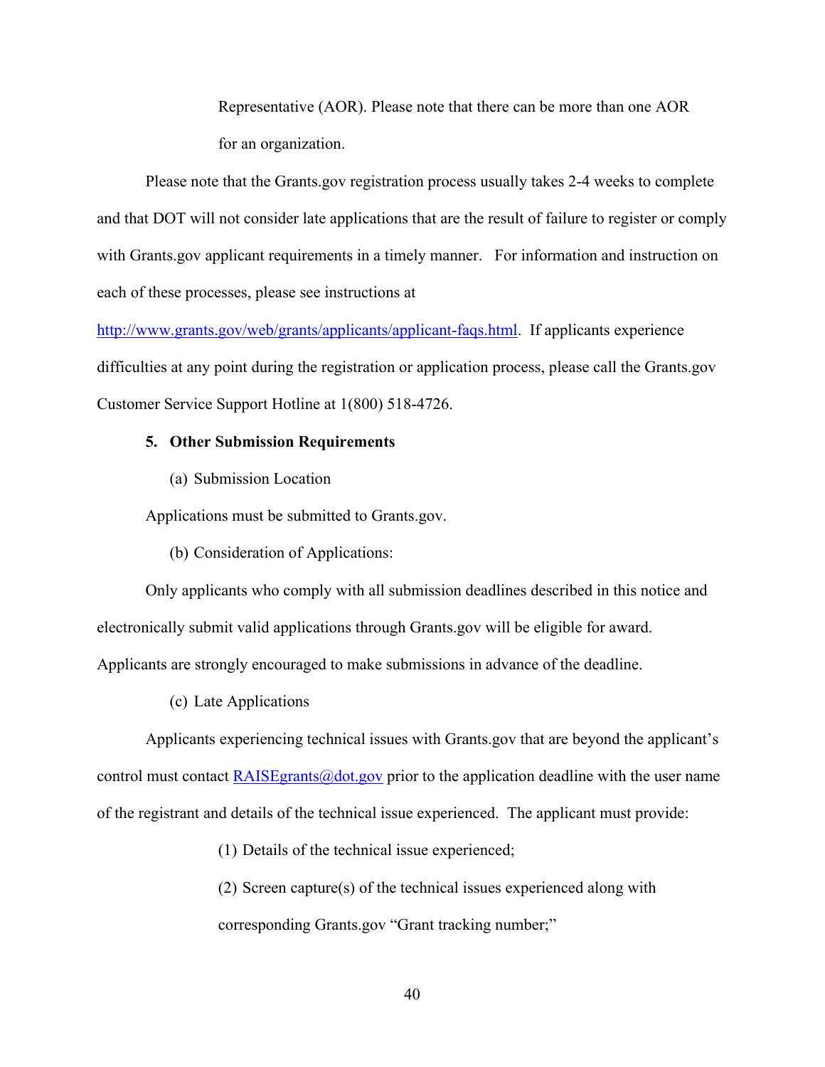Representative (AOR). Please note that there can be more than one AOR for an organization.

Please note that the Grants.gov registration process usually takes 2-4 weeks to complete and that DOT will not consider late applications that are the result of failure to register or comply with Grants.gov applicant requirements in a timely manner. For information and instruction on each of these processes, please see instructions at http://www.grants.gov/web/grants/applicants/applicant-faqs.html. If applicants experience difficulties at any point during the registration or application process, please call the Grants.gov Customer Service Support Hotline at 1(800) 518-4726.

**5. Other Submission Requirements**

(a) Submission Location

Applications must be submitted to Grants.gov.

(b) Consideration of Applications:

Only applicants who comply with all submission deadlines described in this notice and electronically submit valid applications through Grants.gov will be eligible for award. Applicants are strongly encouraged to make submissions in advance of the deadline.

(c) Late Applications

Applicants experiencing technical issues with Grants.gov that are beyond the applicant's control must contact RAISEgrants@dot.gov prior to the application deadline with the user name of the registrant and details of the technical issue experienced. The applicant must provide:

(1) Details of the technical issue experienced;

(2) Screen capture(s) of the technical issues experienced along with corresponding Grants.gov "Grant tracking number;"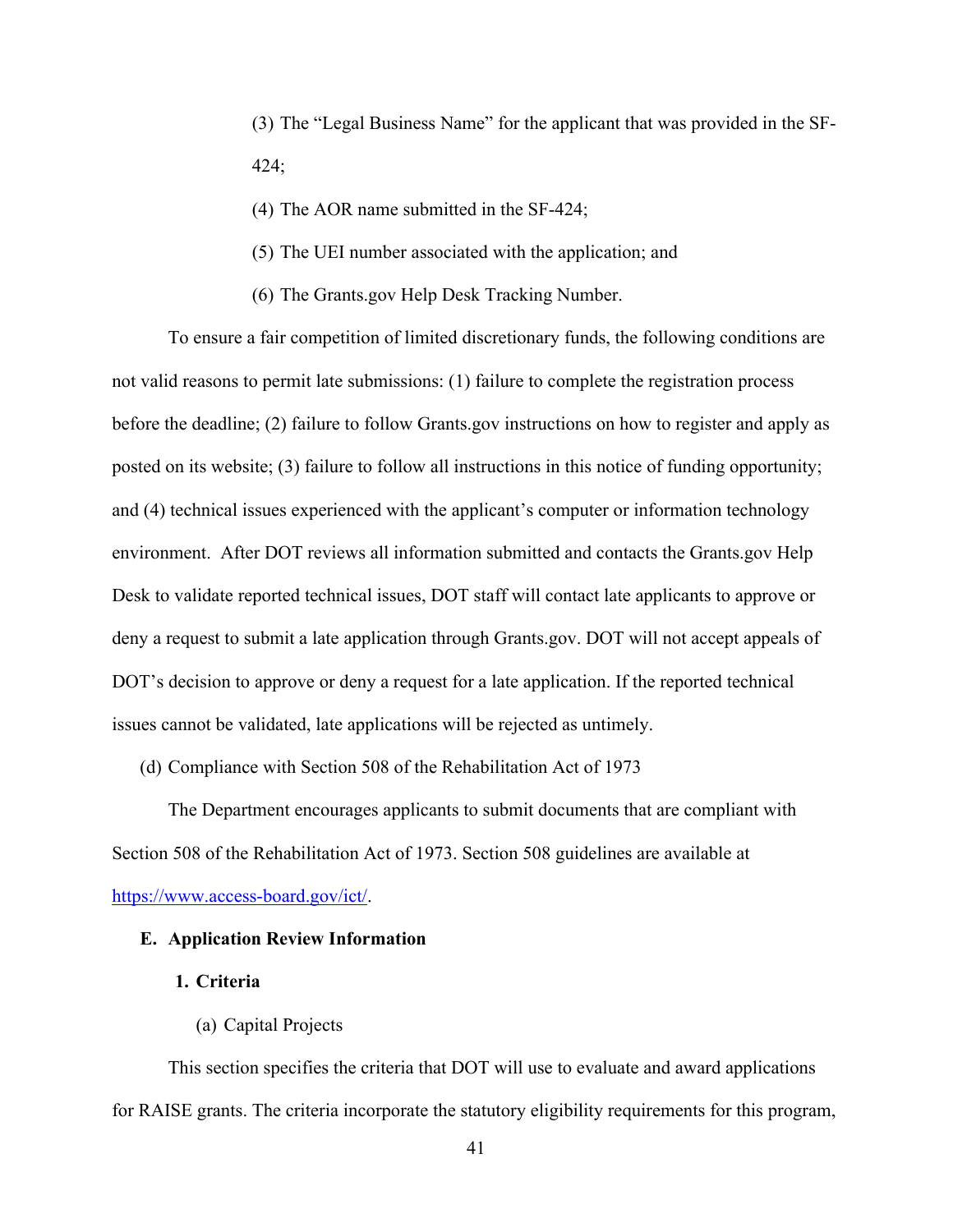(3) The "Legal Business Name" for the applicant that was provided in the SF-424;

(4) The AOR name submitted in the SF-424;

(5) The UEI number associated with the application; and

(6) The Grants.gov Help Desk Tracking Number.

To ensure a fair competition of limited discretionary funds, the following conditions are not valid reasons to permit late submissions: (1) failure to complete the registration process before the deadline; (2) failure to follow Grants.gov instructions on how to register and apply as posted on its website; (3) failure to follow all instructions in this notice of funding opportunity; and (4) technical issues experienced with the applicant's computer or information technology environment. After DOT reviews all information submitted and contacts the Grants.gov Help Desk to validate reported technical issues, DOT staff will contact late applicants to approve or deny a request to submit a late application through Grants.gov. DOT will not accept appeals of DOT's decision to approve or deny a request for a late application. If the reported technical issues cannot be validated, late applications will be rejected as untimely.

(d) Compliance with Section 508 of the Rehabilitation Act of 1973

The Department encourages applicants to submit documents that are compliant with Section 508 of the Rehabilitation Act of 1973. Section 508 guidelines are available at https://www.access-board.gov/ict/.

## E. Application Review Information

### 1. Criteria

(a) Capital Projects

This section specifies the criteria that DOT will use to evaluate and award applications for RAISE grants. The criteria incorporate the statutory eligibility requirements for this program,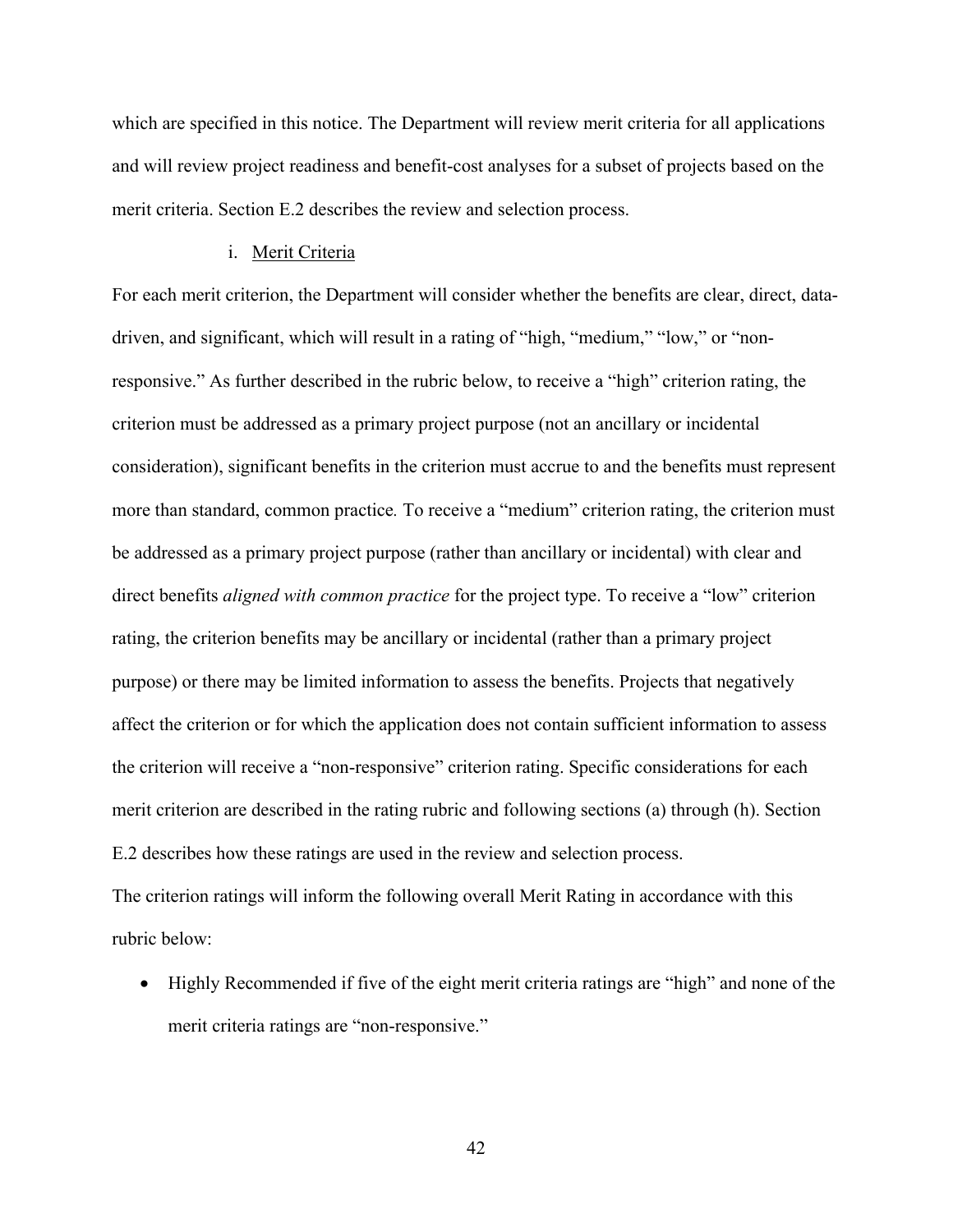which are specified in this notice. The Department will review merit criteria for all applications and will review project readiness and benefit-cost analyses for a subset of projects based on the merit criteria. Section E.2 describes the review and selection process.

i. Merit Criteria

For each merit criterion, the Department will consider whether the benefits are clear, direct, data-driven, and significant, which will result in a rating of "high, "medium," "low," or "non-responsive." As further described in the rubric below, to receive a "high" criterion rating, the criterion must be addressed as a primary project purpose (not an ancillary or incidental consideration), significant benefits in the criterion must accrue to and the benefits must represent more than standard, common practice. To receive a "medium" criterion rating, the criterion must be addressed as a primary project purpose (rather than ancillary or incidental) with clear and direct benefits *aligned with common practice* for the project type. To receive a "low" criterion rating, the criterion benefits may be ancillary or incidental (rather than a primary project purpose) or there may be limited information to assess the benefits. Projects that negatively affect the criterion or for which the application does not contain sufficient information to assess the criterion will receive a "non-responsive" criterion rating. Specific considerations for each merit criterion are described in the rating rubric and following sections (a) through (h). Section E.2 describes how these ratings are used in the review and selection process.

The criterion ratings will inform the following overall Merit Rating in accordance with this rubric below:

- Highly Recommended if five of the eight merit criteria ratings are "high" and none of the merit criteria ratings are "non-responsive."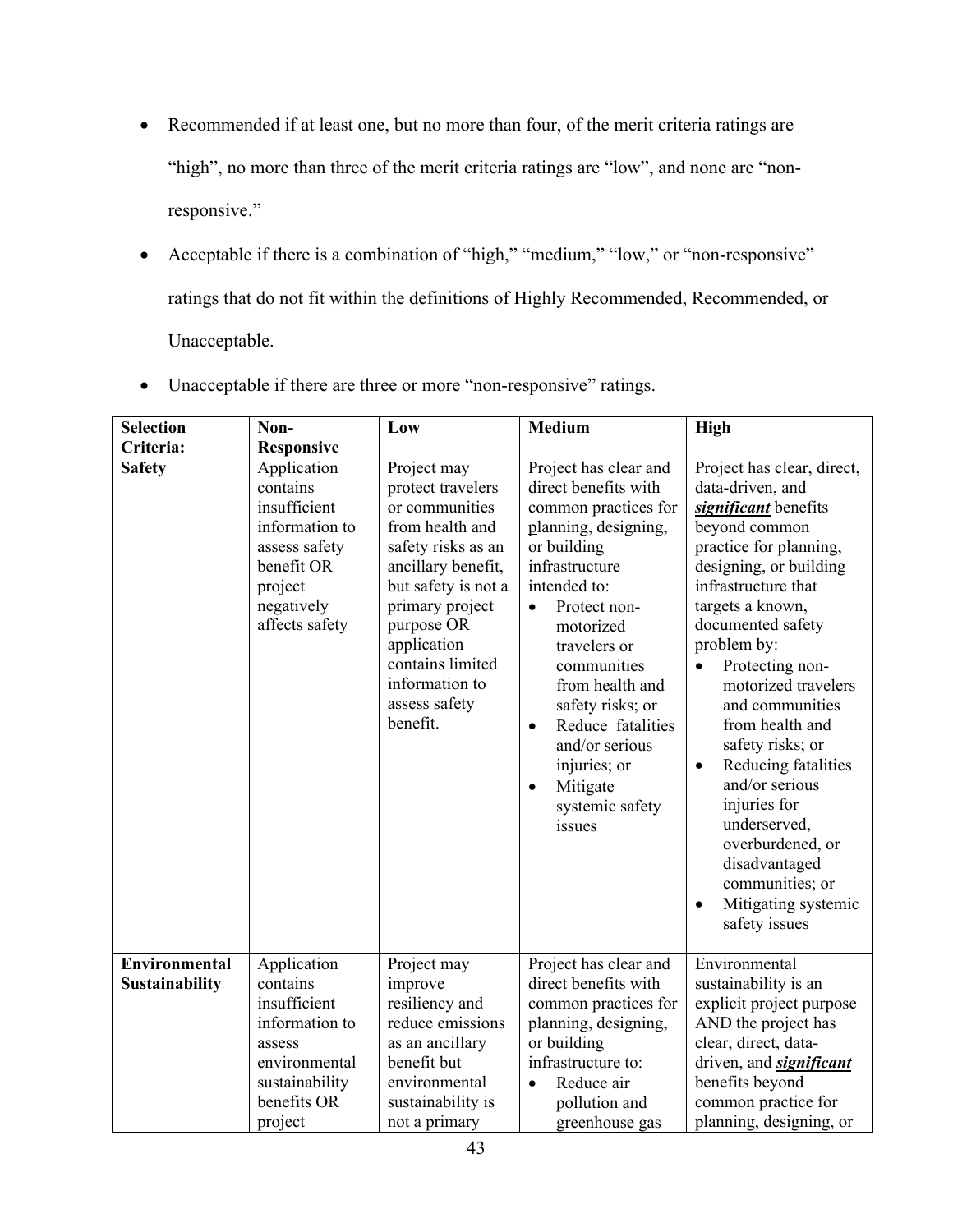- Recommended if at least one, but no more than four, of the merit criteria ratings are "high", no more than three of the merit criteria ratings are "low", and none are "non-responsive."
- Acceptable if there is a combination of "high," "medium," "low," or "non-responsive" ratings that do not fit within the definitions of Highly Recommended, Recommended, or Unacceptable.
- Unacceptable if there are three or more "non-responsive" ratings.

| Selection Criteria: | Non-Responsive | Low | Medium | High |
|---|---|---|---|---|
| **Safety** | Application contains insufficient information to assess safety benefit OR project negatively affects safety | Project may protect travelers or communities from health and safety risks as an ancillary benefit, but safety is not a primary project purpose OR application contains limited information to assess safety benefit. | Project has clear and direct benefits with common practices for planning, designing, or building infrastructure intended to: <br>• Protect non-motorized travelers or communities from health and safety risks; or <br>• Reduce fatalities and/or serious injuries; or <br>• Mitigate systemic safety issues | Project has clear, direct, data-driven, and ***significant*** benefits beyond common practice for planning, designing, or building infrastructure that targets a known, documented safety problem by: <br>• Protecting non-motorized travelers and communities from health and safety risks; or <br>• Reducing fatalities and/or serious injuries for underserved, overburdened, or disadvantaged communities; or <br>• Mitigating systemic safety issues |
| **Environmental Sustainability** | Application contains insufficient information to assess environmental sustainability benefits OR project | Project may improve resiliency and reduce emissions as an ancillary benefit but environmental sustainability is not a primary | Project has clear and direct benefits with common practices for planning, designing, or building infrastructure to: <br>• Reduce air pollution and greenhouse gas | Environmental sustainability is an explicit project purpose AND the project has clear, direct, data-driven, and ***significant*** benefits beyond common practice for planning, designing, or |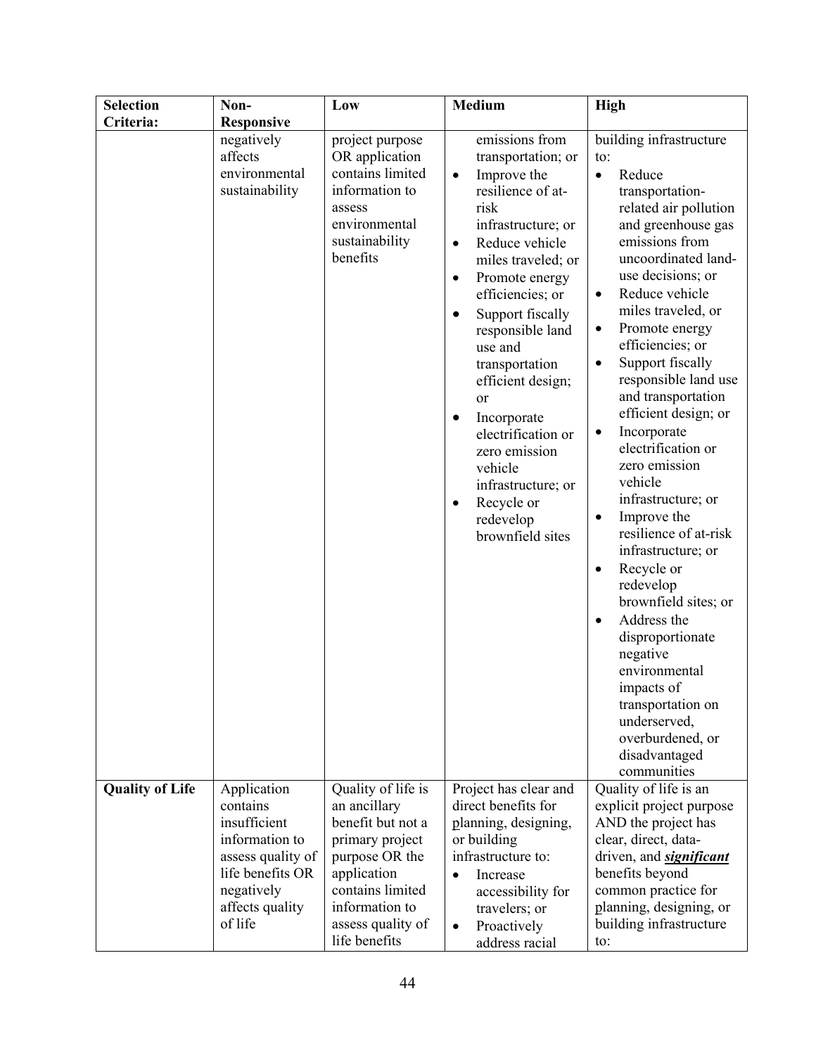| Selection Criteria: | Non-Responsive | Low | Medium | High |
|---|---|---|---|---|
| | negatively affects environmental sustainability | project purpose OR application contains limited information to assess environmental sustainability benefits | emissions from transportation; or<br>• Improve the resilience of at-risk infrastructure; or<br>• Reduce vehicle miles traveled; or<br>• Promote energy efficiencies; or<br>• Support fiscally responsible land use and transportation efficient design; or<br>• Incorporate electrification or zero emission vehicle infrastructure; or<br>• Recycle or redevelop brownfield sites | building infrastructure to:<br>• Reduce transportation-related air pollution and greenhouse gas emissions from uncoordinated land-use decisions; or<br>• Reduce vehicle miles traveled, or<br>• Promote energy efficiencies; or<br>• Support fiscally responsible land use and transportation efficient design; or<br>• Incorporate electrification or zero emission vehicle infrastructure; or<br>• Improve the resilience of at-risk infrastructure; or<br>• Recycle or redevelop brownfield sites; or<br>• Address the disproportionate negative environmental impacts of transportation on underserved, overburdened, or disadvantaged communities |
| **Quality of Life** | Application contains insufficient information to assess quality of life benefits OR negatively affects quality of life | Quality of life is an ancillary benefit but not a primary project purpose OR the application contains limited information to assess quality of life benefits | Project has clear and direct benefits for planning, designing, or building infrastructure to:<br>• Increase accessibility for travelers; or<br>• Proactively address racial | Quality of life is an explicit project purpose AND the project has clear, direct, data-driven, and ***significant*** benefits beyond common practice for planning, designing, or building infrastructure to: |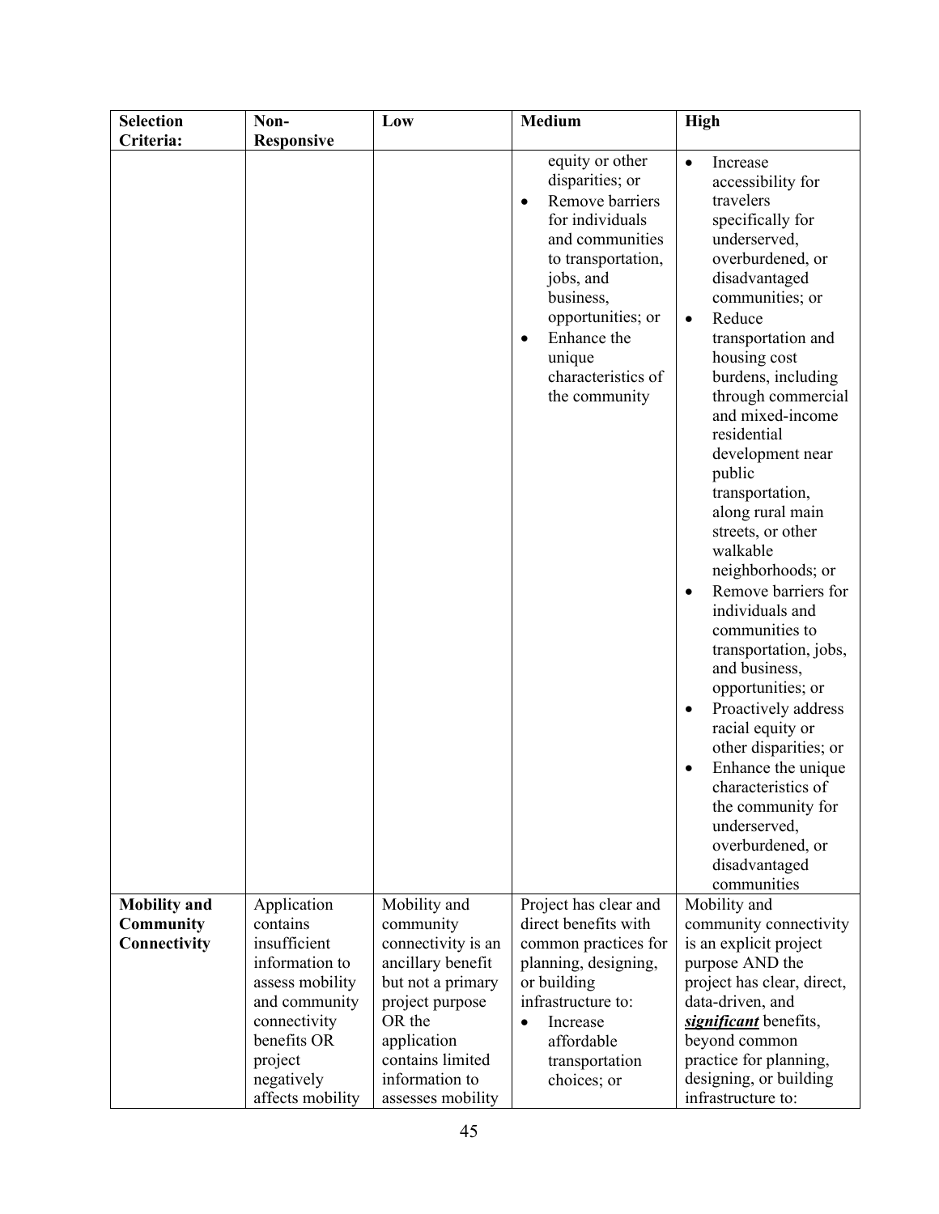| Selection Criteria: | Non-Responsive | Low | Medium | High |
|---|---|---|---|---|
| | | | equity or other disparities; or<br>• Remove barriers for individuals and communities to transportation, jobs, and business, opportunities; or<br>• Enhance the unique characteristics of the community | • Increase accessibility for travelers specifically for underserved, overburdened, or disadvantaged communities; or<br>• Reduce transportation and housing cost burdens, including through commercial and mixed-income residential development near public transportation, along rural main streets, or other walkable neighborhoods; or<br>• Remove barriers for individuals and communities to transportation, jobs, and business, opportunities; or<br>• Proactively address racial equity or other disparities; or<br>• Enhance the unique characteristics of the community for underserved, overburdened, or disadvantaged communities |
| **Mobility and Community Connectivity** | Application contains insufficient information to assess mobility and community connectivity benefits OR project negatively affects mobility | Mobility and community connectivity is an ancillary benefit but not a primary project purpose OR the application contains limited information to assesses mobility | Project has clear and direct benefits with common practices for planning, designing, or building infrastructure to:<br>• Increase affordable transportation choices; or | Mobility and community connectivity is an explicit project purpose AND the project has clear, direct, data-driven, and ***significant*** benefits, beyond common practice for planning, designing, or building infrastructure to: |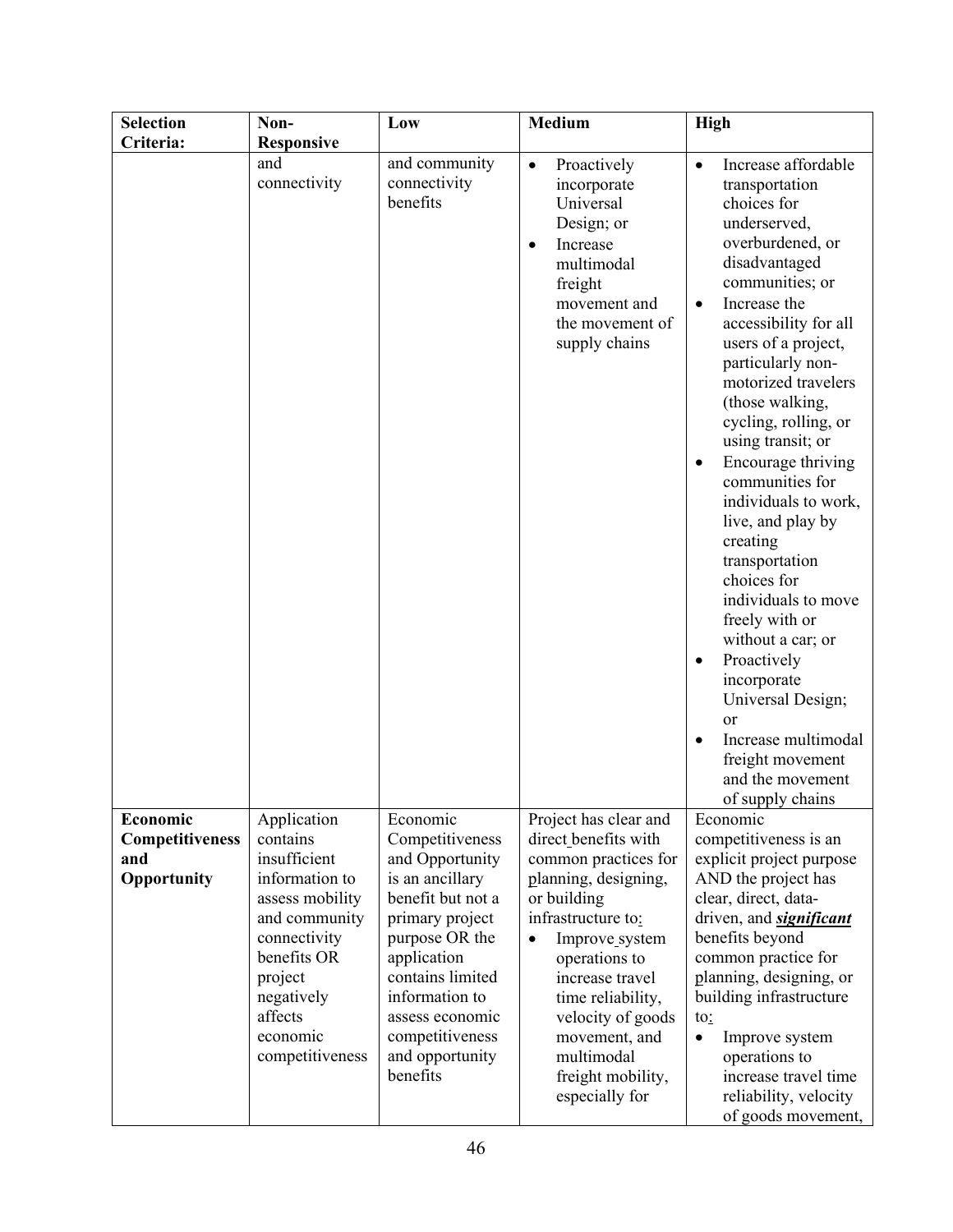| Selection Criteria: | Non-Responsive | Low | Medium | High |
|---|---|---|---|---|
| | and connectivity | and community connectivity benefits | • Proactively incorporate Universal Design; or<br>• Increase multimodal freight movement and the movement of supply chains | • Increase affordable transportation choices for underserved, overburdened, or disadvantaged communities; or<br>• Increase the accessibility for all users of a project, particularly non-motorized travelers (those walking, cycling, rolling, or using transit; or<br>• Encourage thriving communities for individuals to work, live, and play by creating transportation choices for individuals to move freely with or without a car; or<br>• Proactively incorporate Universal Design; or<br>• Increase multimodal freight movement and the movement of supply chains |
| **Economic Competitiveness and Opportunity** | Application contains insufficient information to assess mobility and community connectivity benefits OR project negatively affects economic competitiveness | Economic Competitiveness and Opportunity is an ancillary benefit but not a primary project purpose OR the application contains limited information to assess economic competitiveness and opportunity benefits | Project has clear and direct benefits with common practices for planning, designing, or building infrastructure to:<br>• Improve system operations to increase travel time reliability, velocity of goods movement, and multimodal freight mobility, especially for | Economic competitiveness is an explicit project purpose AND the project has clear, direct, data-driven, and ***significant*** benefits beyond common practice for planning, designing, or building infrastructure to:<br>• Improve system operations to increase travel time reliability, velocity of goods movement, |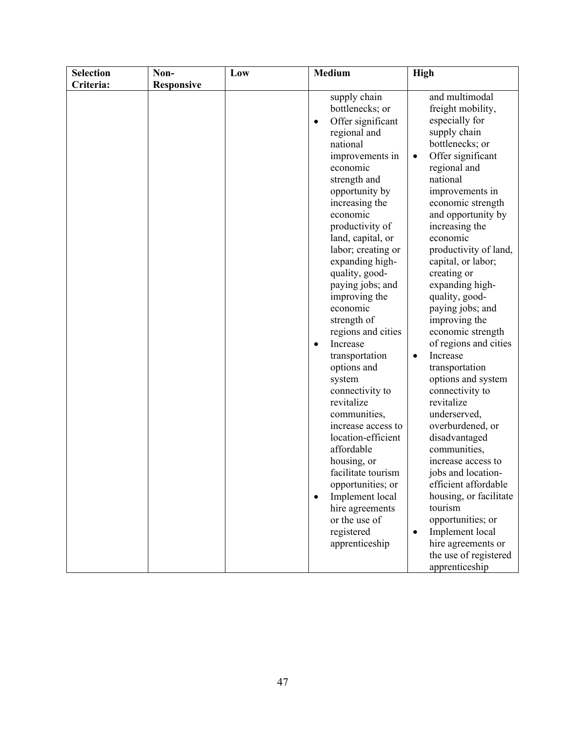| Selection Criteria: | Non-Responsive | Low | Medium | High |
|---|---|---|---|---|
| | | | supply chain bottlenecks; or<br>• Offer significant regional and national improvements in economic strength and opportunity by increasing the economic productivity of land, capital, or labor; creating or expanding high-quality, good-paying jobs; and improving the economic strength of regions and cities<br>• Increase transportation options and system connectivity to revitalize communities, increase access to location-efficient affordable housing, or facilitate tourism opportunities; or<br>• Implement local hire agreements or the use of registered apprenticeship | and multimodal freight mobility, especially for supply chain bottlenecks; or<br>• Offer significant regional and national improvements in economic strength and opportunity by increasing the economic productivity of land, capital, or labor; creating or expanding high-quality, good-paying jobs; and improving the economic strength of regions and cities<br>• Increase transportation options and system connectivity to revitalize underserved, overburdened, or disadvantaged communities, increase access to jobs and location-efficient affordable housing, or facilitate tourism opportunities; or<br>• Implement local hire agreements or the use of registered apprenticeship |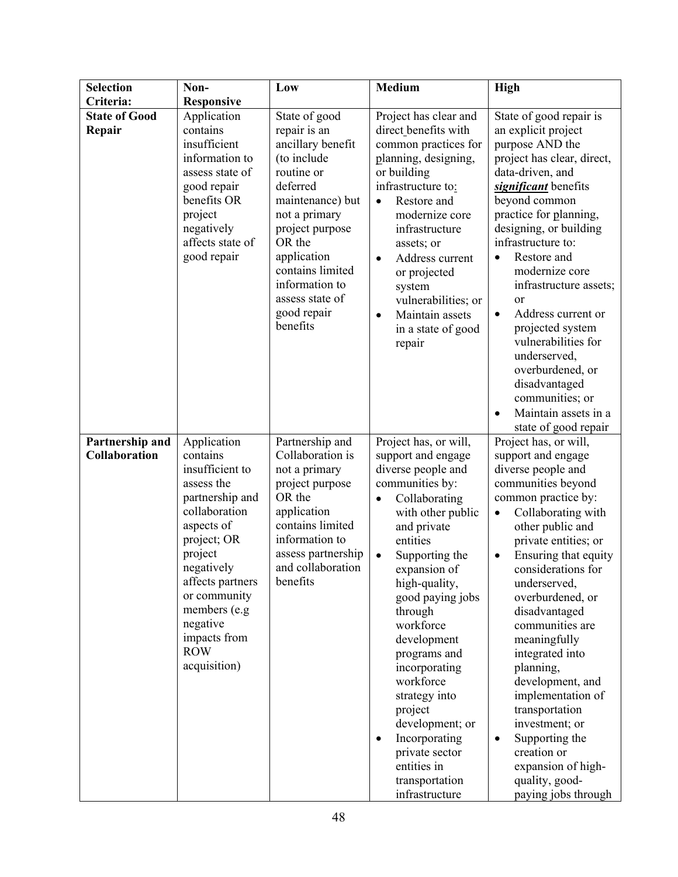| Selection Criteria: | Non-Responsive | Low | Medium | High |
|---|---|---|---|---|
| **State of Good Repair** | Application contains insufficient information to assess state of good repair benefits OR project negatively affects state of good repair | State of good repair is an ancillary benefit (to include routine or deferred maintenance) but not a primary project purpose OR the application contains limited information to assess state of good repair benefits | Project has clear and direct benefits with common practices for planning, designing, or building infrastructure to: <br>• Restore and modernize core infrastructure assets; or <br>• Address current or projected system vulnerabilities; or <br>• Maintain assets in a state of good repair | State of good repair is an explicit project purpose AND the project has clear, direct, data-driven, and ***significant*** benefits beyond common practice for planning, designing, or building infrastructure to: <br>• Restore and modernize core infrastructure assets; or <br>• Address current or projected system vulnerabilities for underserved, overburdened, or disadvantaged communities; or <br>• Maintain assets in a state of good repair |
| **Partnership and Collaboration** | Application contains insufficient to assess the partnership and collaboration aspects of project; OR project negatively affects partners or community members (e.g negative impacts from ROW acquisition) | Partnership and Collaboration is not a primary project purpose OR the application contains limited information to assess partnership and collaboration benefits | Project has, or will, support and engage diverse people and communities by: <br>• Collaborating with other public and private entities <br>• Supporting the expansion of high-quality, good paying jobs through workforce development programs and incorporating workforce strategy into project development; or <br>• Incorporating private sector entities in transportation infrastructure | Project has, or will, support and engage diverse people and communities beyond common practice by: <br>• Collaborating with other public and private entities; or <br>• Ensuring that equity considerations for underserved, overburdened, or disadvantaged communities are meaningfully integrated into planning, development, and implementation of transportation investment; or <br>• Supporting the creation or expansion of high-quality, good-paying jobs through |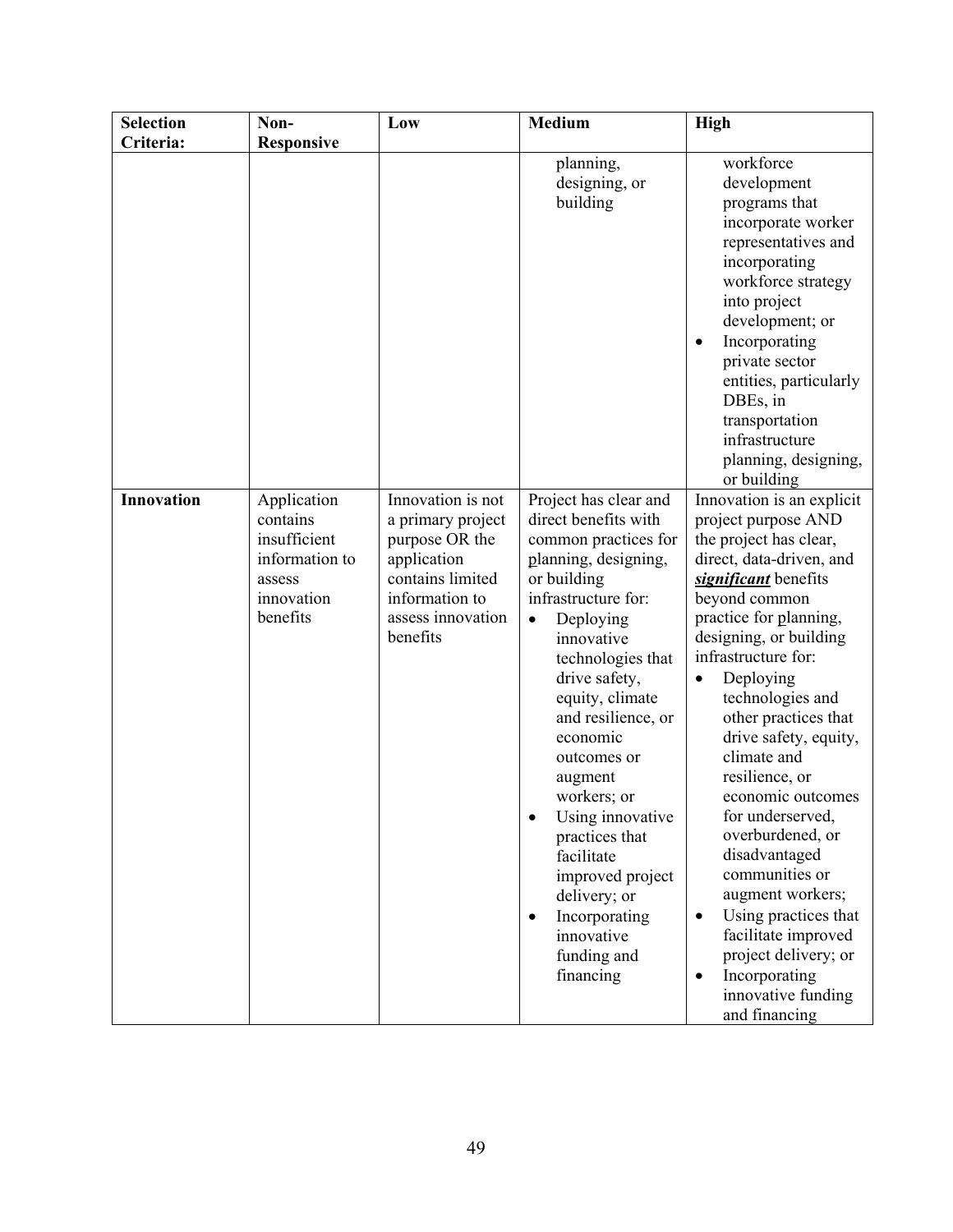| Selection Criteria: | Non-Responsive | Low | Medium | High |
|---|---|---|---|---|
| | | | planning, designing, or building | workforce development programs that incorporate worker representatives and incorporating workforce strategy into project development; or<br>• Incorporating private sector entities, particularly DBEs, in transportation infrastructure planning, designing, or building |
| **Innovation** | Application contains insufficient information to assess innovation benefits | Innovation is not a primary project purpose OR the application contains limited information to assess innovation benefits | Project has clear and direct benefits with common practices for planning, designing, or building infrastructure for:<br>• Deploying innovative technologies that drive safety, equity, climate and resilience, or economic outcomes or augment workers; or<br>• Using innovative practices that facilitate improved project delivery; or<br>• Incorporating innovative funding and financing | Innovation is an explicit project purpose AND the project has clear, direct, data-driven, and ***significant*** benefits beyond common practice for planning, designing, or building infrastructure for:<br>• Deploying technologies and other practices that drive safety, equity, climate and resilience, or economic outcomes for underserved, overburdened, or disadvantaged communities or augment workers;<br>• Using practices that facilitate improved project delivery; or<br>• Incorporating innovative funding and financing |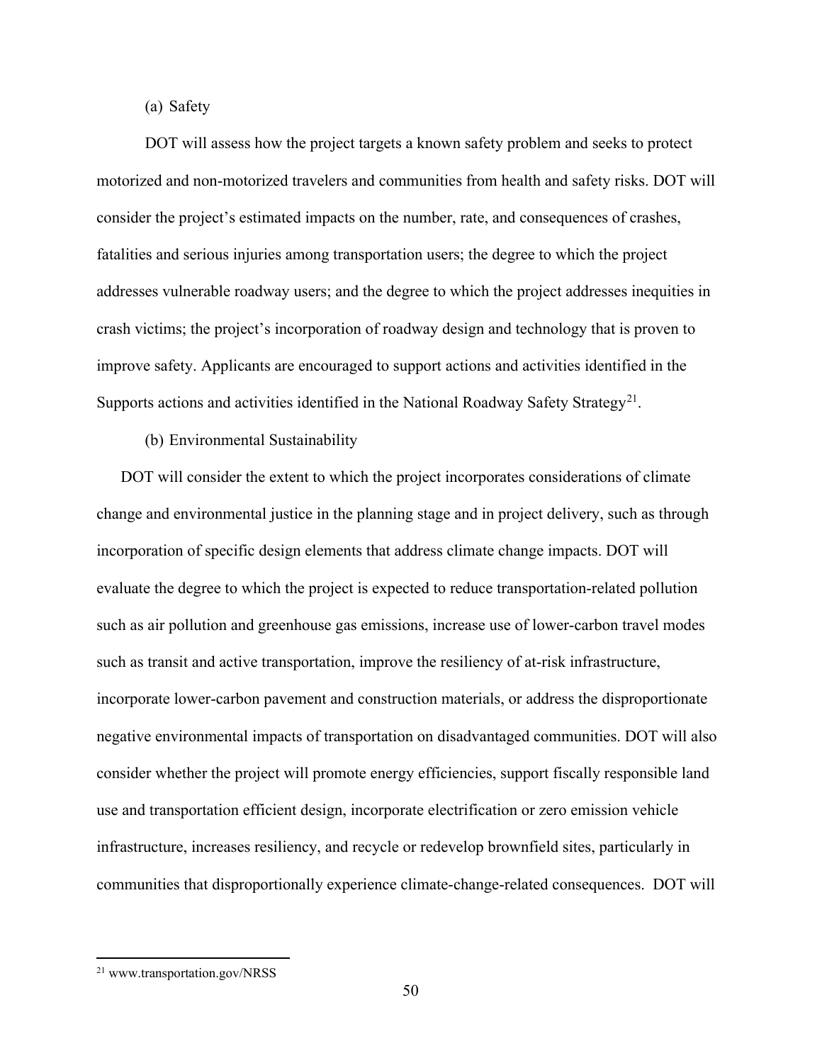(a) Safety

DOT will assess how the project targets a known safety problem and seeks to protect motorized and non-motorized travelers and communities from health and safety risks. DOT will consider the project's estimated impacts on the number, rate, and consequences of crashes, fatalities and serious injuries among transportation users; the degree to which the project addresses vulnerable roadway users; and the degree to which the project addresses inequities in crash victims; the project's incorporation of roadway design and technology that is proven to improve safety. Applicants are encouraged to support actions and activities identified in the Supports actions and activities identified in the National Roadway Safety Strategy[21].

(b) Environmental Sustainability

DOT will consider the extent to which the project incorporates considerations of climate change and environmental justice in the planning stage and in project delivery, such as through incorporation of specific design elements that address climate change impacts. DOT will evaluate the degree to which the project is expected to reduce transportation-related pollution such as air pollution and greenhouse gas emissions, increase use of lower-carbon travel modes such as transit and active transportation, improve the resiliency of at-risk infrastructure, incorporate lower-carbon pavement and construction materials, or address the disproportionate negative environmental impacts of transportation on disadvantaged communities. DOT will also consider whether the project will promote energy efficiencies, support fiscally responsible land use and transportation efficient design, incorporate electrification or zero emission vehicle infrastructure, increases resiliency, and recycle or redevelop brownfield sites, particularly in communities that disproportionally experience climate-change-related consequences. DOT will

[21] www.transportation.gov/NRSS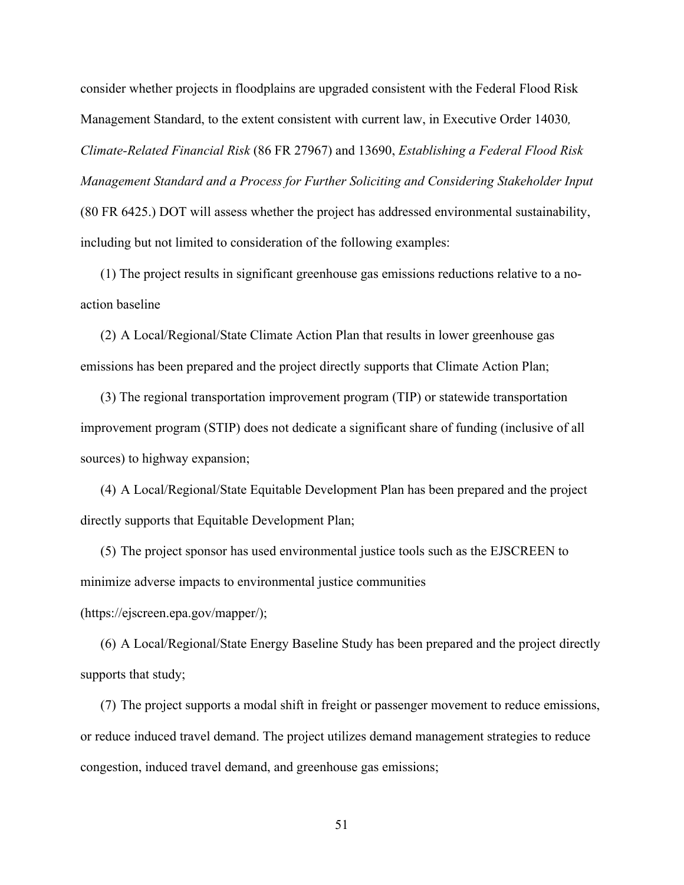consider whether projects in floodplains are upgraded consistent with the Federal Flood Risk Management Standard, to the extent consistent with current law, in Executive Order 14030*, Climate-Related Financial Risk* (86 FR 27967) and 13690, *Establishing a Federal Flood Risk Management Standard and a Process for Further Soliciting and Considering Stakeholder Input* (80 FR 6425.) DOT will assess whether the project has addressed environmental sustainability, including but not limited to consideration of the following examples:

(1) The project results in significant greenhouse gas emissions reductions relative to a no-action baseline

(2) A Local/Regional/State Climate Action Plan that results in lower greenhouse gas emissions has been prepared and the project directly supports that Climate Action Plan;

(3) The regional transportation improvement program (TIP) or statewide transportation improvement program (STIP) does not dedicate a significant share of funding (inclusive of all sources) to highway expansion;

(4) A Local/Regional/State Equitable Development Plan has been prepared and the project directly supports that Equitable Development Plan;

(5) The project sponsor has used environmental justice tools such as the EJSCREEN to minimize adverse impacts to environmental justice communities (https://ejscreen.epa.gov/mapper/);

(6) A Local/Regional/State Energy Baseline Study has been prepared and the project directly supports that study;

(7) The project supports a modal shift in freight or passenger movement to reduce emissions, or reduce induced travel demand. The project utilizes demand management strategies to reduce congestion, induced travel demand, and greenhouse gas emissions;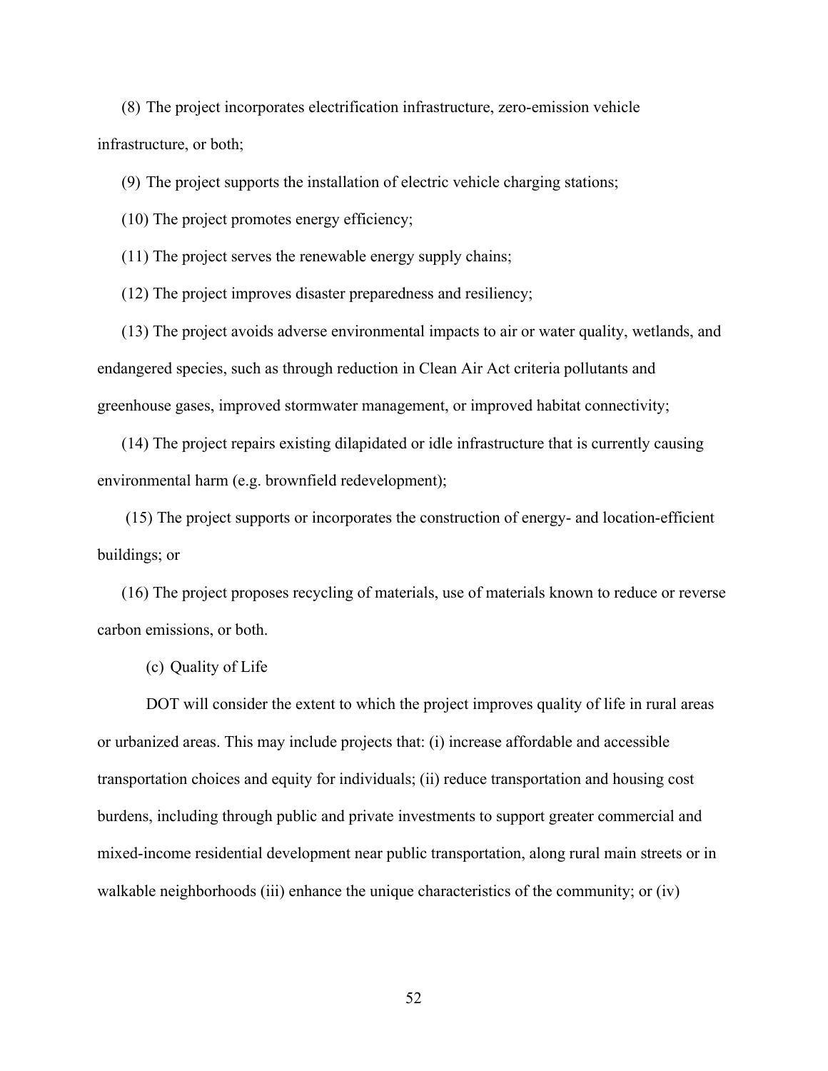(8) The project incorporates electrification infrastructure, zero-emission vehicle infrastructure, or both;

(9) The project supports the installation of electric vehicle charging stations;

(10) The project promotes energy efficiency;

(11) The project serves the renewable energy supply chains;

(12) The project improves disaster preparedness and resiliency;

(13) The project avoids adverse environmental impacts to air or water quality, wetlands, and endangered species, such as through reduction in Clean Air Act criteria pollutants and greenhouse gases, improved stormwater management, or improved habitat connectivity;

(14) The project repairs existing dilapidated or idle infrastructure that is currently causing environmental harm (e.g. brownfield redevelopment);

(15) The project supports or incorporates the construction of energy- and location-efficient buildings; or

(16) The project proposes recycling of materials, use of materials known to reduce or reverse carbon emissions, or both.

(c) Quality of Life

DOT will consider the extent to which the project improves quality of life in rural areas or urbanized areas. This may include projects that: (i) increase affordable and accessible transportation choices and equity for individuals; (ii) reduce transportation and housing cost burdens, including through public and private investments to support greater commercial and mixed-income residential development near public transportation, along rural main streets or in walkable neighborhoods (iii) enhance the unique characteristics of the community; or (iv)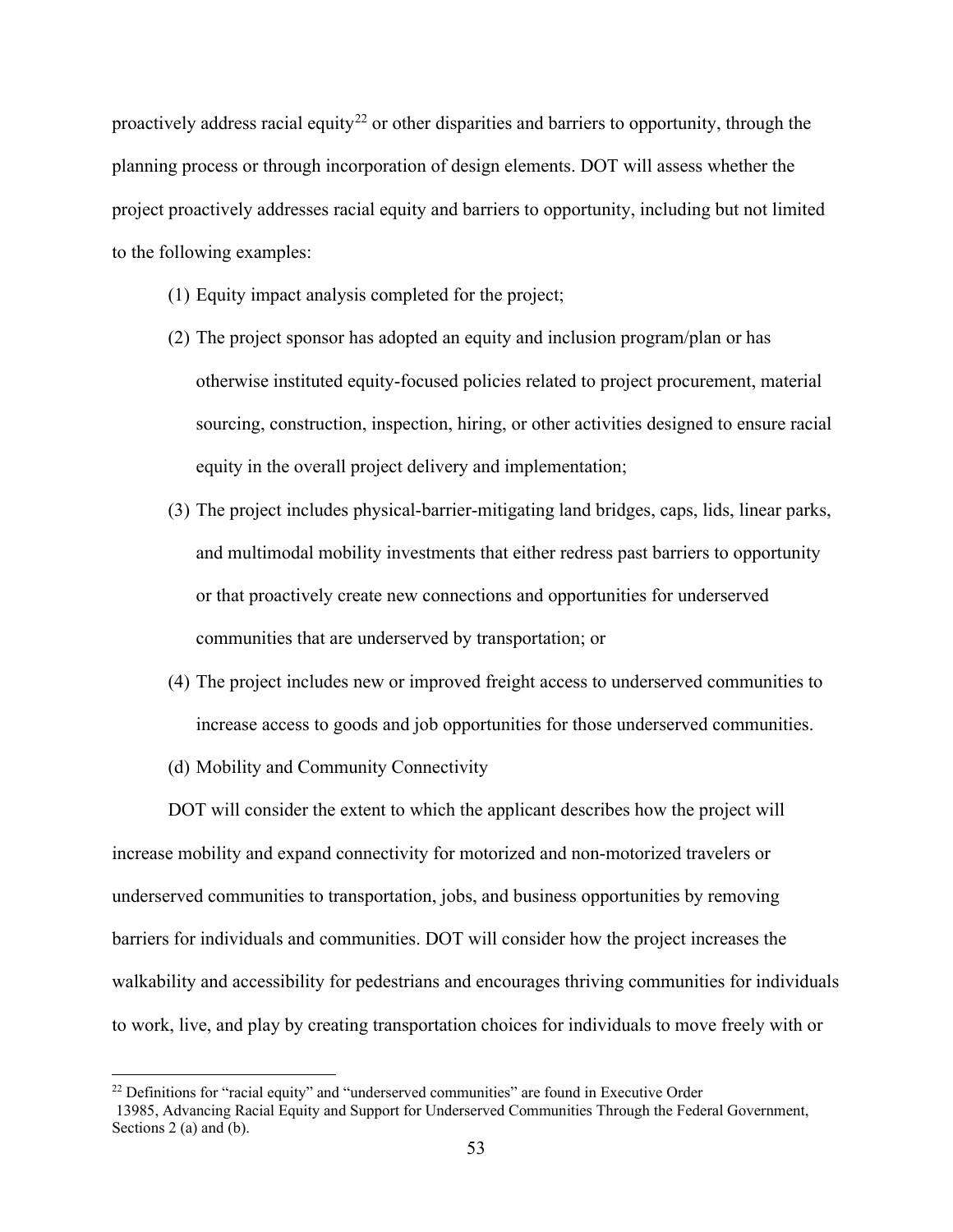proactively address racial equity[22] or other disparities and barriers to opportunity, through the planning process or through incorporation of design elements. DOT will assess whether the project proactively addresses racial equity and barriers to opportunity, including but not limited to the following examples:

(1) Equity impact analysis completed for the project;

(2) The project sponsor has adopted an equity and inclusion program/plan or has otherwise instituted equity-focused policies related to project procurement, material sourcing, construction, inspection, hiring, or other activities designed to ensure racial equity in the overall project delivery and implementation;

(3) The project includes physical-barrier-mitigating land bridges, caps, lids, linear parks, and multimodal mobility investments that either redress past barriers to opportunity or that proactively create new connections and opportunities for underserved communities that are underserved by transportation; or

(4) The project includes new or improved freight access to underserved communities to increase access to goods and job opportunities for those underserved communities.

(d) Mobility and Community Connectivity

DOT will consider the extent to which the applicant describes how the project will increase mobility and expand connectivity for motorized and non-motorized travelers or underserved communities to transportation, jobs, and business opportunities by removing barriers for individuals and communities. DOT will consider how the project increases the walkability and accessibility for pedestrians and encourages thriving communities for individuals to work, live, and play by creating transportation choices for individuals to move freely with or

---

[22] Definitions for "racial equity" and "underserved communities" are found in Executive Order 13985, Advancing Racial Equity and Support for Underserved Communities Through the Federal Government, Sections 2 (a) and (b).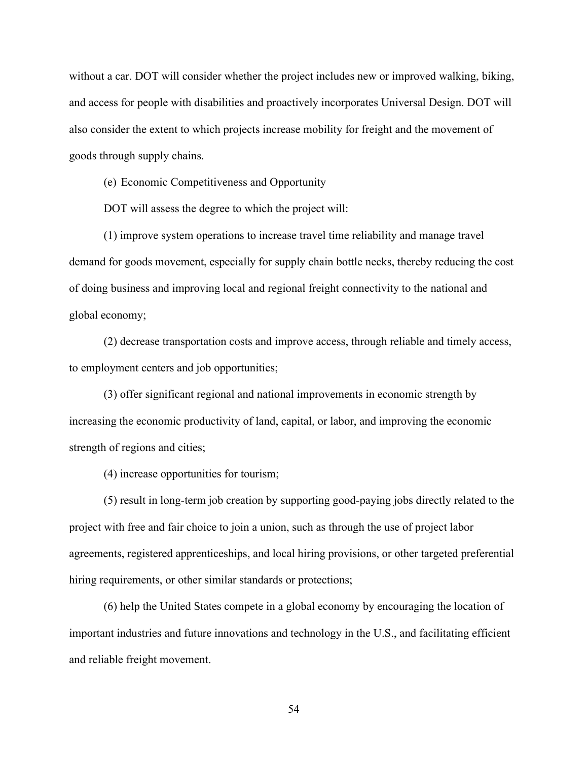without a car. DOT will consider whether the project includes new or improved walking, biking, and access for people with disabilities and proactively incorporates Universal Design. DOT will also consider the extent to which projects increase mobility for freight and the movement of goods through supply chains.

(e) Economic Competitiveness and Opportunity

DOT will assess the degree to which the project will:

(1) improve system operations to increase travel time reliability and manage travel demand for goods movement, especially for supply chain bottle necks, thereby reducing the cost of doing business and improving local and regional freight connectivity to the national and global economy;

(2) decrease transportation costs and improve access, through reliable and timely access, to employment centers and job opportunities;

(3) offer significant regional and national improvements in economic strength by increasing the economic productivity of land, capital, or labor, and improving the economic strength of regions and cities;

(4) increase opportunities for tourism;

(5) result in long-term job creation by supporting good-paying jobs directly related to the project with free and fair choice to join a union, such as through the use of project labor agreements, registered apprenticeships, and local hiring provisions, or other targeted preferential hiring requirements, or other similar standards or protections;

(6) help the United States compete in a global economy by encouraging the location of important industries and future innovations and technology in the U.S., and facilitating efficient and reliable freight movement.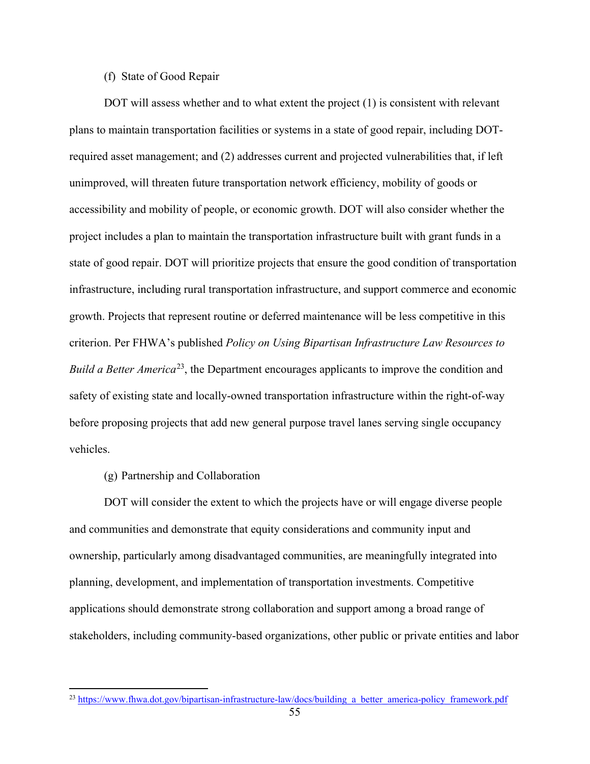(f) State of Good Repair

DOT will assess whether and to what extent the project (1) is consistent with relevant plans to maintain transportation facilities or systems in a state of good repair, including DOT-required asset management; and (2) addresses current and projected vulnerabilities that, if left unimproved, will threaten future transportation network efficiency, mobility of goods or accessibility and mobility of people, or economic growth. DOT will also consider whether the project includes a plan to maintain the transportation infrastructure built with grant funds in a state of good repair. DOT will prioritize projects that ensure the good condition of transportation infrastructure, including rural transportation infrastructure, and support commerce and economic growth. Projects that represent routine or deferred maintenance will be less competitive in this criterion. Per FHWA's published *Policy on Using Bipartisan Infrastructure Law Resources to Build a Better America*[23], the Department encourages applicants to improve the condition and safety of existing state and locally-owned transportation infrastructure within the right-of-way before proposing projects that add new general purpose travel lanes serving single occupancy vehicles.

(g) Partnership and Collaboration

DOT will consider the extent to which the projects have or will engage diverse people and communities and demonstrate that equity considerations and community input and ownership, particularly among disadvantaged communities, are meaningfully integrated into planning, development, and implementation of transportation investments. Competitive applications should demonstrate strong collaboration and support among a broad range of stakeholders, including community-based organizations, other public or private entities and labor

[23] https://www.fhwa.dot.gov/bipartisan-infrastructure-law/docs/building_a_better_america-policy_framework.pdf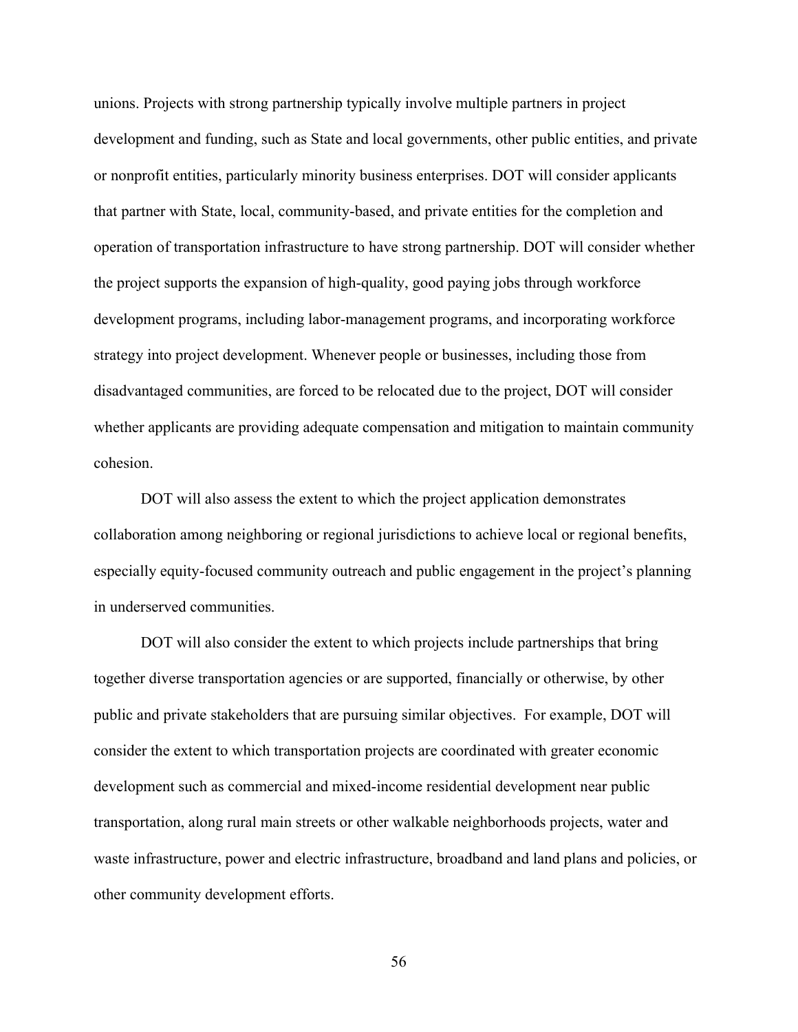unions. Projects with strong partnership typically involve multiple partners in project development and funding, such as State and local governments, other public entities, and private or nonprofit entities, particularly minority business enterprises. DOT will consider applicants that partner with State, local, community-based, and private entities for the completion and operation of transportation infrastructure to have strong partnership. DOT will consider whether the project supports the expansion of high-quality, good paying jobs through workforce development programs, including labor-management programs, and incorporating workforce strategy into project development. Whenever people or businesses, including those from disadvantaged communities, are forced to be relocated due to the project, DOT will consider whether applicants are providing adequate compensation and mitigation to maintain community cohesion.

DOT will also assess the extent to which the project application demonstrates collaboration among neighboring or regional jurisdictions to achieve local or regional benefits, especially equity-focused community outreach and public engagement in the project's planning in underserved communities.

DOT will also consider the extent to which projects include partnerships that bring together diverse transportation agencies or are supported, financially or otherwise, by other public and private stakeholders that are pursuing similar objectives. For example, DOT will consider the extent to which transportation projects are coordinated with greater economic development such as commercial and mixed-income residential development near public transportation, along rural main streets or other walkable neighborhoods projects, water and waste infrastructure, power and electric infrastructure, broadband and land plans and policies, or other community development efforts.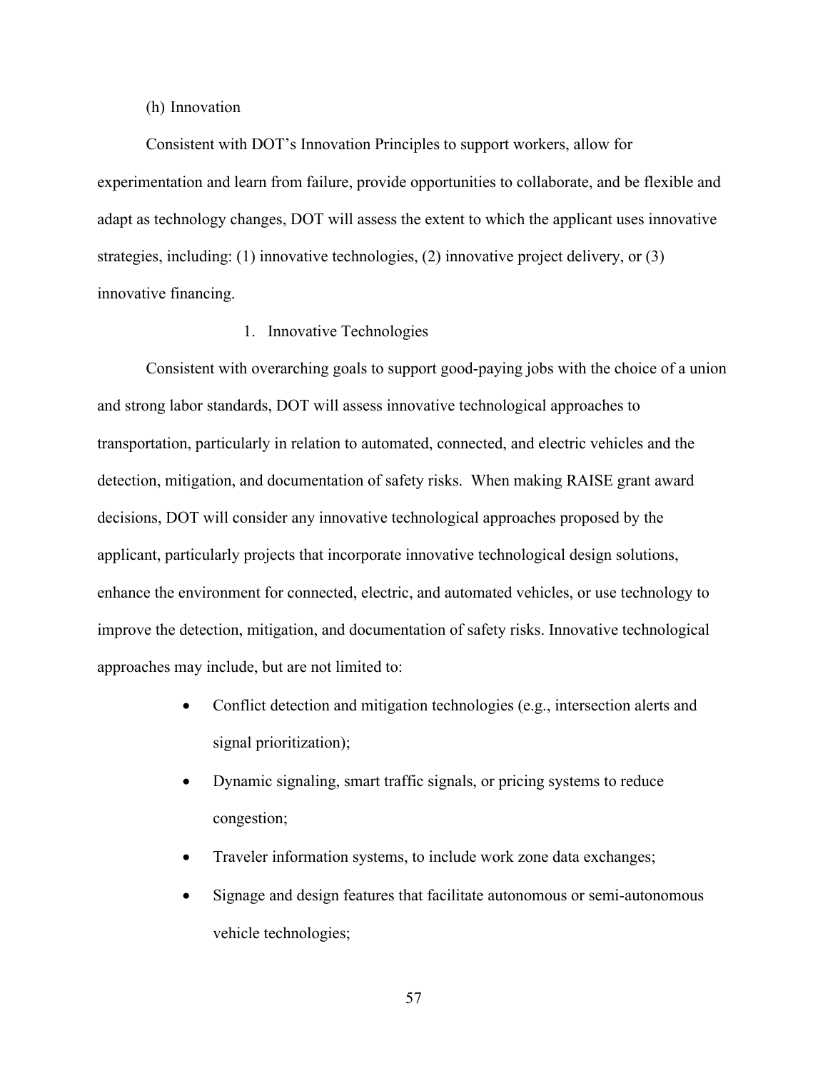### (h) Innovation

Consistent with DOT's Innovation Principles to support workers, allow for experimentation and learn from failure, provide opportunities to collaborate, and be flexible and adapt as technology changes, DOT will assess the extent to which the applicant uses innovative strategies, including: (1) innovative technologies, (2) innovative project delivery, or (3) innovative financing.

#### 1. Innovative Technologies

Consistent with overarching goals to support good-paying jobs with the choice of a union and strong labor standards, DOT will assess innovative technological approaches to transportation, particularly in relation to automated, connected, and electric vehicles and the detection, mitigation, and documentation of safety risks. When making RAISE grant award decisions, DOT will consider any innovative technological approaches proposed by the applicant, particularly projects that incorporate innovative technological design solutions, enhance the environment for connected, electric, and automated vehicles, or use technology to improve the detection, mitigation, and documentation of safety risks. Innovative technological approaches may include, but are not limited to:

- Conflict detection and mitigation technologies (e.g., intersection alerts and signal prioritization);
- Dynamic signaling, smart traffic signals, or pricing systems to reduce congestion;
- Traveler information systems, to include work zone data exchanges;
- Signage and design features that facilitate autonomous or semi-autonomous vehicle technologies;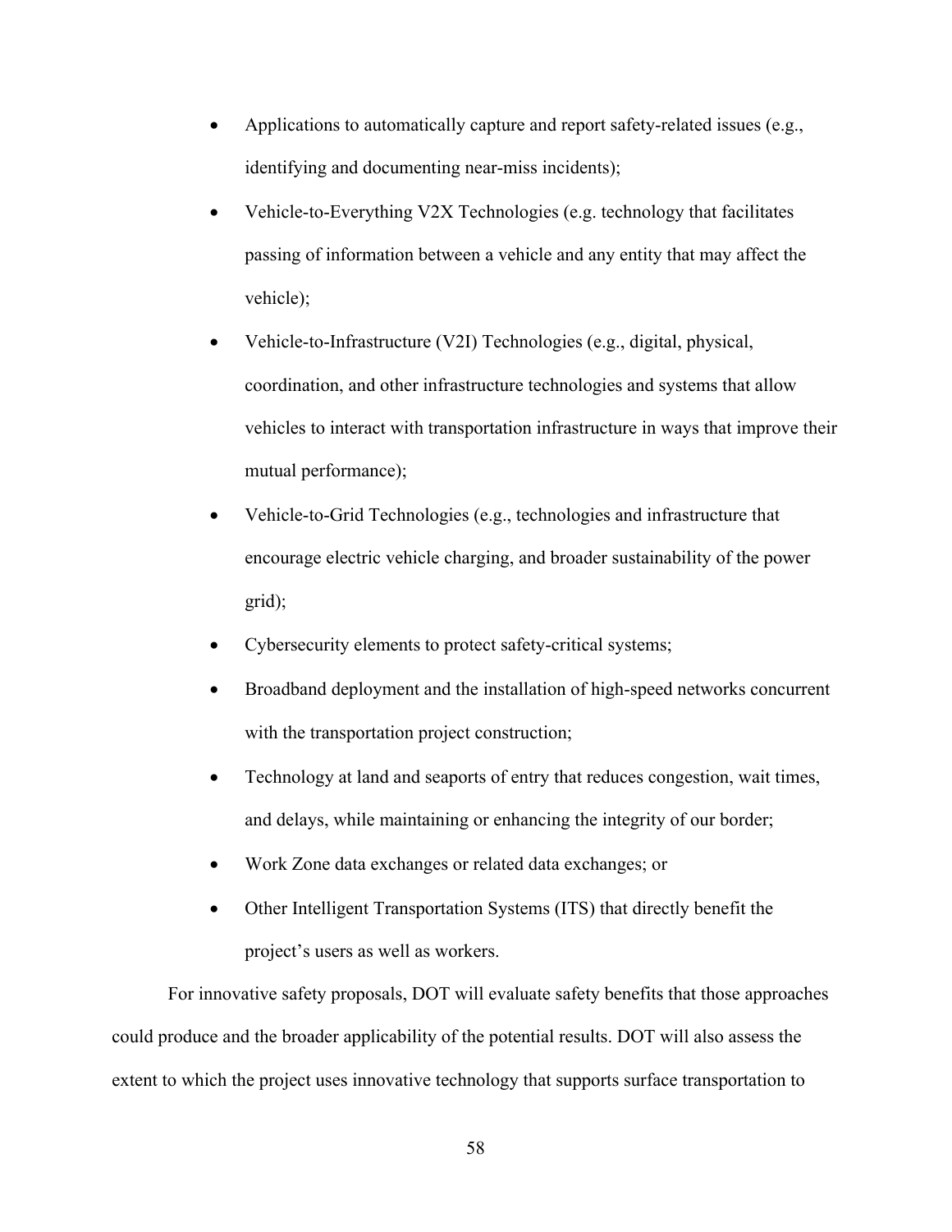- Applications to automatically capture and report safety-related issues (e.g., identifying and documenting near-miss incidents);
- Vehicle-to-Everything V2X Technologies (e.g. technology that facilitates passing of information between a vehicle and any entity that may affect the vehicle);
- Vehicle-to-Infrastructure (V2I) Technologies (e.g., digital, physical, coordination, and other infrastructure technologies and systems that allow vehicles to interact with transportation infrastructure in ways that improve their mutual performance);
- Vehicle-to-Grid Technologies (e.g., technologies and infrastructure that encourage electric vehicle charging, and broader sustainability of the power grid);
- Cybersecurity elements to protect safety-critical systems;
- Broadband deployment and the installation of high-speed networks concurrent with the transportation project construction;
- Technology at land and seaports of entry that reduces congestion, wait times, and delays, while maintaining or enhancing the integrity of our border;
- Work Zone data exchanges or related data exchanges; or
- Other Intelligent Transportation Systems (ITS) that directly benefit the project's users as well as workers.

For innovative safety proposals, DOT will evaluate safety benefits that those approaches could produce and the broader applicability of the potential results. DOT will also assess the extent to which the project uses innovative technology that supports surface transportation to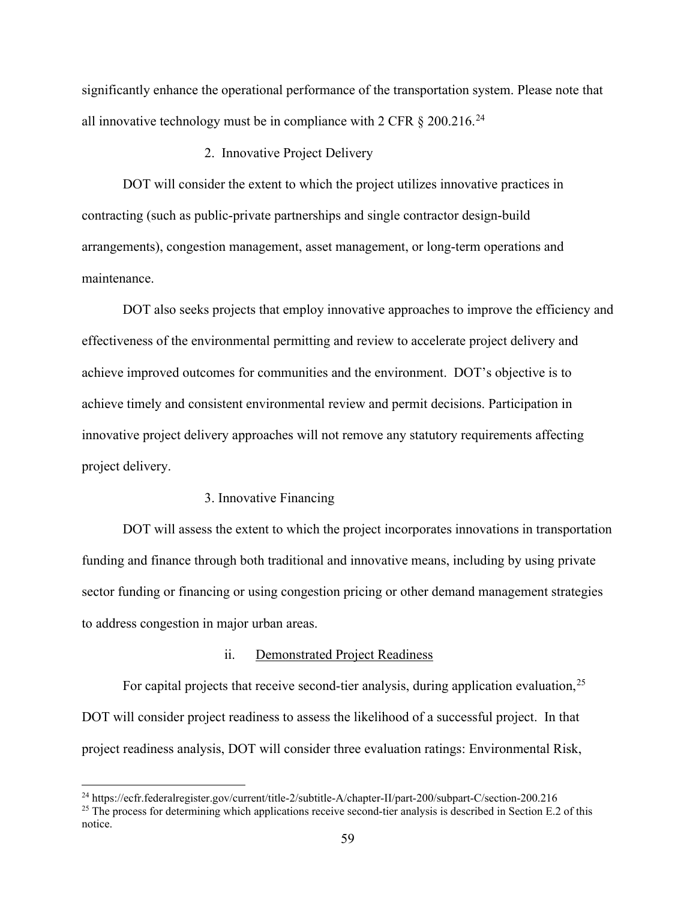significantly enhance the operational performance of the transportation system. Please note that all innovative technology must be in compliance with 2 CFR § 200.216.[24]

2. Innovative Project Delivery

DOT will consider the extent to which the project utilizes innovative practices in contracting (such as public-private partnerships and single contractor design-build arrangements), congestion management, asset management, or long-term operations and maintenance.

DOT also seeks projects that employ innovative approaches to improve the efficiency and effectiveness of the environmental permitting and review to accelerate project delivery and achieve improved outcomes for communities and the environment. DOT's objective is to achieve timely and consistent environmental review and permit decisions. Participation in innovative project delivery approaches will not remove any statutory requirements affecting project delivery.

3. Innovative Financing

DOT will assess the extent to which the project incorporates innovations in transportation funding and finance through both traditional and innovative means, including by using private sector funding or financing or using congestion pricing or other demand management strategies to address congestion in major urban areas.

ii. Demonstrated Project Readiness

For capital projects that receive second-tier analysis, during application evaluation,[25] DOT will consider project readiness to assess the likelihood of a successful project. In that project readiness analysis, DOT will consider three evaluation ratings: Environmental Risk,

---

[24] https://ecfr.federalregister.gov/current/title-2/subtitle-A/chapter-II/part-200/subpart-C/section-200.216

[25] The process for determining which applications receive second-tier analysis is described in Section E.2 of this notice.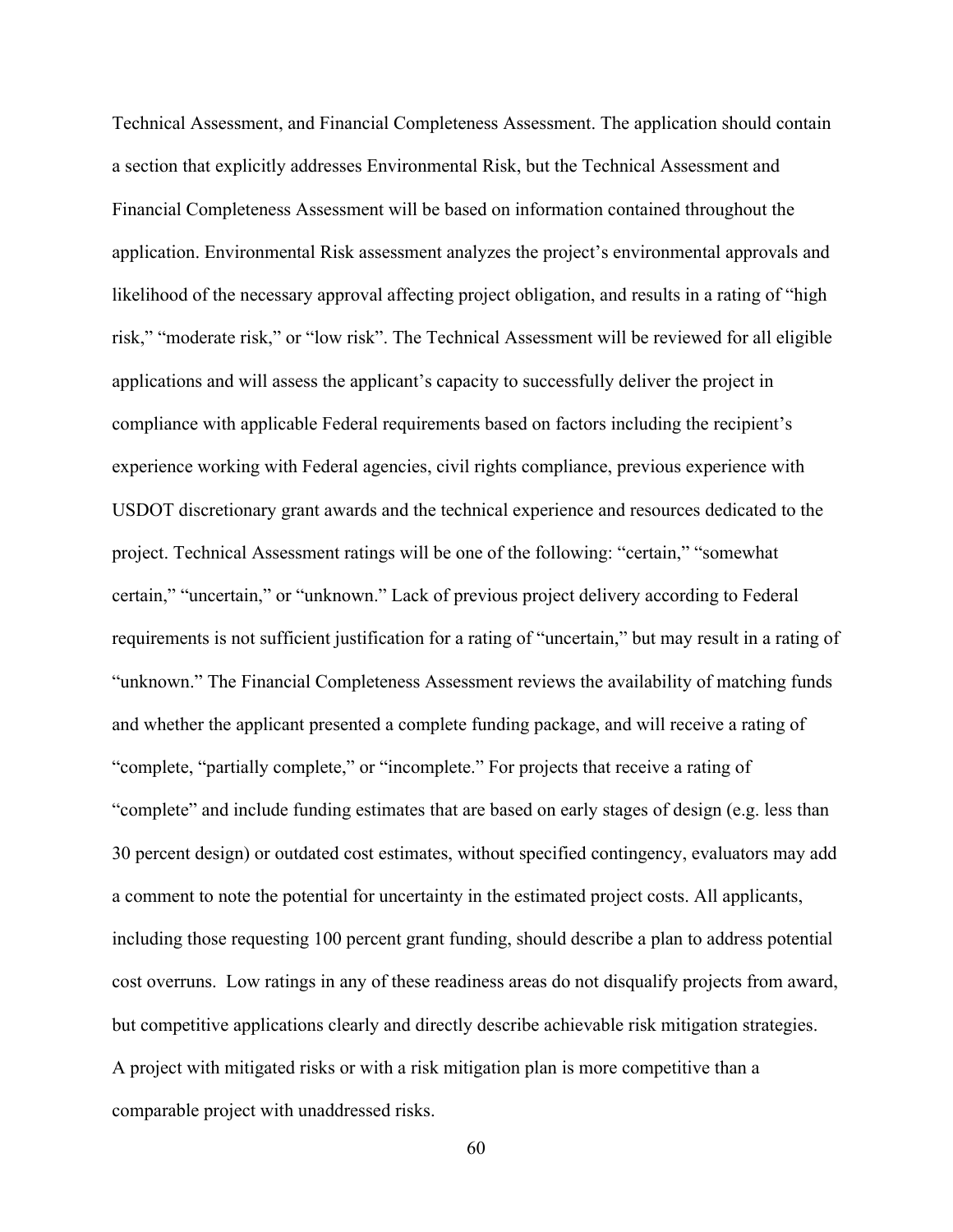Technical Assessment, and Financial Completeness Assessment. The application should contain a section that explicitly addresses Environmental Risk, but the Technical Assessment and Financial Completeness Assessment will be based on information contained throughout the application. Environmental Risk assessment analyzes the project's environmental approvals and likelihood of the necessary approval affecting project obligation, and results in a rating of "high risk," "moderate risk," or "low risk". The Technical Assessment will be reviewed for all eligible applications and will assess the applicant's capacity to successfully deliver the project in compliance with applicable Federal requirements based on factors including the recipient's experience working with Federal agencies, civil rights compliance, previous experience with USDOT discretionary grant awards and the technical experience and resources dedicated to the project. Technical Assessment ratings will be one of the following: "certain," "somewhat certain," "uncertain," or "unknown." Lack of previous project delivery according to Federal requirements is not sufficient justification for a rating of "uncertain," but may result in a rating of "unknown." The Financial Completeness Assessment reviews the availability of matching funds and whether the applicant presented a complete funding package, and will receive a rating of "complete, "partially complete," or "incomplete." For projects that receive a rating of "complete" and include funding estimates that are based on early stages of design (e.g. less than 30 percent design) or outdated cost estimates, without specified contingency, evaluators may add a comment to note the potential for uncertainty in the estimated project costs. All applicants, including those requesting 100 percent grant funding, should describe a plan to address potential cost overruns. Low ratings in any of these readiness areas do not disqualify projects from award, but competitive applications clearly and directly describe achievable risk mitigation strategies. A project with mitigated risks or with a risk mitigation plan is more competitive than a comparable project with unaddressed risks.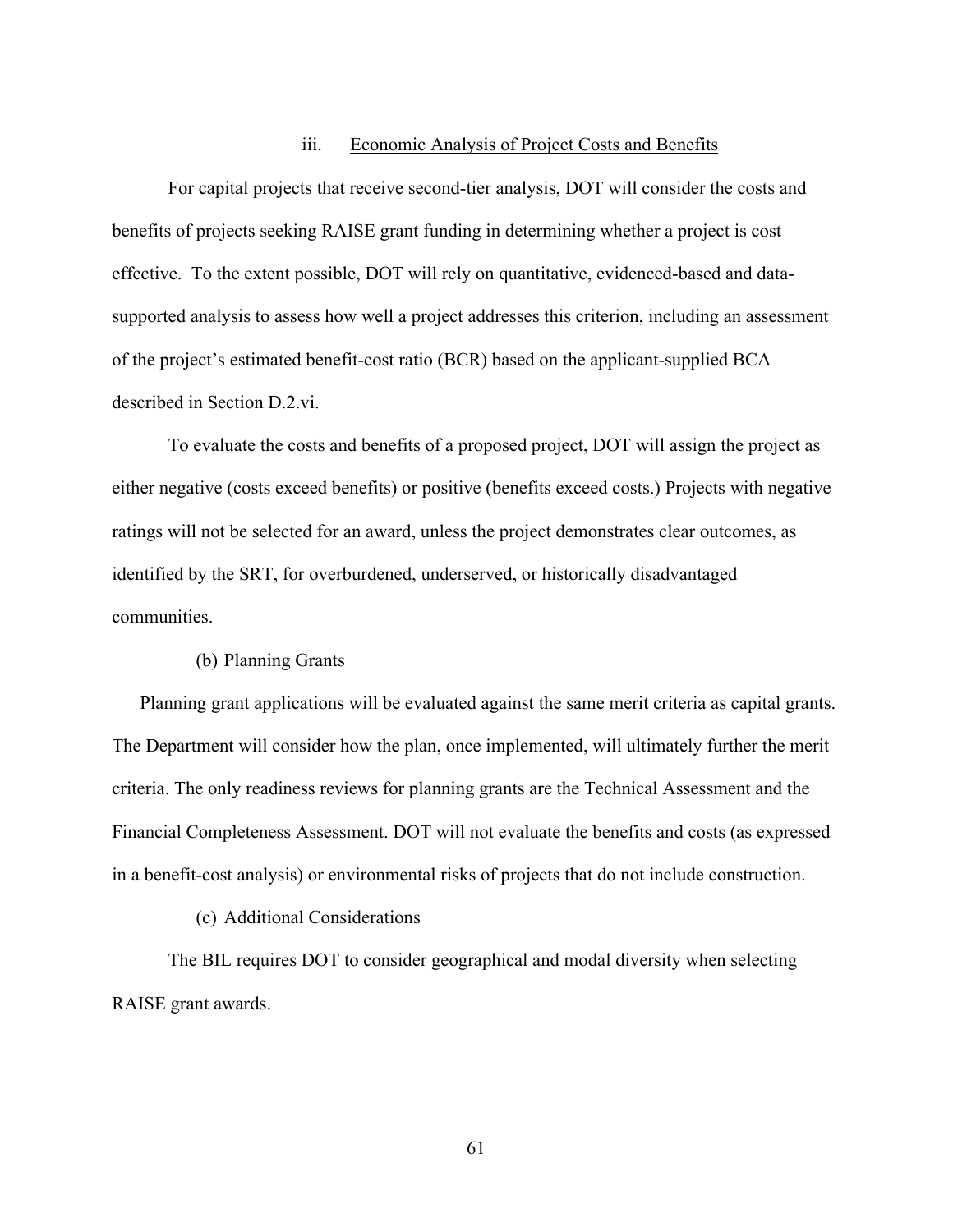### iii. Economic Analysis of Project Costs and Benefits

For capital projects that receive second-tier analysis, DOT will consider the costs and benefits of projects seeking RAISE grant funding in determining whether a project is cost effective. To the extent possible, DOT will rely on quantitative, evidenced-based and data-supported analysis to assess how well a project addresses this criterion, including an assessment of the project's estimated benefit-cost ratio (BCR) based on the applicant-supplied BCA described in Section D.2.vi.

To evaluate the costs and benefits of a proposed project, DOT will assign the project as either negative (costs exceed benefits) or positive (benefits exceed costs.) Projects with negative ratings will not be selected for an award, unless the project demonstrates clear outcomes, as identified by the SRT, for overburdened, underserved, or historically disadvantaged communities.

#### (b) Planning Grants

Planning grant applications will be evaluated against the same merit criteria as capital grants. The Department will consider how the plan, once implemented, will ultimately further the merit criteria. The only readiness reviews for planning grants are the Technical Assessment and the Financial Completeness Assessment. DOT will not evaluate the benefits and costs (as expressed in a benefit-cost analysis) or environmental risks of projects that do not include construction.

#### (c) Additional Considerations

The BIL requires DOT to consider geographical and modal diversity when selecting RAISE grant awards.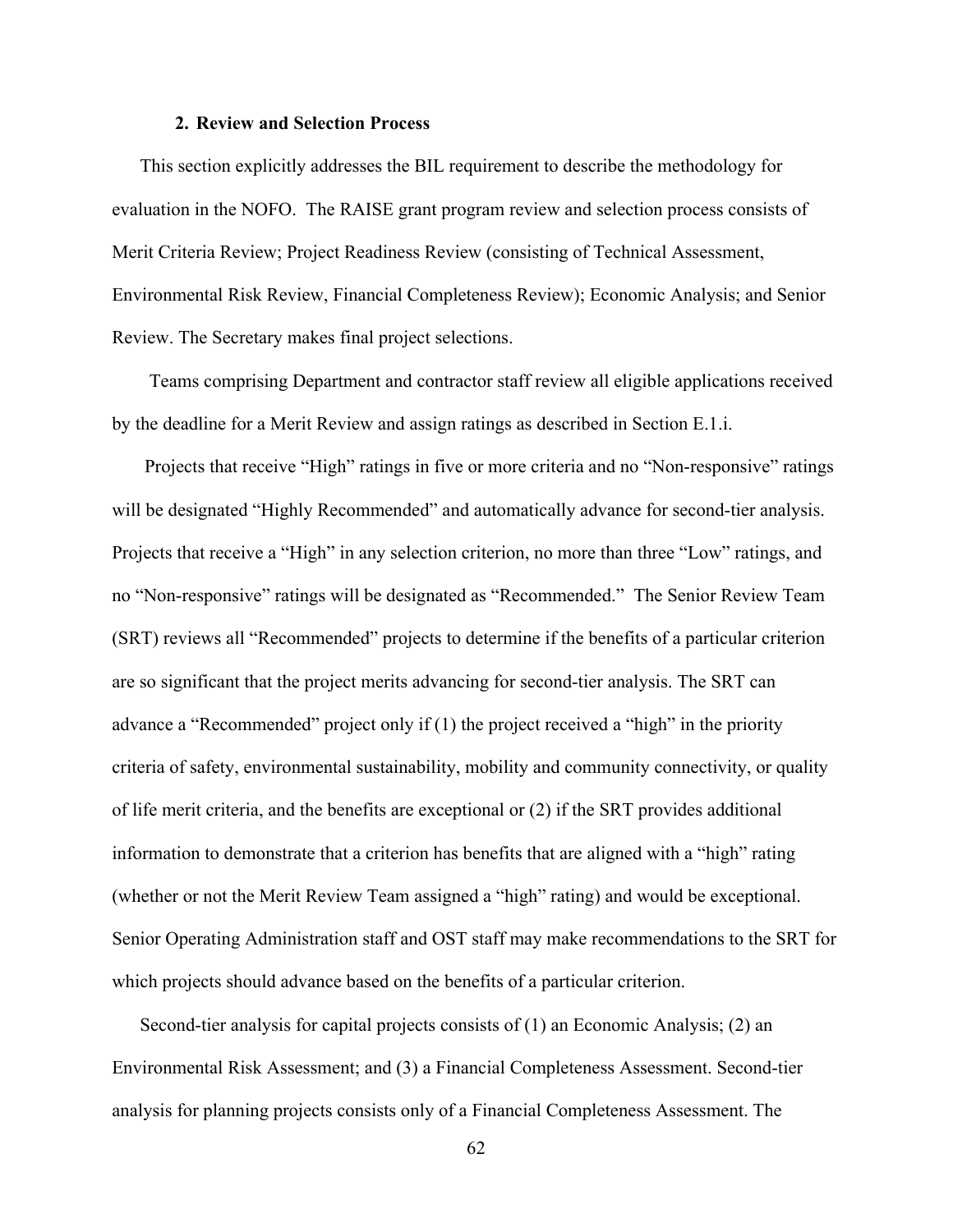### 2. Review and Selection Process

This section explicitly addresses the BIL requirement to describe the methodology for evaluation in the NOFO. The RAISE grant program review and selection process consists of Merit Criteria Review; Project Readiness Review (consisting of Technical Assessment, Environmental Risk Review, Financial Completeness Review); Economic Analysis; and Senior Review. The Secretary makes final project selections.

Teams comprising Department and contractor staff review all eligible applications received by the deadline for a Merit Review and assign ratings as described in Section E.1.i.

Projects that receive "High" ratings in five or more criteria and no "Non-responsive" ratings will be designated "Highly Recommended" and automatically advance for second-tier analysis. Projects that receive a "High" in any selection criterion, no more than three "Low" ratings, and no "Non-responsive" ratings will be designated as "Recommended." The Senior Review Team (SRT) reviews all "Recommended" projects to determine if the benefits of a particular criterion are so significant that the project merits advancing for second-tier analysis. The SRT can advance a "Recommended" project only if (1) the project received a "high" in the priority criteria of safety, environmental sustainability, mobility and community connectivity, or quality of life merit criteria, and the benefits are exceptional or (2) if the SRT provides additional information to demonstrate that a criterion has benefits that are aligned with a "high" rating (whether or not the Merit Review Team assigned a "high" rating) and would be exceptional. Senior Operating Administration staff and OST staff may make recommendations to the SRT for which projects should advance based on the benefits of a particular criterion.

Second-tier analysis for capital projects consists of (1) an Economic Analysis; (2) an Environmental Risk Assessment; and (3) a Financial Completeness Assessment. Second-tier analysis for planning projects consists only of a Financial Completeness Assessment. The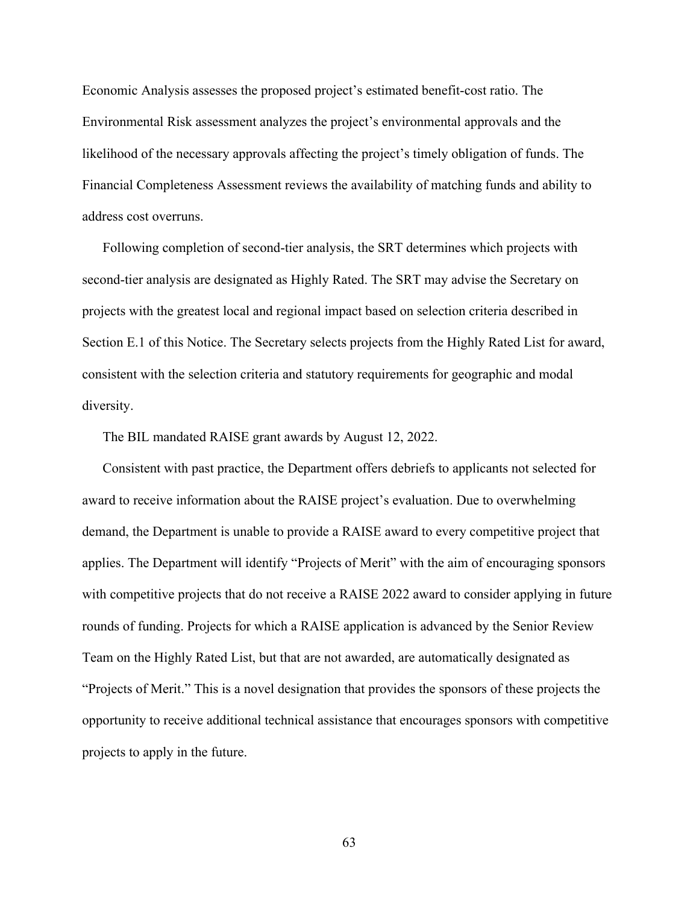Economic Analysis assesses the proposed project's estimated benefit-cost ratio. The Environmental Risk assessment analyzes the project's environmental approvals and the likelihood of the necessary approvals affecting the project's timely obligation of funds. The Financial Completeness Assessment reviews the availability of matching funds and ability to address cost overruns.

Following completion of second-tier analysis, the SRT determines which projects with second-tier analysis are designated as Highly Rated. The SRT may advise the Secretary on projects with the greatest local and regional impact based on selection criteria described in Section E.1 of this Notice. The Secretary selects projects from the Highly Rated List for award, consistent with the selection criteria and statutory requirements for geographic and modal diversity.

The BIL mandated RAISE grant awards by August 12, 2022.

Consistent with past practice, the Department offers debriefs to applicants not selected for award to receive information about the RAISE project's evaluation. Due to overwhelming demand, the Department is unable to provide a RAISE award to every competitive project that applies. The Department will identify "Projects of Merit" with the aim of encouraging sponsors with competitive projects that do not receive a RAISE 2022 award to consider applying in future rounds of funding. Projects for which a RAISE application is advanced by the Senior Review Team on the Highly Rated List, but that are not awarded, are automatically designated as "Projects of Merit." This is a novel designation that provides the sponsors of these projects the opportunity to receive additional technical assistance that encourages sponsors with competitive projects to apply in the future.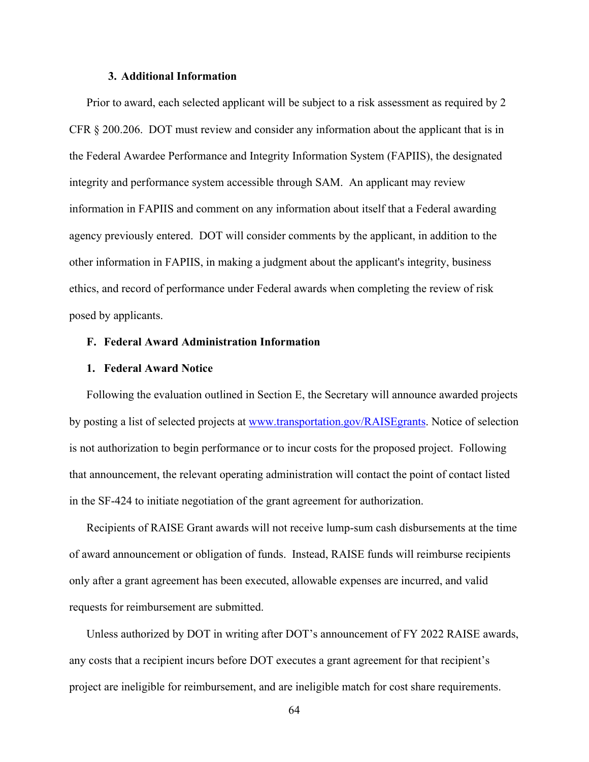### 3. Additional Information

Prior to award, each selected applicant will be subject to a risk assessment as required by 2 CFR § 200.206. DOT must review and consider any information about the applicant that is in the Federal Awardee Performance and Integrity Information System (FAPIIS), the designated integrity and performance system accessible through SAM. An applicant may review information in FAPIIS and comment on any information about itself that a Federal awarding agency previously entered. DOT will consider comments by the applicant, in addition to the other information in FAPIIS, in making a judgment about the applicant's integrity, business ethics, and record of performance under Federal awards when completing the review of risk posed by applicants.

## F. Federal Award Administration Information

### 1. Federal Award Notice

Following the evaluation outlined in Section E, the Secretary will announce awarded projects by posting a list of selected projects at www.transportation.gov/RAISEgrants. Notice of selection is not authorization to begin performance or to incur costs for the proposed project. Following that announcement, the relevant operating administration will contact the point of contact listed in the SF-424 to initiate negotiation of the grant agreement for authorization.

Recipients of RAISE Grant awards will not receive lump-sum cash disbursements at the time of award announcement or obligation of funds. Instead, RAISE funds will reimburse recipients only after a grant agreement has been executed, allowable expenses are incurred, and valid requests for reimbursement are submitted.

Unless authorized by DOT in writing after DOT's announcement of FY 2022 RAISE awards, any costs that a recipient incurs before DOT executes a grant agreement for that recipient's project are ineligible for reimbursement, and are ineligible match for cost share requirements.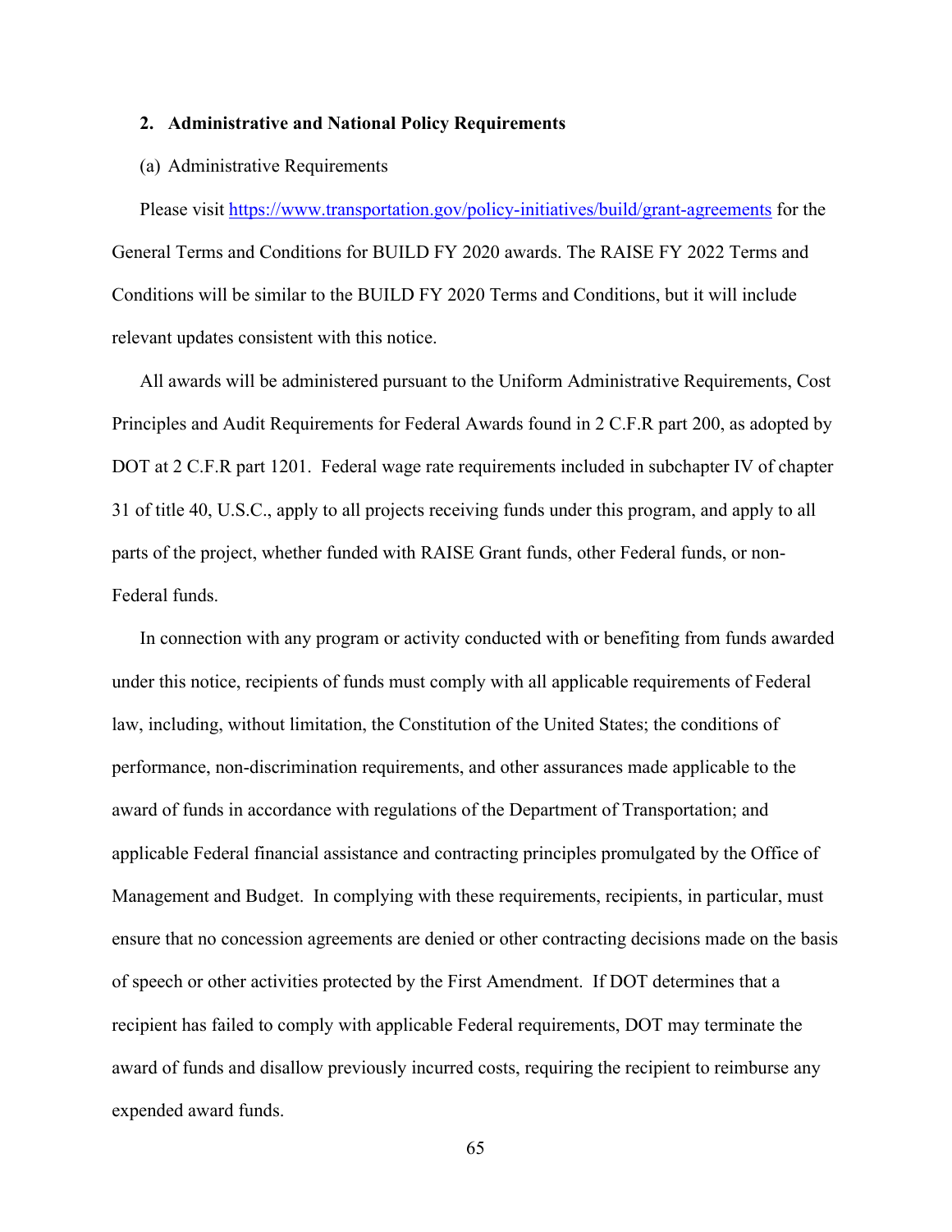### 2. Administrative and National Policy Requirements

(a) Administrative Requirements

Please visit https://www.transportation.gov/policy-initiatives/build/grant-agreements for the General Terms and Conditions for BUILD FY 2020 awards. The RAISE FY 2022 Terms and Conditions will be similar to the BUILD FY 2020 Terms and Conditions, but it will include relevant updates consistent with this notice.

All awards will be administered pursuant to the Uniform Administrative Requirements, Cost Principles and Audit Requirements for Federal Awards found in 2 C.F.R part 200, as adopted by DOT at 2 C.F.R part 1201. Federal wage rate requirements included in subchapter IV of chapter 31 of title 40, U.S.C., apply to all projects receiving funds under this program, and apply to all parts of the project, whether funded with RAISE Grant funds, other Federal funds, or non-Federal funds.

In connection with any program or activity conducted with or benefiting from funds awarded under this notice, recipients of funds must comply with all applicable requirements of Federal law, including, without limitation, the Constitution of the United States; the conditions of performance, non-discrimination requirements, and other assurances made applicable to the award of funds in accordance with regulations of the Department of Transportation; and applicable Federal financial assistance and contracting principles promulgated by the Office of Management and Budget. In complying with these requirements, recipients, in particular, must ensure that no concession agreements are denied or other contracting decisions made on the basis of speech or other activities protected by the First Amendment. If DOT determines that a recipient has failed to comply with applicable Federal requirements, DOT may terminate the award of funds and disallow previously incurred costs, requiring the recipient to reimburse any expended award funds.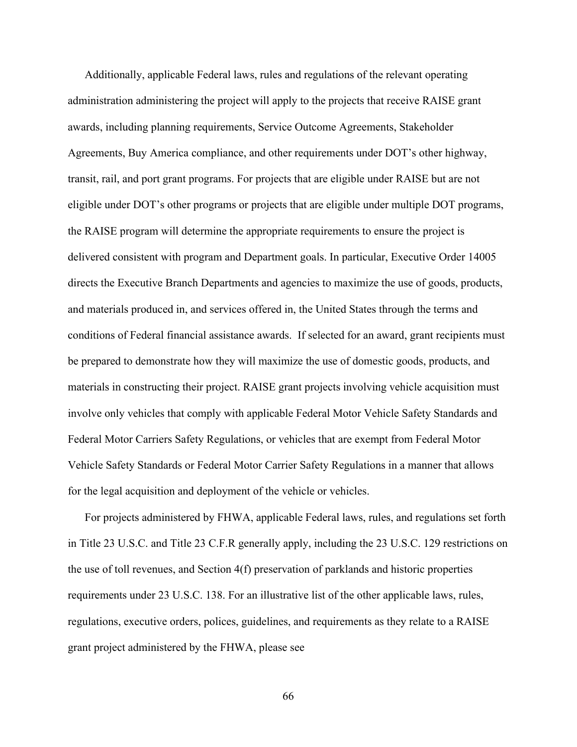Additionally, applicable Federal laws, rules and regulations of the relevant operating administration administering the project will apply to the projects that receive RAISE grant awards, including planning requirements, Service Outcome Agreements, Stakeholder Agreements, Buy America compliance, and other requirements under DOT's other highway, transit, rail, and port grant programs. For projects that are eligible under RAISE but are not eligible under DOT's other programs or projects that are eligible under multiple DOT programs, the RAISE program will determine the appropriate requirements to ensure the project is delivered consistent with program and Department goals. In particular, Executive Order 14005 directs the Executive Branch Departments and agencies to maximize the use of goods, products, and materials produced in, and services offered in, the United States through the terms and conditions of Federal financial assistance awards. If selected for an award, grant recipients must be prepared to demonstrate how they will maximize the use of domestic goods, products, and materials in constructing their project. RAISE grant projects involving vehicle acquisition must involve only vehicles that comply with applicable Federal Motor Vehicle Safety Standards and Federal Motor Carriers Safety Regulations, or vehicles that are exempt from Federal Motor Vehicle Safety Standards or Federal Motor Carrier Safety Regulations in a manner that allows for the legal acquisition and deployment of the vehicle or vehicles.

For projects administered by FHWA, applicable Federal laws, rules, and regulations set forth in Title 23 U.S.C. and Title 23 C.F.R generally apply, including the 23 U.S.C. 129 restrictions on the use of toll revenues, and Section 4(f) preservation of parklands and historic properties requirements under 23 U.S.C. 138. For an illustrative list of the other applicable laws, rules, regulations, executive orders, polices, guidelines, and requirements as they relate to a RAISE grant project administered by the FHWA, please see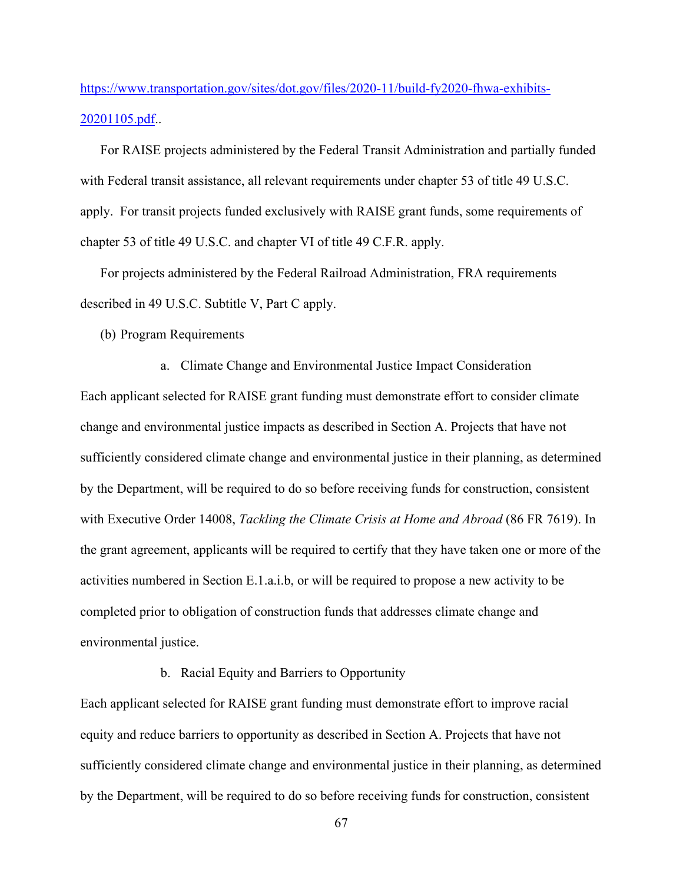https://www.transportation.gov/sites/dot.gov/files/2020-11/build-fy2020-fhwa-exhibits-20201105.pdf..

For RAISE projects administered by the Federal Transit Administration and partially funded with Federal transit assistance, all relevant requirements under chapter 53 of title 49 U.S.C. apply. For transit projects funded exclusively with RAISE grant funds, some requirements of chapter 53 of title 49 U.S.C. and chapter VI of title 49 C.F.R. apply.

For projects administered by the Federal Railroad Administration, FRA requirements described in 49 U.S.C. Subtitle V, Part C apply.

(b) Program Requirements

a. Climate Change and Environmental Justice Impact Consideration

Each applicant selected for RAISE grant funding must demonstrate effort to consider climate change and environmental justice impacts as described in Section A. Projects that have not sufficiently considered climate change and environmental justice in their planning, as determined by the Department, will be required to do so before receiving funds for construction, consistent with Executive Order 14008, *Tackling the Climate Crisis at Home and Abroad* (86 FR 7619). In the grant agreement, applicants will be required to certify that they have taken one or more of the activities numbered in Section E.1.a.i.b, or will be required to propose a new activity to be completed prior to obligation of construction funds that addresses climate change and environmental justice.

b. Racial Equity and Barriers to Opportunity

Each applicant selected for RAISE grant funding must demonstrate effort to improve racial equity and reduce barriers to opportunity as described in Section A. Projects that have not sufficiently considered climate change and environmental justice in their planning, as determined by the Department, will be required to do so before receiving funds for construction, consistent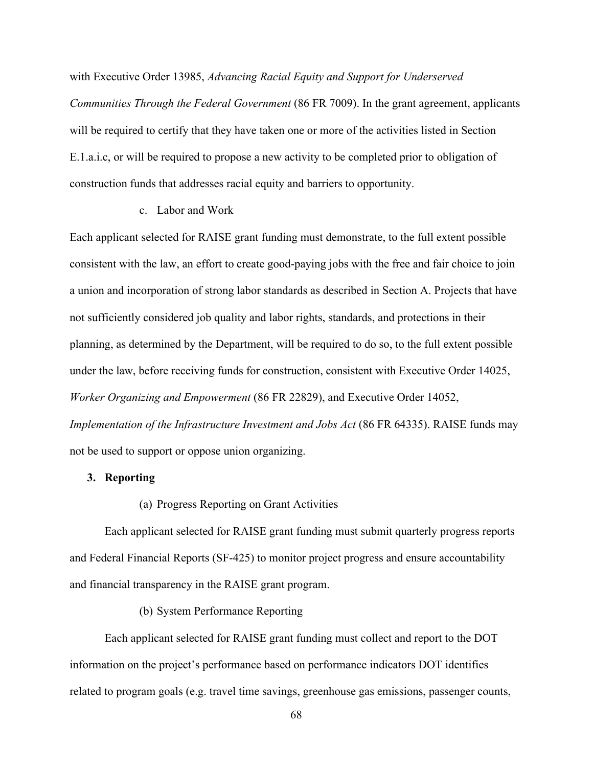with Executive Order 13985, *Advancing Racial Equity and Support for Underserved Communities Through the Federal Government* (86 FR 7009). In the grant agreement, applicants will be required to certify that they have taken one or more of the activities listed in Section E.1.a.i.c, or will be required to propose a new activity to be completed prior to obligation of construction funds that addresses racial equity and barriers to opportunity.

c. Labor and Work

Each applicant selected for RAISE grant funding must demonstrate, to the full extent possible consistent with the law, an effort to create good-paying jobs with the free and fair choice to join a union and incorporation of strong labor standards as described in Section A. Projects that have not sufficiently considered job quality and labor rights, standards, and protections in their planning, as determined by the Department, will be required to do so, to the full extent possible under the law, before receiving funds for construction, consistent with Executive Order 14025, *Worker Organizing and Empowerment* (86 FR 22829), and Executive Order 14052, *Implementation of the Infrastructure Investment and Jobs Act* (86 FR 64335). RAISE funds may not be used to support or oppose union organizing.

### 3. Reporting

(a) Progress Reporting on Grant Activities

Each applicant selected for RAISE grant funding must submit quarterly progress reports and Federal Financial Reports (SF-425) to monitor project progress and ensure accountability and financial transparency in the RAISE grant program.

(b) System Performance Reporting

Each applicant selected for RAISE grant funding must collect and report to the DOT information on the project's performance based on performance indicators DOT identifies related to program goals (e.g. travel time savings, greenhouse gas emissions, passenger counts,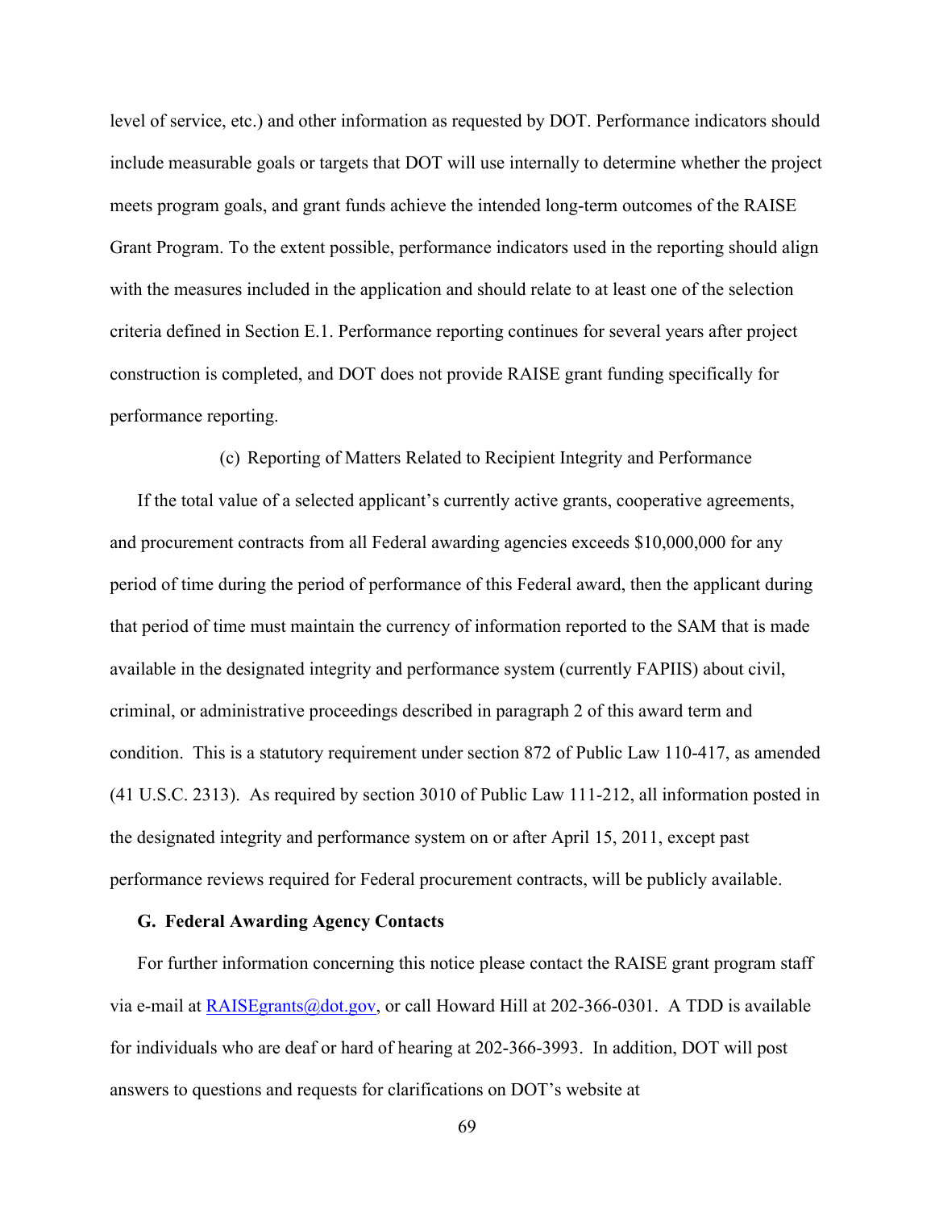level of service, etc.) and other information as requested by DOT. Performance indicators should include measurable goals or targets that DOT will use internally to determine whether the project meets program goals, and grant funds achieve the intended long-term outcomes of the RAISE Grant Program. To the extent possible, performance indicators used in the reporting should align with the measures included in the application and should relate to at least one of the selection criteria defined in Section E.1. Performance reporting continues for several years after project construction is completed, and DOT does not provide RAISE grant funding specifically for performance reporting.

(c) Reporting of Matters Related to Recipient Integrity and Performance

If the total value of a selected applicant's currently active grants, cooperative agreements, and procurement contracts from all Federal awarding agencies exceeds $10,000,000 for any period of time during the period of performance of this Federal award, then the applicant during that period of time must maintain the currency of information reported to the SAM that is made available in the designated integrity and performance system (currently FAPIIS) about civil, criminal, or administrative proceedings described in paragraph 2 of this award term and condition. This is a statutory requirement under section 872 of Public Law 110-417, as amended (41 U.S.C. 2313). As required by section 3010 of Public Law 111-212, all information posted in the designated integrity and performance system on or after April 15, 2011, except past performance reviews required for Federal procurement contracts, will be publicly available.

### G. Federal Awarding Agency Contacts

For further information concerning this notice please contact the RAISE grant program staff via e-mail at RAISEgrants@dot.gov, or call Howard Hill at 202-366-0301. A TDD is available for individuals who are deaf or hard of hearing at 202-366-3993. In addition, DOT will post answers to questions and requests for clarifications on DOT's website at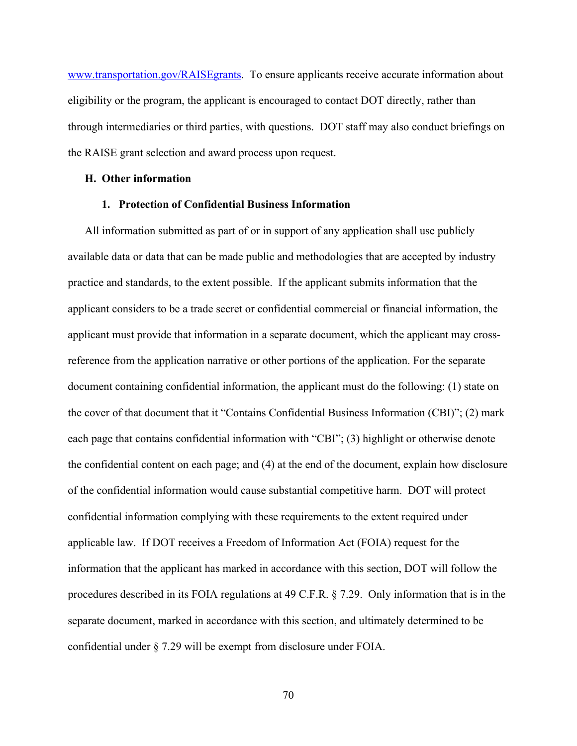www.transportation.gov/RAISEgrants. To ensure applicants receive accurate information about eligibility or the program, the applicant is encouraged to contact DOT directly, rather than through intermediaries or third parties, with questions. DOT staff may also conduct briefings on the RAISE grant selection and award process upon request.

## H. Other information

### 1. Protection of Confidential Business Information

All information submitted as part of or in support of any application shall use publicly available data or data that can be made public and methodologies that are accepted by industry practice and standards, to the extent possible. If the applicant submits information that the applicant considers to be a trade secret or confidential commercial or financial information, the applicant must provide that information in a separate document, which the applicant may cross-reference from the application narrative or other portions of the application. For the separate document containing confidential information, the applicant must do the following: (1) state on the cover of that document that it "Contains Confidential Business Information (CBI)"; (2) mark each page that contains confidential information with "CBI"; (3) highlight or otherwise denote the confidential content on each page; and (4) at the end of the document, explain how disclosure of the confidential information would cause substantial competitive harm. DOT will protect confidential information complying with these requirements to the extent required under applicable law. If DOT receives a Freedom of Information Act (FOIA) request for the information that the applicant has marked in accordance with this section, DOT will follow the procedures described in its FOIA regulations at 49 C.F.R. § 7.29. Only information that is in the separate document, marked in accordance with this section, and ultimately determined to be confidential under § 7.29 will be exempt from disclosure under FOIA.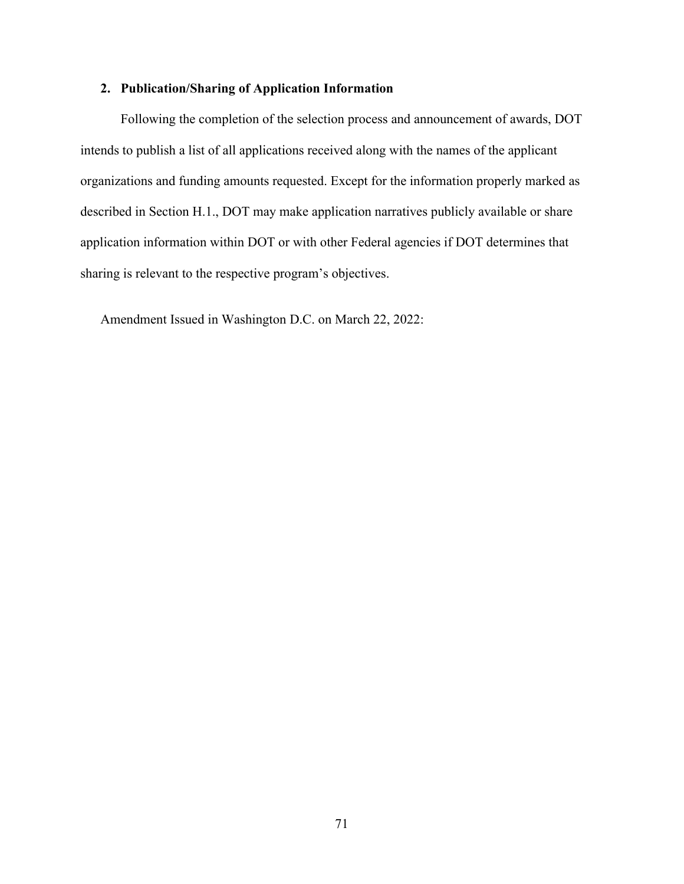### 2. Publication/Sharing of Application Information

Following the completion of the selection process and announcement of awards, DOT intends to publish a list of all applications received along with the names of the applicant organizations and funding amounts requested. Except for the information properly marked as described in Section H.1., DOT may make application narratives publicly available or share application information within DOT or with other Federal agencies if DOT determines that sharing is relevant to the respective program's objectives.

Amendment Issued in Washington D.C. on March 22, 2022: